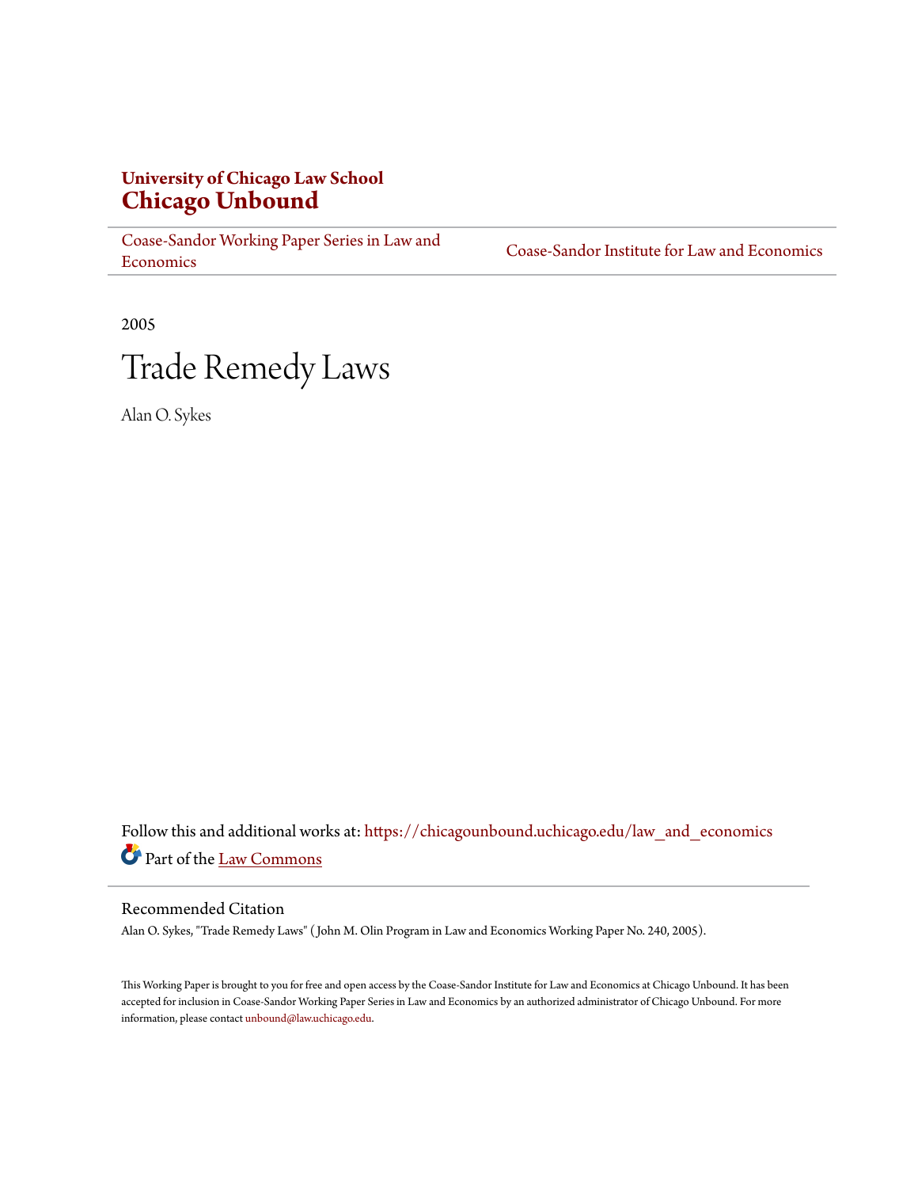**University of Chicago Law School**
**Chicago Unbound**

Coase-Sandor Working Paper Series in Law and Economics | Coase-Sandor Institute for Law and Economics

2005

# Trade Remedy Laws

Alan O. Sykes

Follow this and additional works at: https://chicagounbound.uchicago.edu/law_and_economics

Part of the Law Commons

## Recommended Citation

Alan O. Sykes, "Trade Remedy Laws" ( John M. Olin Program in Law and Economics Working Paper No. 240, 2005).

This Working Paper is brought to you for free and open access by the Coase-Sandor Institute for Law and Economics at Chicago Unbound. It has been accepted for inclusion in Coase-Sandor Working Paper Series in Law and Economics by an authorized administrator of Chicago Unbound. For more information, please contact unbound@law.uchicago.edu.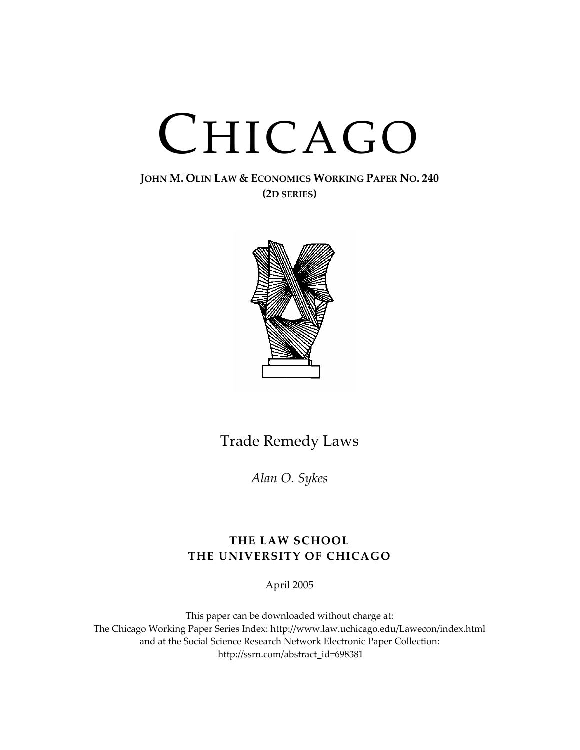# CHICAGO

**JOHN M. OLIN LAW & ECONOMICS WORKING PAPER NO. 240**
**(2D SERIES)**

## Trade Remedy Laws

*Alan O. Sykes*

**THE LAW SCHOOL**
**THE UNIVERSITY OF CHICAGO**

April 2005

This paper can be downloaded without charge at:
The Chicago Working Paper Series Index: http://www.law.uchicago.edu/Lawecon/index.html
and at the Social Science Research Network Electronic Paper Collection:
http://ssrn.com/abstract_id=698381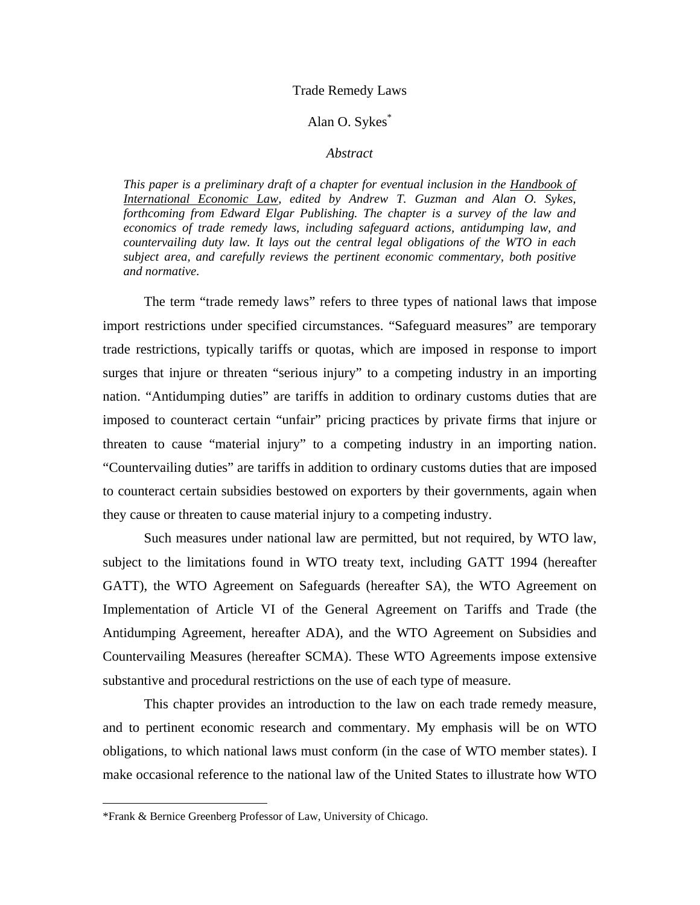# Trade Remedy Laws

Alan O. Sykes[*]

*Abstract*

*This paper is a preliminary draft of a chapter for eventual inclusion in the Handbook of International Economic Law, edited by Andrew T. Guzman and Alan O. Sykes, forthcoming from Edward Elgar Publishing. The chapter is a survey of the law and economics of trade remedy laws, including safeguard actions, antidumping law, and countervailing duty law. It lays out the central legal obligations of the WTO in each subject area, and carefully reviews the pertinent economic commentary, both positive and normative.*

The term "trade remedy laws" refers to three types of national laws that impose import restrictions under specified circumstances. "Safeguard measures" are temporary trade restrictions, typically tariffs or quotas, which are imposed in response to import surges that injure or threaten "serious injury" to a competing industry in an importing nation. "Antidumping duties" are tariffs in addition to ordinary customs duties that are imposed to counteract certain "unfair" pricing practices by private firms that injure or threaten to cause "material injury" to a competing industry in an importing nation. "Countervailing duties" are tariffs in addition to ordinary customs duties that are imposed to counteract certain subsidies bestowed on exporters by their governments, again when they cause or threaten to cause material injury to a competing industry.

Such measures under national law are permitted, but not required, by WTO law, subject to the limitations found in WTO treaty text, including GATT 1994 (hereafter GATT), the WTO Agreement on Safeguards (hereafter SA), the WTO Agreement on Implementation of Article VI of the General Agreement on Tariffs and Trade (the Antidumping Agreement, hereafter ADA), and the WTO Agreement on Subsidies and Countervailing Measures (hereafter SCMA). These WTO Agreements impose extensive substantive and procedural restrictions on the use of each type of measure.

This chapter provides an introduction to the law on each trade remedy measure, and to pertinent economic research and commentary. My emphasis will be on WTO obligations, to which national laws must conform (in the case of WTO member states). I make occasional reference to the national law of the United States to illustrate how WTO

---

*Frank & Bernice Greenberg Professor of Law, University of Chicago.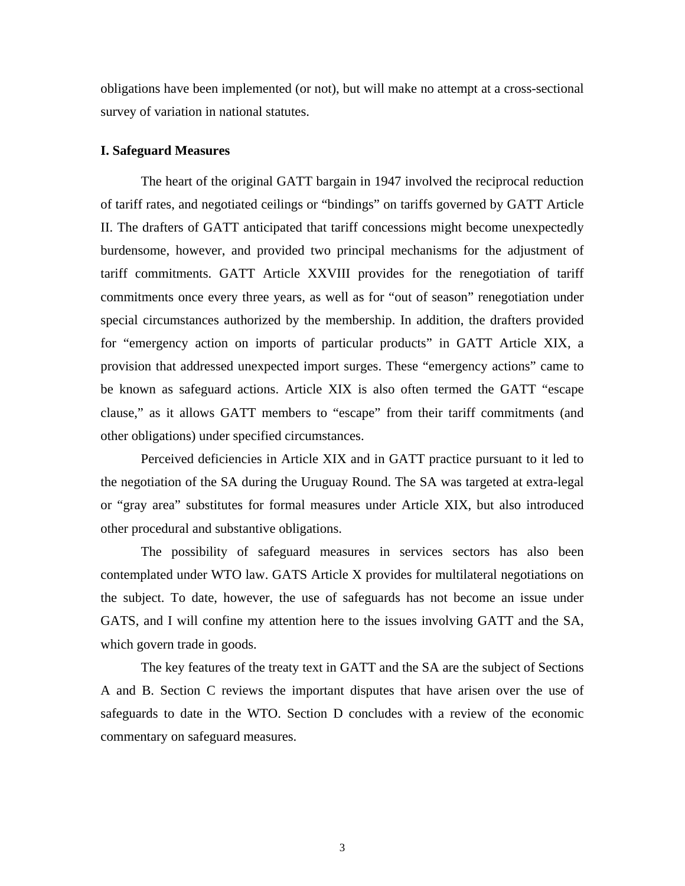obligations have been implemented (or not), but will make no attempt at a cross-sectional survey of variation in national statutes.

## I. Safeguard Measures

The heart of the original GATT bargain in 1947 involved the reciprocal reduction of tariff rates, and negotiated ceilings or "bindings" on tariffs governed by GATT Article II. The drafters of GATT anticipated that tariff concessions might become unexpectedly burdensome, however, and provided two principal mechanisms for the adjustment of tariff commitments. GATT Article XXVIII provides for the renegotiation of tariff commitments once every three years, as well as for "out of season" renegotiation under special circumstances authorized by the membership. In addition, the drafters provided for "emergency action on imports of particular products" in GATT Article XIX, a provision that addressed unexpected import surges. These "emergency actions" came to be known as safeguard actions. Article XIX is also often termed the GATT "escape clause," as it allows GATT members to "escape" from their tariff commitments (and other obligations) under specified circumstances.

Perceived deficiencies in Article XIX and in GATT practice pursuant to it led to the negotiation of the SA during the Uruguay Round. The SA was targeted at extra-legal or "gray area" substitutes for formal measures under Article XIX, but also introduced other procedural and substantive obligations.

The possibility of safeguard measures in services sectors has also been contemplated under WTO law. GATS Article X provides for multilateral negotiations on the subject. To date, however, the use of safeguards has not become an issue under GATS, and I will confine my attention here to the issues involving GATT and the SA, which govern trade in goods.

The key features of the treaty text in GATT and the SA are the subject of Sections A and B. Section C reviews the important disputes that have arisen over the use of safeguards to date in the WTO. Section D concludes with a review of the economic commentary on safeguard measures.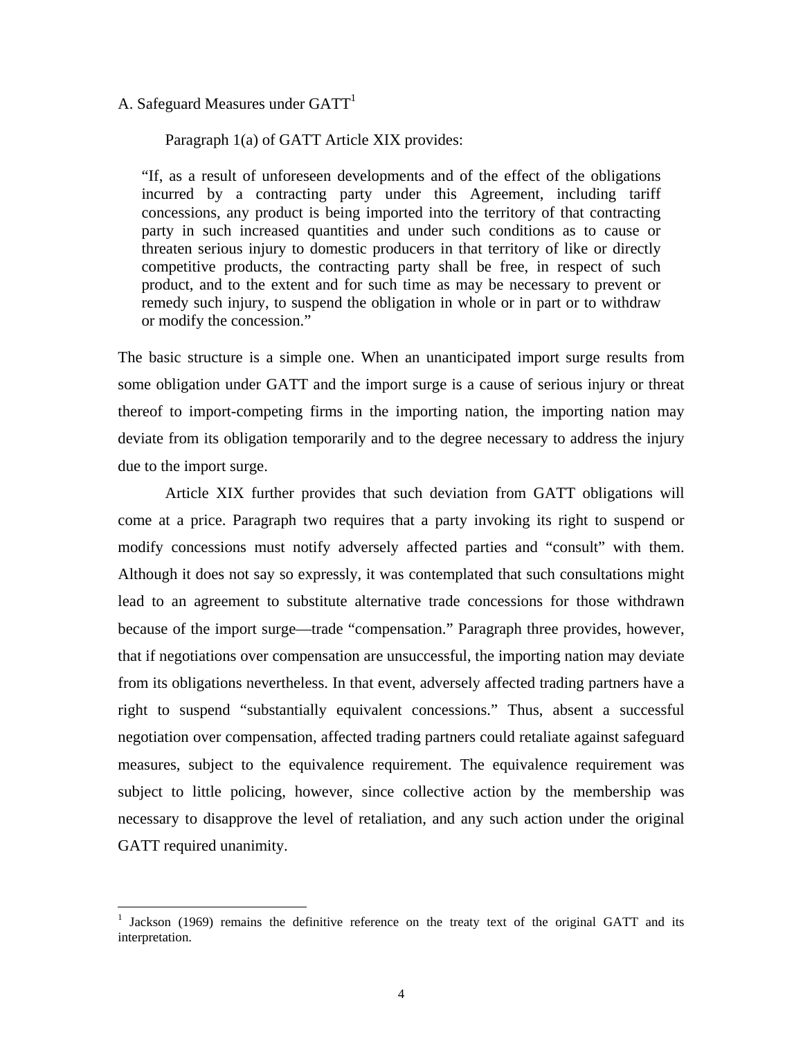### A. Safeguard Measures under GATT[1]

Paragraph 1(a) of GATT Article XIX provides:

> "If, as a result of unforeseen developments and of the effect of the obligations incurred by a contracting party under this Agreement, including tariff concessions, any product is being imported into the territory of that contracting party in such increased quantities and under such conditions as to cause or threaten serious injury to domestic producers in that territory of like or directly competitive products, the contracting party shall be free, in respect of such product, and to the extent and for such time as may be necessary to prevent or remedy such injury, to suspend the obligation in whole or in part or to withdraw or modify the concession."

The basic structure is a simple one. When an unanticipated import surge results from some obligation under GATT and the import surge is a cause of serious injury or threat thereof to import-competing firms in the importing nation, the importing nation may deviate from its obligation temporarily and to the degree necessary to address the injury due to the import surge.

Article XIX further provides that such deviation from GATT obligations will come at a price. Paragraph two requires that a party invoking its right to suspend or modify concessions must notify adversely affected parties and "consult" with them. Although it does not say so expressly, it was contemplated that such consultations might lead to an agreement to substitute alternative trade concessions for those withdrawn because of the import surge—trade "compensation." Paragraph three provides, however, that if negotiations over compensation are unsuccessful, the importing nation may deviate from its obligations nevertheless. In that event, adversely affected trading partners have a right to suspend "substantially equivalent concessions." Thus, absent a successful negotiation over compensation, affected trading partners could retaliate against safeguard measures, subject to the equivalence requirement. The equivalence requirement was subject to little policing, however, since collective action by the membership was necessary to disapprove the level of retaliation, and any such action under the original GATT required unanimity.

---

[1] Jackson (1969) remains the definitive reference on the treaty text of the original GATT and its interpretation.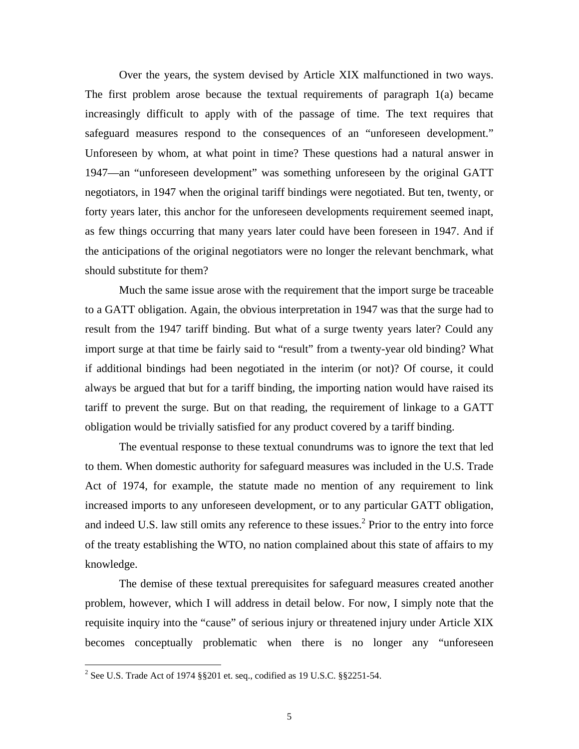Over the years, the system devised by Article XIX malfunctioned in two ways. The first problem arose because the textual requirements of paragraph 1(a) became increasingly difficult to apply with of the passage of time. The text requires that safeguard measures respond to the consequences of an "unforeseen development." Unforeseen by whom, at what point in time? These questions had a natural answer in 1947—an "unforeseen development" was something unforeseen by the original GATT negotiators, in 1947 when the original tariff bindings were negotiated. But ten, twenty, or forty years later, this anchor for the unforeseen developments requirement seemed inapt, as few things occurring that many years later could have been foreseen in 1947. And if the anticipations of the original negotiators were no longer the relevant benchmark, what should substitute for them?

Much the same issue arose with the requirement that the import surge be traceable to a GATT obligation. Again, the obvious interpretation in 1947 was that the surge had to result from the 1947 tariff binding. But what of a surge twenty years later? Could any import surge at that time be fairly said to "result" from a twenty-year old binding? What if additional bindings had been negotiated in the interim (or not)? Of course, it could always be argued that but for a tariff binding, the importing nation would have raised its tariff to prevent the surge. But on that reading, the requirement of linkage to a GATT obligation would be trivially satisfied for any product covered by a tariff binding.

The eventual response to these textual conundrums was to ignore the text that led to them. When domestic authority for safeguard measures was included in the U.S. Trade Act of 1974, for example, the statute made no mention of any requirement to link increased imports to any unforeseen development, or to any particular GATT obligation, and indeed U.S. law still omits any reference to these issues.[2] Prior to the entry into force of the treaty establishing the WTO, no nation complained about this state of affairs to my knowledge.

The demise of these textual prerequisites for safeguard measures created another problem, however, which I will address in detail below. For now, I simply note that the requisite inquiry into the "cause" of serious injury or threatened injury under Article XIX becomes conceptually problematic when there is no longer any "unforeseen

---

[2] See U.S. Trade Act of 1974 §§201 et. seq., codified as 19 U.S.C. §§2251-54.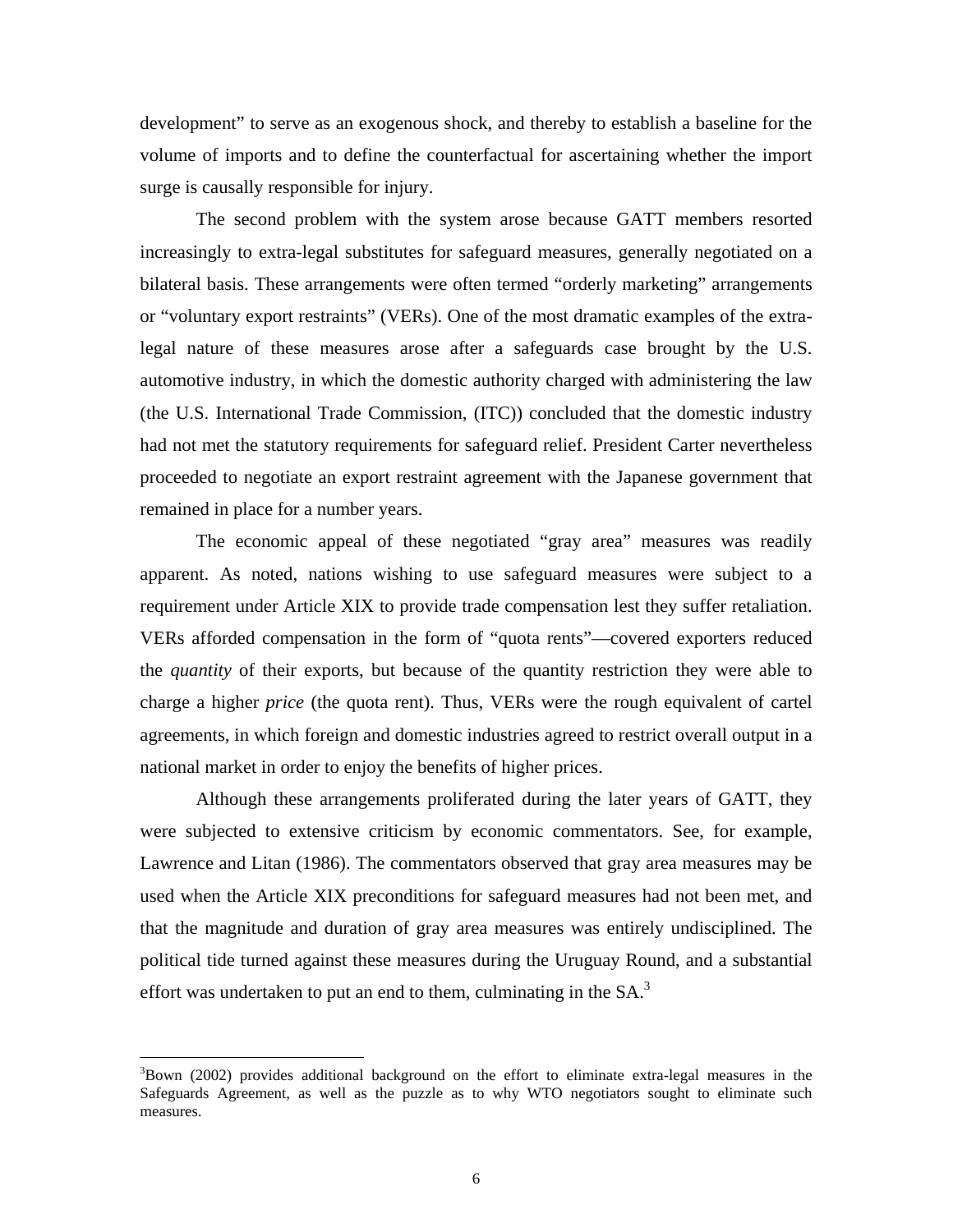development" to serve as an exogenous shock, and thereby to establish a baseline for the volume of imports and to define the counterfactual for ascertaining whether the import surge is causally responsible for injury.

The second problem with the system arose because GATT members resorted increasingly to extra-legal substitutes for safeguard measures, generally negotiated on a bilateral basis. These arrangements were often termed "orderly marketing" arrangements or "voluntary export restraints" (VERs). One of the most dramatic examples of the extra-legal nature of these measures arose after a safeguards case brought by the U.S. automotive industry, in which the domestic authority charged with administering the law (the U.S. International Trade Commission, (ITC)) concluded that the domestic industry had not met the statutory requirements for safeguard relief. President Carter nevertheless proceeded to negotiate an export restraint agreement with the Japanese government that remained in place for a number years.

The economic appeal of these negotiated "gray area" measures was readily apparent. As noted, nations wishing to use safeguard measures were subject to a requirement under Article XIX to provide trade compensation lest they suffer retaliation. VERs afforded compensation in the form of "quota rents"—covered exporters reduced the *quantity* of their exports, but because of the quantity restriction they were able to charge a higher *price* (the quota rent). Thus, VERs were the rough equivalent of cartel agreements, in which foreign and domestic industries agreed to restrict overall output in a national market in order to enjoy the benefits of higher prices.

Although these arrangements proliferated during the later years of GATT, they were subjected to extensive criticism by economic commentators. See, for example, Lawrence and Litan (1986). The commentators observed that gray area measures may be used when the Article XIX preconditions for safeguard measures had not been met, and that the magnitude and duration of gray area measures was entirely undisciplined. The political tide turned against these measures during the Uruguay Round, and a substantial effort was undertaken to put an end to them, culminating in the SA.[3]

---

[3]Bown (2002) provides additional background on the effort to eliminate extra-legal measures in the Safeguards Agreement, as well as the puzzle as to why WTO negotiators sought to eliminate such measures.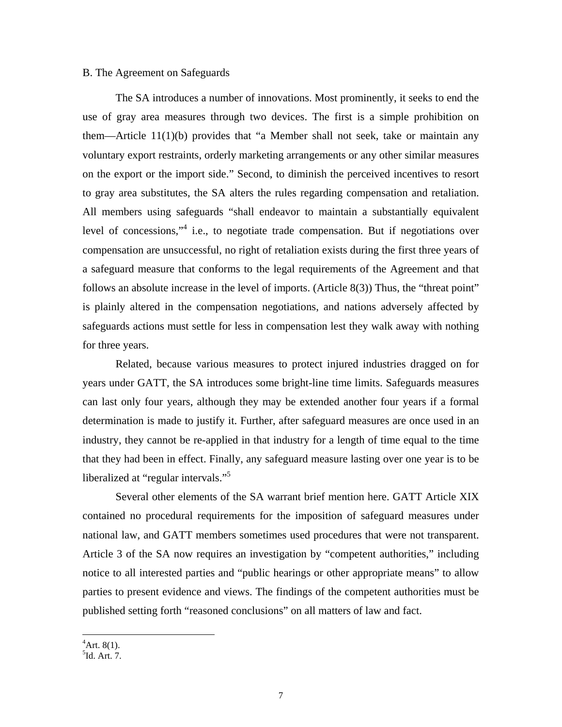### B. The Agreement on Safeguards

The SA introduces a number of innovations. Most prominently, it seeks to end the use of gray area measures through two devices. The first is a simple prohibition on them—Article 11(1)(b) provides that "a Member shall not seek, take or maintain any voluntary export restraints, orderly marketing arrangements or any other similar measures on the export or the import side." Second, to diminish the perceived incentives to resort to gray area substitutes, the SA alters the rules regarding compensation and retaliation. All members using safeguards "shall endeavor to maintain a substantially equivalent level of concessions,"[4] i.e., to negotiate trade compensation. But if negotiations over compensation are unsuccessful, no right of retaliation exists during the first three years of a safeguard measure that conforms to the legal requirements of the Agreement and that follows an absolute increase in the level of imports. (Article 8(3)) Thus, the "threat point" is plainly altered in the compensation negotiations, and nations adversely affected by safeguards actions must settle for less in compensation lest they walk away with nothing for three years.

Related, because various measures to protect injured industries dragged on for years under GATT, the SA introduces some bright-line time limits. Safeguards measures can last only four years, although they may be extended another four years if a formal determination is made to justify it. Further, after safeguard measures are once used in an industry, they cannot be re-applied in that industry for a length of time equal to the time that they had been in effect. Finally, any safeguard measure lasting over one year is to be liberalized at "regular intervals."[5]

Several other elements of the SA warrant brief mention here. GATT Article XIX contained no procedural requirements for the imposition of safeguard measures under national law, and GATT members sometimes used procedures that were not transparent. Article 3 of the SA now requires an investigation by "competent authorities," including notice to all interested parties and "public hearings or other appropriate means" to allow parties to present evidence and views. The findings of the competent authorities must be published setting forth "reasoned conclusions" on all matters of law and fact.

---

[4] Art. 8(1).

[5] Id. Art. 7.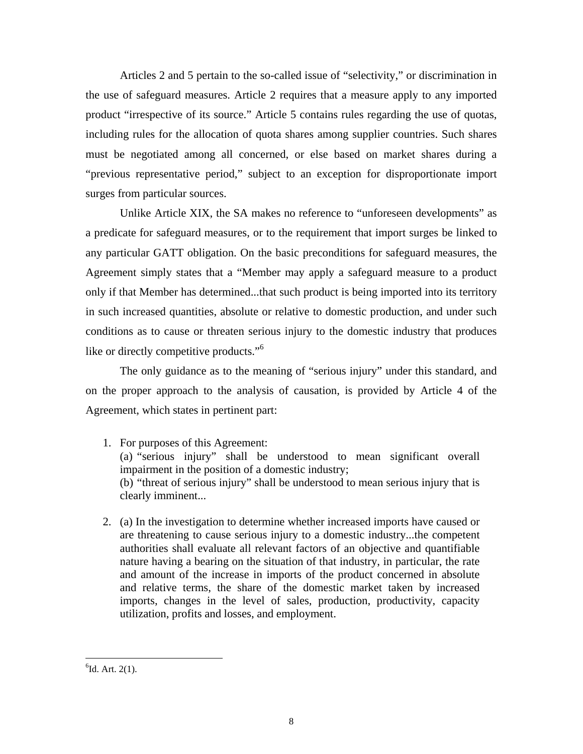Articles 2 and 5 pertain to the so-called issue of "selectivity," or discrimination in the use of safeguard measures. Article 2 requires that a measure apply to any imported product "irrespective of its source." Article 5 contains rules regarding the use of quotas, including rules for the allocation of quota shares among supplier countries. Such shares must be negotiated among all concerned, or else based on market shares during a "previous representative period," subject to an exception for disproportionate import surges from particular sources.

Unlike Article XIX, the SA makes no reference to "unforeseen developments" as a predicate for safeguard measures, or to the requirement that import surges be linked to any particular GATT obligation. On the basic preconditions for safeguard measures, the Agreement simply states that a "Member may apply a safeguard measure to a product only if that Member has determined...that such product is being imported into its territory in such increased quantities, absolute or relative to domestic production, and under such conditions as to cause or threaten serious injury to the domestic industry that produces like or directly competitive products."[6]

The only guidance as to the meaning of "serious injury" under this standard, and on the proper approach to the analysis of causation, is provided by Article 4 of the Agreement, which states in pertinent part:

> 1. For purposes of this Agreement:
> (a) "serious injury" shall be understood to mean significant overall impairment in the position of a domestic industry;
> (b) "threat of serious injury" shall be understood to mean serious injury that is clearly imminent...
>
> 2. (a) In the investigation to determine whether increased imports have caused or are threatening to cause serious injury to a domestic industry...the competent authorities shall evaluate all relevant factors of an objective and quantifiable nature having a bearing on the situation of that industry, in particular, the rate and amount of the increase in imports of the product concerned in absolute and relative terms, the share of the domestic market taken by increased imports, changes in the level of sales, production, productivity, capacity utilization, profits and losses, and employment.

---

[6] Id. Art. 2(1).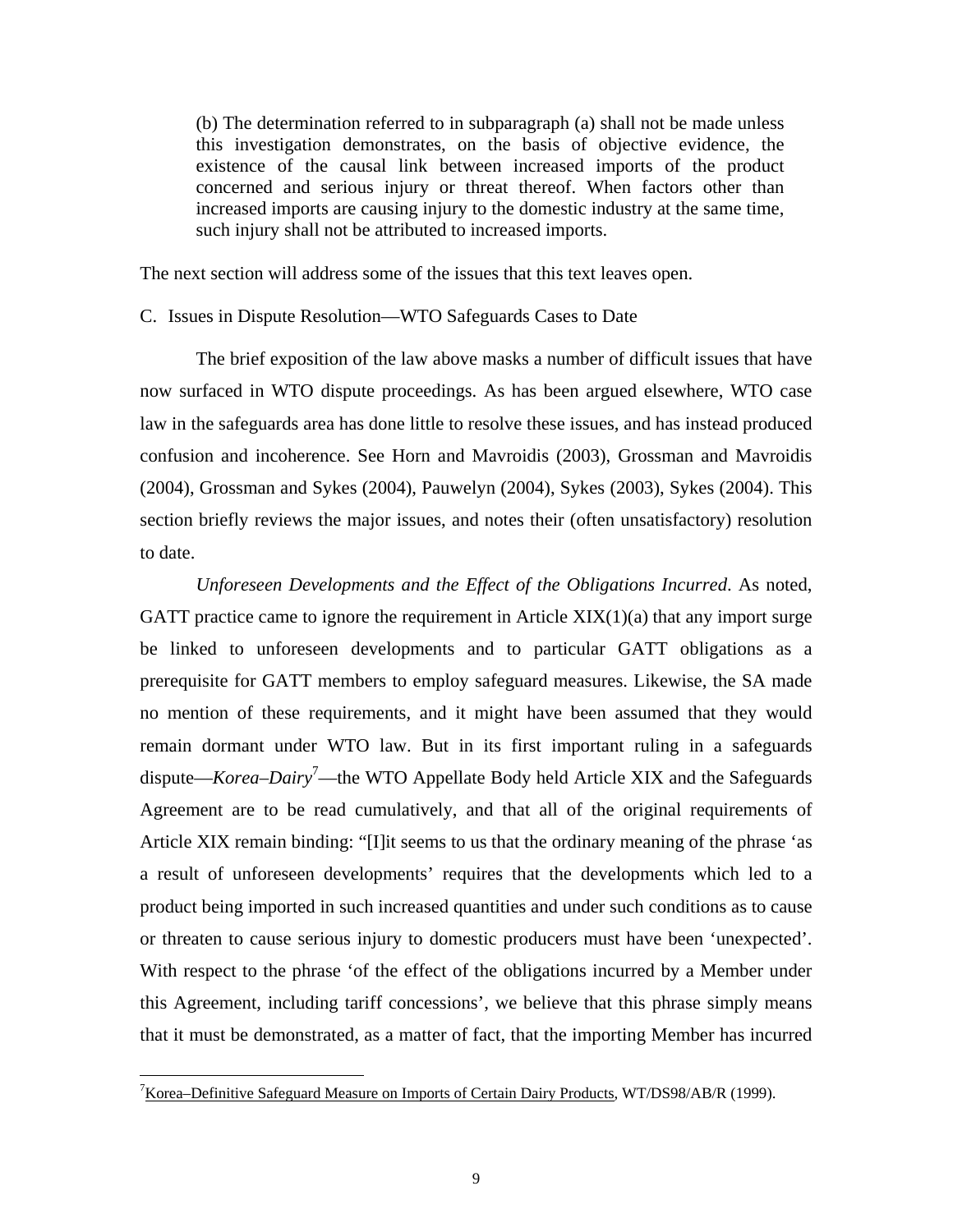> (b) The determination referred to in subparagraph (a) shall not be made unless this investigation demonstrates, on the basis of objective evidence, the existence of the causal link between increased imports of the product concerned and serious injury or threat thereof. When factors other than increased imports are causing injury to the domestic industry at the same time, such injury shall not be attributed to increased imports.

The next section will address some of the issues that this text leaves open.

C. Issues in Dispute Resolution—WTO Safeguards Cases to Date

The brief exposition of the law above masks a number of difficult issues that have now surfaced in WTO dispute proceedings. As has been argued elsewhere, WTO case law in the safeguards area has done little to resolve these issues, and has instead produced confusion and incoherence. See Horn and Mavroidis (2003), Grossman and Mavroidis (2004), Grossman and Sykes (2004), Pauwelyn (2004), Sykes (2003), Sykes (2004). This section briefly reviews the major issues, and notes their (often unsatisfactory) resolution to date.

*Unforeseen Developments and the Effect of the Obligations Incurred*. As noted, GATT practice came to ignore the requirement in Article XIX(1)(a) that any import surge be linked to unforeseen developments and to particular GATT obligations as a prerequisite for GATT members to employ safeguard measures. Likewise, the SA made no mention of these requirements, and it might have been assumed that they would remain dormant under WTO law. But in its first important ruling in a safeguards dispute—*Korea–Dairy*[7]—the WTO Appellate Body held Article XIX and the Safeguards Agreement are to be read cumulatively, and that all of the original requirements of Article XIX remain binding: "[I]t seems to us that the ordinary meaning of the phrase 'as a result of unforeseen developments' requires that the developments which led to a product being imported in such increased quantities and under such conditions as to cause or threaten to cause serious injury to domestic producers must have been 'unexpected'. With respect to the phrase 'of the effect of the obligations incurred by a Member under this Agreement, including tariff concessions', we believe that this phrase simply means that it must be demonstrated, as a matter of fact, that the importing Member has incurred

---

[7] Korea–Definitive Safeguard Measure on Imports of Certain Dairy Products, WT/DS98/AB/R (1999).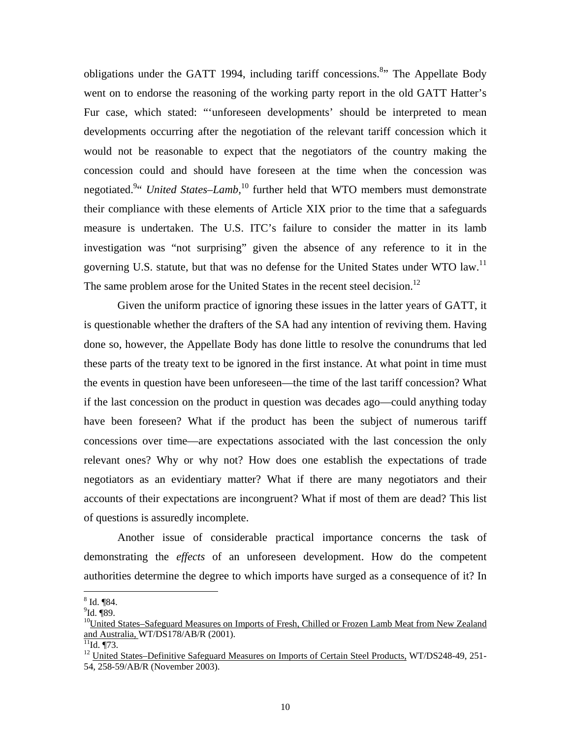obligations under the GATT 1994, including tariff concessions.[8]" The Appellate Body went on to endorse the reasoning of the working party report in the old GATT Hatter's Fur case, which stated: "'unforeseen developments' should be interpreted to mean developments occurring after the negotiation of the relevant tariff concession which it would not be reasonable to expect that the negotiators of the country making the concession could and should have foreseen at the time when the concession was negotiated.[9]" *United States–Lamb,*[10] further held that WTO members must demonstrate their compliance with these elements of Article XIX prior to the time that a safeguards measure is undertaken. The U.S. ITC's failure to consider the matter in its lamb investigation was "not surprising" given the absence of any reference to it in the governing U.S. statute, but that was no defense for the United States under WTO law.[11] The same problem arose for the United States in the recent steel decision.[12]

Given the uniform practice of ignoring these issues in the latter years of GATT, it is questionable whether the drafters of the SA had any intention of reviving them. Having done so, however, the Appellate Body has done little to resolve the conundrums that led these parts of the treaty text to be ignored in the first instance. At what point in time must the events in question have been unforeseen—the time of the last tariff concession? What if the last concession on the product in question was decades ago—could anything today have been foreseen? What if the product has been the subject of numerous tariff concessions over time—are expectations associated with the last concession the only relevant ones? Why or why not? How does one establish the expectations of trade negotiators as an evidentiary matter? What if there are many negotiators and their accounts of their expectations are incongruent? What if most of them are dead? This list of questions is assuredly incomplete.

Another issue of considerable practical importance concerns the task of demonstrating the *effects* of an unforeseen development. How do the competent authorities determine the degree to which imports have surged as a consequence of it? In

---

[8] Id. ¶84.

[9] Id. ¶89.

[10] United States–Safeguard Measures on Imports of Fresh, Chilled or Frozen Lamb Meat from New Zealand and Australia, WT/DS178/AB/R (2001).

[11] Id. ¶73.

[12] United States–Definitive Safeguard Measures on Imports of Certain Steel Products, WT/DS248-49, 251-54, 258-59/AB/R (November 2003).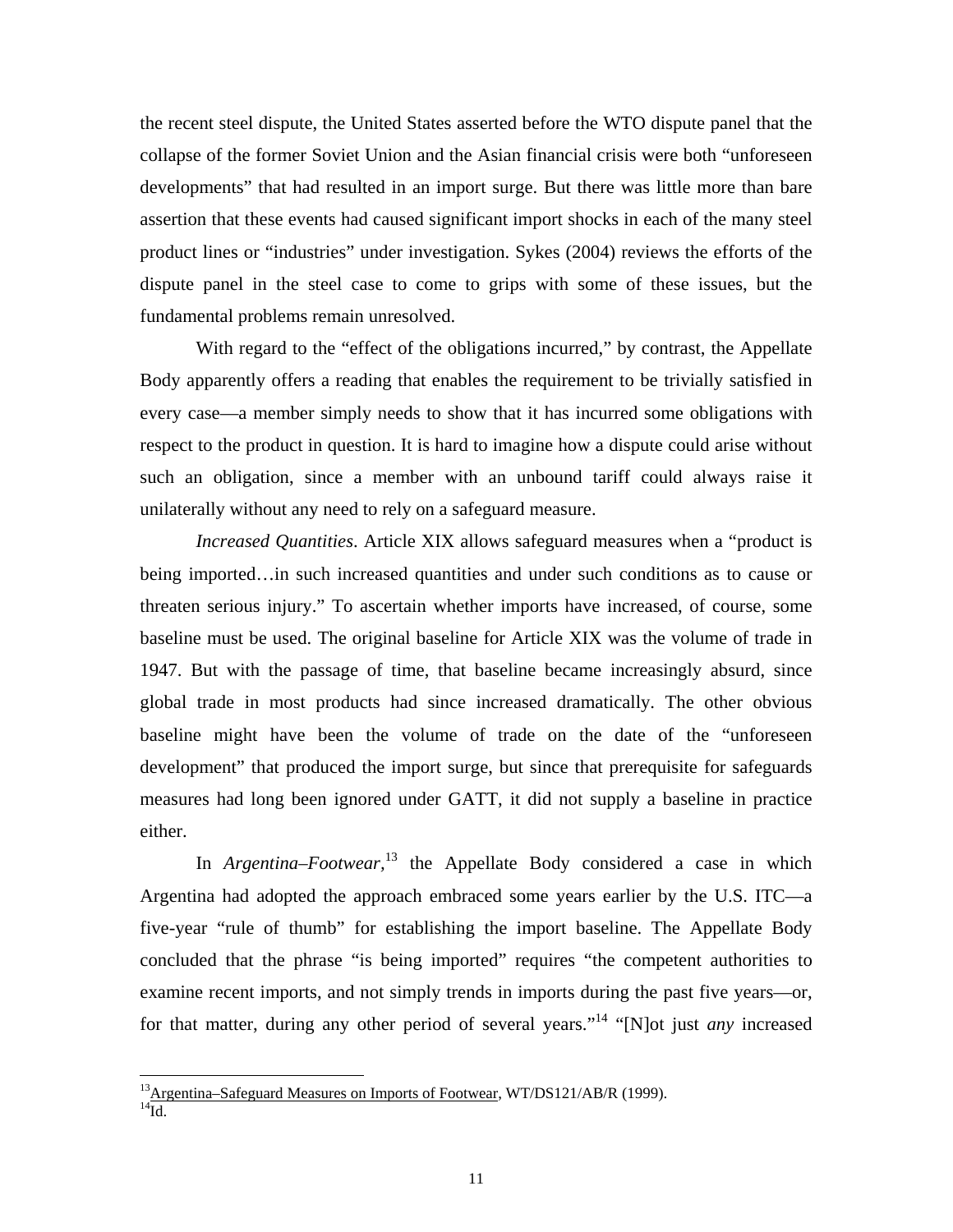the recent steel dispute, the United States asserted before the WTO dispute panel that the collapse of the former Soviet Union and the Asian financial crisis were both "unforeseen developments" that had resulted in an import surge. But there was little more than bare assertion that these events had caused significant import shocks in each of the many steel product lines or "industries" under investigation. Sykes (2004) reviews the efforts of the dispute panel in the steel case to come to grips with some of these issues, but the fundamental problems remain unresolved.

With regard to the "effect of the obligations incurred," by contrast, the Appellate Body apparently offers a reading that enables the requirement to be trivially satisfied in every case—a member simply needs to show that it has incurred some obligations with respect to the product in question. It is hard to imagine how a dispute could arise without such an obligation, since a member with an unbound tariff could always raise it unilaterally without any need to rely on a safeguard measure.

*Increased Quantities*. Article XIX allows safeguard measures when a "product is being imported…in such increased quantities and under such conditions as to cause or threaten serious injury." To ascertain whether imports have increased, of course, some baseline must be used. The original baseline for Article XIX was the volume of trade in 1947. But with the passage of time, that baseline became increasingly absurd, since global trade in most products had since increased dramatically. The other obvious baseline might have been the volume of trade on the date of the "unforeseen development" that produced the import surge, but since that prerequisite for safeguards measures had long been ignored under GATT, it did not supply a baseline in practice either.

In *Argentina–Footwear,*[13] the Appellate Body considered a case in which Argentina had adopted the approach embraced some years earlier by the U.S. ITC—a five-year "rule of thumb" for establishing the import baseline. The Appellate Body concluded that the phrase "is being imported" requires "the competent authorities to examine recent imports, and not simply trends in imports during the past five years—or, for that matter, during any other period of several years."[14] "[N]ot just *any* increased

---

[13] Argentina–Safeguard Measures on Imports of Footwear, WT/DS121/AB/R (1999).
[14] Id.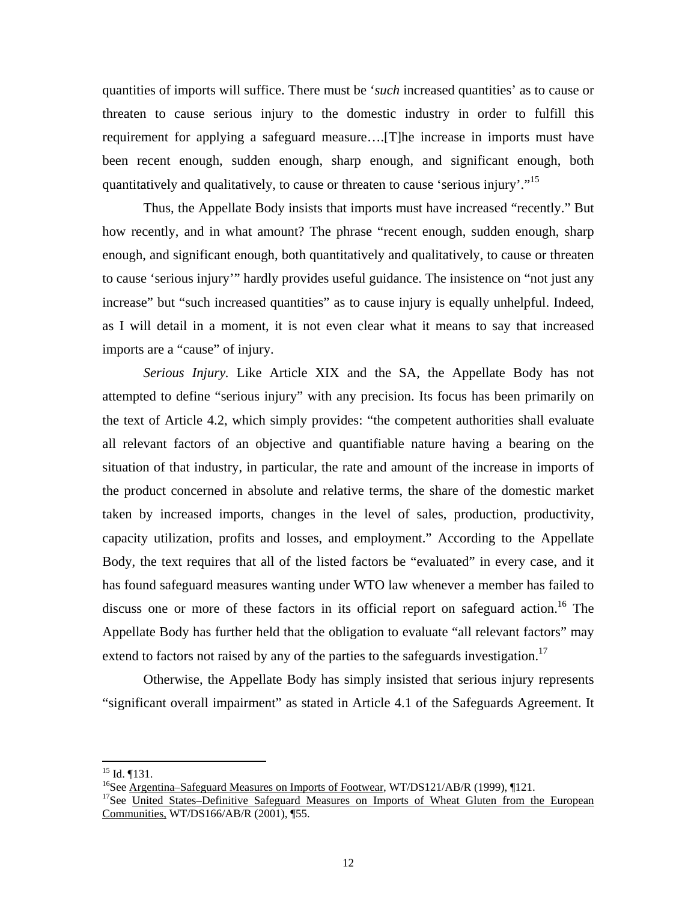quantities of imports will suffice. There must be '*such* increased quantities' as to cause or threaten to cause serious injury to the domestic industry in order to fulfill this requirement for applying a safeguard measure….[T]he increase in imports must have been recent enough, sudden enough, sharp enough, and significant enough, both quantitatively and qualitatively, to cause or threaten to cause 'serious injury'."[15]

Thus, the Appellate Body insists that imports must have increased "recently." But how recently, and in what amount? The phrase "recent enough, sudden enough, sharp enough, and significant enough, both quantitatively and qualitatively, to cause or threaten to cause 'serious injury'" hardly provides useful guidance. The insistence on "not just any increase" but "such increased quantities" as to cause injury is equally unhelpful. Indeed, as I will detail in a moment, it is not even clear what it means to say that increased imports are a "cause" of injury.

*Serious Injury.* Like Article XIX and the SA, the Appellate Body has not attempted to define "serious injury" with any precision. Its focus has been primarily on the text of Article 4.2, which simply provides: "the competent authorities shall evaluate all relevant factors of an objective and quantifiable nature having a bearing on the situation of that industry, in particular, the rate and amount of the increase in imports of the product concerned in absolute and relative terms, the share of the domestic market taken by increased imports, changes in the level of sales, production, productivity, capacity utilization, profits and losses, and employment." According to the Appellate Body, the text requires that all of the listed factors be "evaluated" in every case, and it has found safeguard measures wanting under WTO law whenever a member has failed to discuss one or more of these factors in its official report on safeguard action.[16] The Appellate Body has further held that the obligation to evaluate "all relevant factors" may extend to factors not raised by any of the parties to the safeguards investigation.[17]

Otherwise, the Appellate Body has simply insisted that serious injury represents "significant overall impairment" as stated in Article 4.1 of the Safeguards Agreement. It

---

[15] Id. ¶131.

[16] See Argentina–Safeguard Measures on Imports of Footwear, WT/DS121/AB/R (1999), ¶121.

[17] See United States–Definitive Safeguard Measures on Imports of Wheat Gluten from the European Communities, WT/DS166/AB/R (2001), ¶55.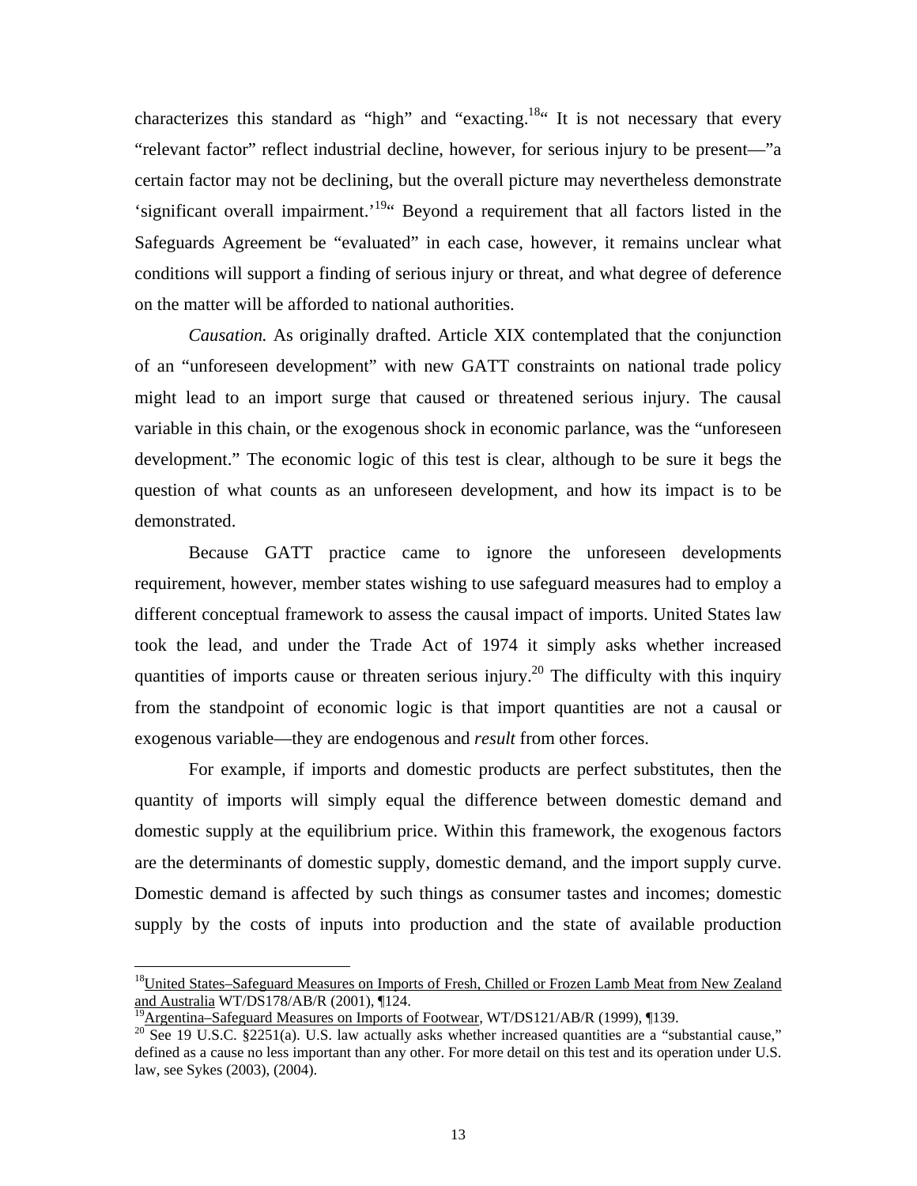characterizes this standard as "high" and "exacting.[18]" It is not necessary that every "relevant factor" reflect industrial decline, however, for serious injury to be present—"a certain factor may not be declining, but the overall picture may nevertheless demonstrate 'significant overall impairment.'[19]" Beyond a requirement that all factors listed in the Safeguards Agreement be "evaluated" in each case, however, it remains unclear what conditions will support a finding of serious injury or threat, and what degree of deference on the matter will be afforded to national authorities.

*Causation.* As originally drafted. Article XIX contemplated that the conjunction of an "unforeseen development" with new GATT constraints on national trade policy might lead to an import surge that caused or threatened serious injury. The causal variable in this chain, or the exogenous shock in economic parlance, was the "unforeseen development." The economic logic of this test is clear, although to be sure it begs the question of what counts as an unforeseen development, and how its impact is to be demonstrated.

Because GATT practice came to ignore the unforeseen developments requirement, however, member states wishing to use safeguard measures had to employ a different conceptual framework to assess the causal impact of imports. United States law took the lead, and under the Trade Act of 1974 it simply asks whether increased quantities of imports cause or threaten serious injury.[20] The difficulty with this inquiry from the standpoint of economic logic is that import quantities are not a causal or exogenous variable—they are endogenous and *result* from other forces.

For example, if imports and domestic products are perfect substitutes, then the quantity of imports will simply equal the difference between domestic demand and domestic supply at the equilibrium price. Within this framework, the exogenous factors are the determinants of domestic supply, domestic demand, and the import supply curve. Domestic demand is affected by such things as consumer tastes and incomes; domestic supply by the costs of inputs into production and the state of available production

---

[18] United States–Safeguard Measures on Imports of Fresh, Chilled or Frozen Lamb Meat from New Zealand and Australia WT/DS178/AB/R (2001), ¶124.

[19] Argentina–Safeguard Measures on Imports of Footwear, WT/DS121/AB/R (1999), ¶139.

[20] See 19 U.S.C. §2251(a). U.S. law actually asks whether increased quantities are a "substantial cause," defined as a cause no less important than any other. For more detail on this test and its operation under U.S. law, see Sykes (2003), (2004).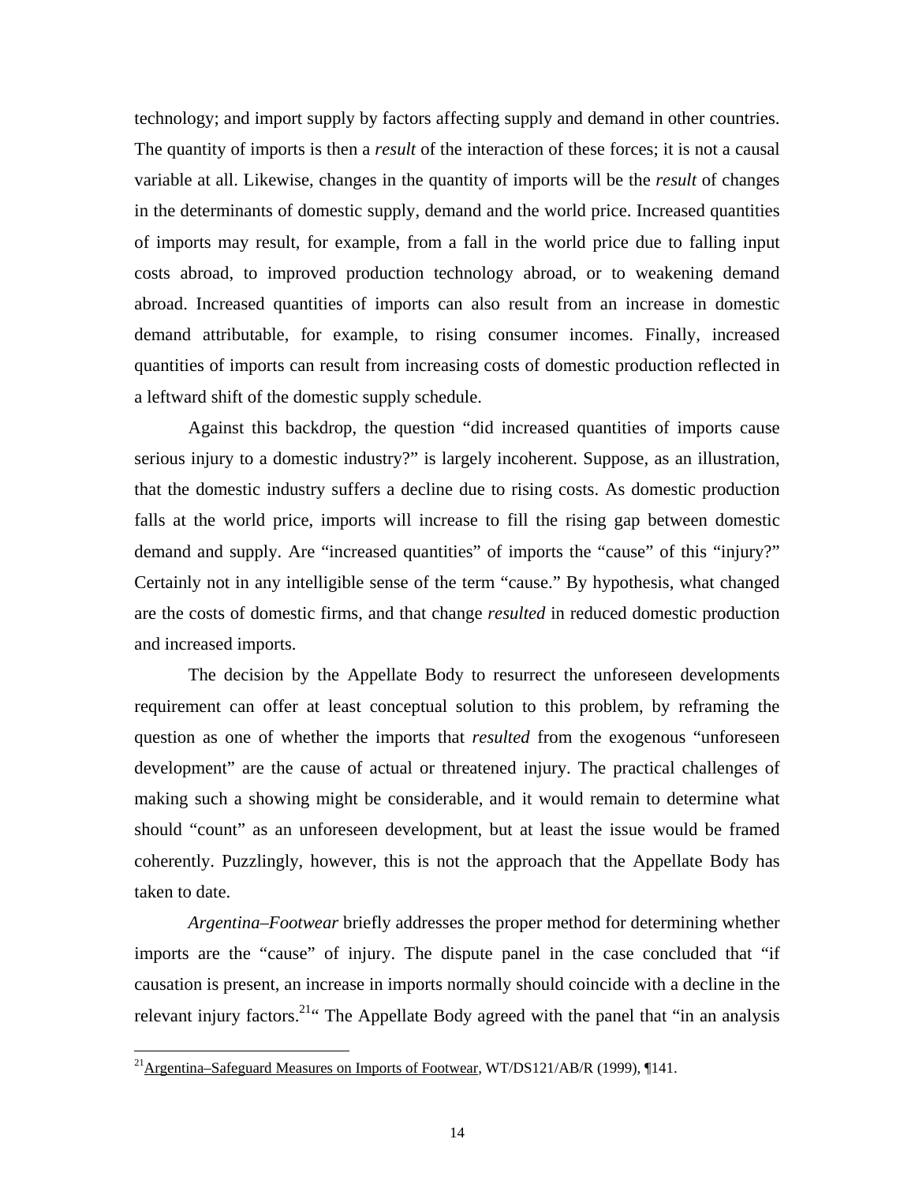technology; and import supply by factors affecting supply and demand in other countries. The quantity of imports is then a *result* of the interaction of these forces; it is not a causal variable at all. Likewise, changes in the quantity of imports will be the *result* of changes in the determinants of domestic supply, demand and the world price. Increased quantities of imports may result, for example, from a fall in the world price due to falling input costs abroad, to improved production technology abroad, or to weakening demand abroad. Increased quantities of imports can also result from an increase in domestic demand attributable, for example, to rising consumer incomes. Finally, increased quantities of imports can result from increasing costs of domestic production reflected in a leftward shift of the domestic supply schedule.

Against this backdrop, the question "did increased quantities of imports cause serious injury to a domestic industry?" is largely incoherent. Suppose, as an illustration, that the domestic industry suffers a decline due to rising costs. As domestic production falls at the world price, imports will increase to fill the rising gap between domestic demand and supply. Are "increased quantities" of imports the "cause" of this "injury?" Certainly not in any intelligible sense of the term "cause." By hypothesis, what changed are the costs of domestic firms, and that change *resulted* in reduced domestic production and increased imports.

The decision by the Appellate Body to resurrect the unforeseen developments requirement can offer at least conceptual solution to this problem, by reframing the question as one of whether the imports that *resulted* from the exogenous "unforeseen development" are the cause of actual or threatened injury. The practical challenges of making such a showing might be considerable, and it would remain to determine what should "count" as an unforeseen development, but at least the issue would be framed coherently. Puzzlingly, however, this is not the approach that the Appellate Body has taken to date.

*Argentina–Footwear* briefly addresses the proper method for determining whether imports are the "cause" of injury. The dispute panel in the case concluded that "if causation is present, an increase in imports normally should coincide with a decline in the relevant injury factors.[21]" The Appellate Body agreed with the panel that "in an analysis

[21] Argentina–Safeguard Measures on Imports of Footwear, WT/DS121/AB/R (1999), ¶141.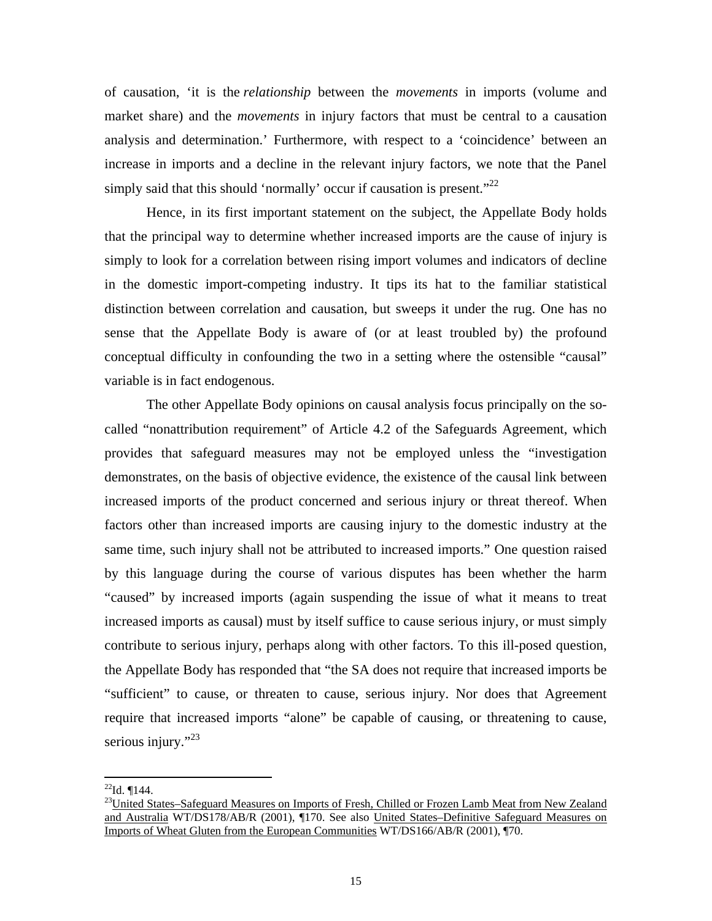of causation, 'it is the *relationship* between the *movements* in imports (volume and market share) and the *movements* in injury factors that must be central to a causation analysis and determination.' Furthermore, with respect to a 'coincidence' between an increase in imports and a decline in the relevant injury factors, we note that the Panel simply said that this should 'normally' occur if causation is present."[22]

Hence, in its first important statement on the subject, the Appellate Body holds that the principal way to determine whether increased imports are the cause of injury is simply to look for a correlation between rising import volumes and indicators of decline in the domestic import-competing industry. It tips its hat to the familiar statistical distinction between correlation and causation, but sweeps it under the rug. One has no sense that the Appellate Body is aware of (or at least troubled by) the profound conceptual difficulty in confounding the two in a setting where the ostensible "causal" variable is in fact endogenous.

The other Appellate Body opinions on causal analysis focus principally on the so-called "nonattribution requirement" of Article 4.2 of the Safeguards Agreement, which provides that safeguard measures may not be employed unless the "investigation demonstrates, on the basis of objective evidence, the existence of the causal link between increased imports of the product concerned and serious injury or threat thereof. When factors other than increased imports are causing injury to the domestic industry at the same time, such injury shall not be attributed to increased imports." One question raised by this language during the course of various disputes has been whether the harm "caused" by increased imports (again suspending the issue of what it means to treat increased imports as causal) must by itself suffice to cause serious injury, or must simply contribute to serious injury, perhaps along with other factors. To this ill-posed question, the Appellate Body has responded that "the SA does not require that increased imports be "sufficient" to cause, or threaten to cause, serious injury. Nor does that Agreement require that increased imports "alone" be capable of causing, or threatening to cause, serious injury."[23]

---

[22] Id. ¶144.

[23] United States–Safeguard Measures on Imports of Fresh, Chilled or Frozen Lamb Meat from New Zealand and Australia WT/DS178/AB/R (2001), ¶170. See also United States–Definitive Safeguard Measures on Imports of Wheat Gluten from the European Communities WT/DS166/AB/R (2001), ¶70.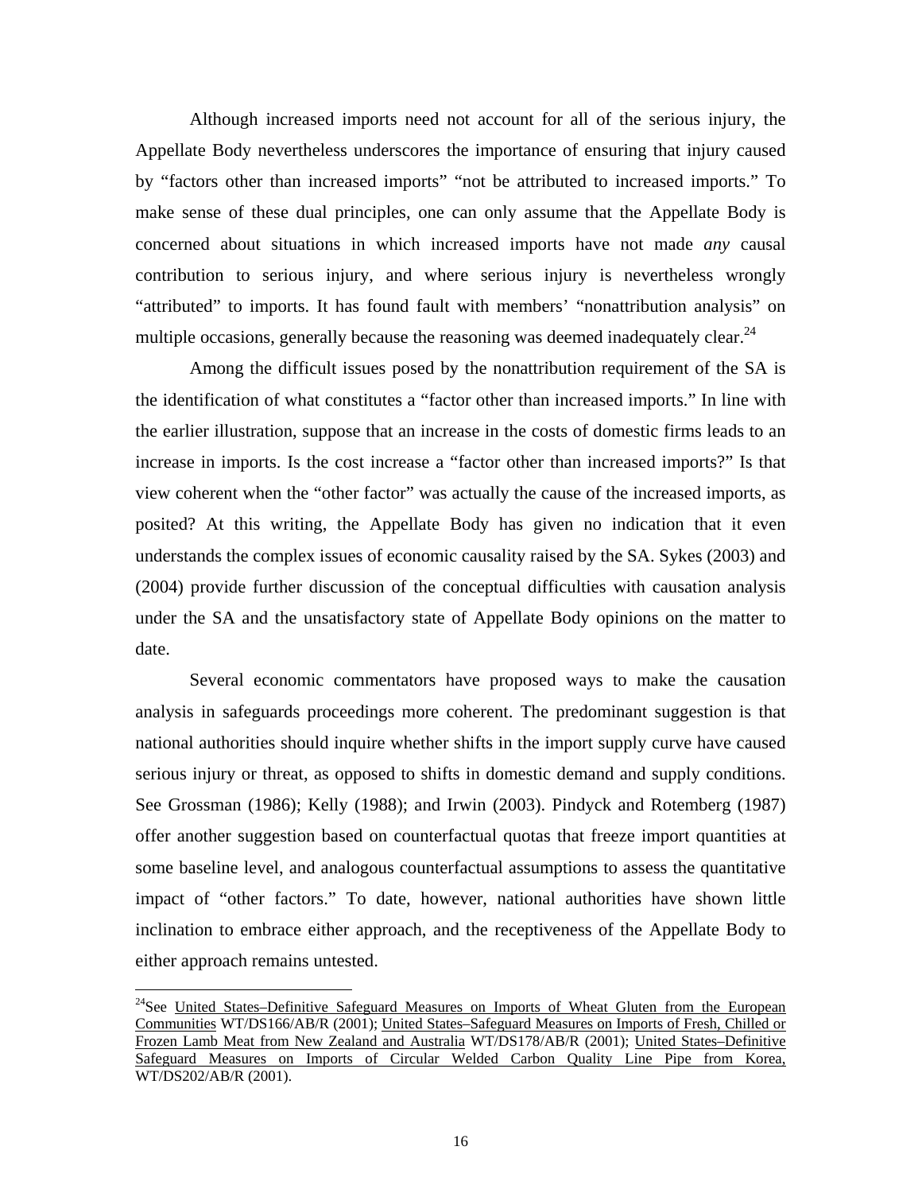Although increased imports need not account for all of the serious injury, the Appellate Body nevertheless underscores the importance of ensuring that injury caused by "factors other than increased imports" "not be attributed to increased imports." To make sense of these dual principles, one can only assume that the Appellate Body is concerned about situations in which increased imports have not made *any* causal contribution to serious injury, and where serious injury is nevertheless wrongly "attributed" to imports. It has found fault with members' "nonattribution analysis" on multiple occasions, generally because the reasoning was deemed inadequately clear.[24]

Among the difficult issues posed by the nonattribution requirement of the SA is the identification of what constitutes a "factor other than increased imports." In line with the earlier illustration, suppose that an increase in the costs of domestic firms leads to an increase in imports. Is the cost increase a "factor other than increased imports?" Is that view coherent when the "other factor" was actually the cause of the increased imports, as posited? At this writing, the Appellate Body has given no indication that it even understands the complex issues of economic causality raised by the SA. Sykes (2003) and (2004) provide further discussion of the conceptual difficulties with causation analysis under the SA and the unsatisfactory state of Appellate Body opinions on the matter to date.

Several economic commentators have proposed ways to make the causation analysis in safeguards proceedings more coherent. The predominant suggestion is that national authorities should inquire whether shifts in the import supply curve have caused serious injury or threat, as opposed to shifts in domestic demand and supply conditions. See Grossman (1986); Kelly (1988); and Irwin (2003). Pindyck and Rotemberg (1987) offer another suggestion based on counterfactual quotas that freeze import quantities at some baseline level, and analogous counterfactual assumptions to assess the quantitative impact of "other factors." To date, however, national authorities have shown little inclination to embrace either approach, and the receptiveness of the Appellate Body to either approach remains untested.

---

[24]See United States–Definitive Safeguard Measures on Imports of Wheat Gluten from the European Communities WT/DS166/AB/R (2001); United States–Safeguard Measures on Imports of Fresh, Chilled or Frozen Lamb Meat from New Zealand and Australia WT/DS178/AB/R (2001); United States–Definitive Safeguard Measures on Imports of Circular Welded Carbon Quality Line Pipe from Korea, WT/DS202/AB/R (2001).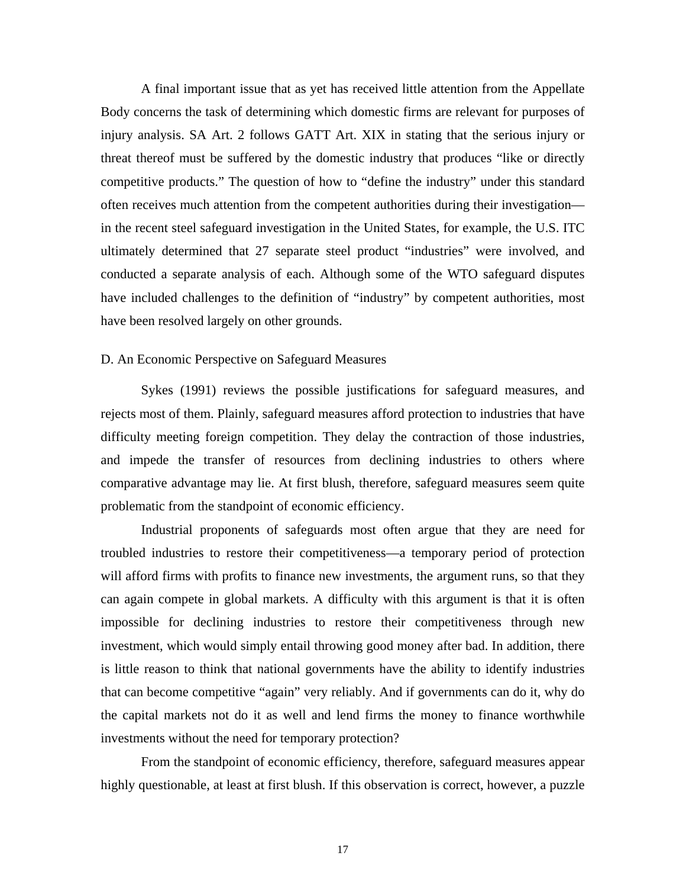A final important issue that as yet has received little attention from the Appellate Body concerns the task of determining which domestic firms are relevant for purposes of injury analysis. SA Art. 2 follows GATT Art. XIX in stating that the serious injury or threat thereof must be suffered by the domestic industry that produces "like or directly competitive products." The question of how to "define the industry" under this standard often receives much attention from the competent authorities during their investigation—in the recent steel safeguard investigation in the United States, for example, the U.S. ITC ultimately determined that 27 separate steel product "industries" were involved, and conducted a separate analysis of each. Although some of the WTO safeguard disputes have included challenges to the definition of "industry" by competent authorities, most have been resolved largely on other grounds.

### D. An Economic Perspective on Safeguard Measures

Sykes (1991) reviews the possible justifications for safeguard measures, and rejects most of them. Plainly, safeguard measures afford protection to industries that have difficulty meeting foreign competition. They delay the contraction of those industries, and impede the transfer of resources from declining industries to others where comparative advantage may lie. At first blush, therefore, safeguard measures seem quite problematic from the standpoint of economic efficiency.

Industrial proponents of safeguards most often argue that they are need for troubled industries to restore their competitiveness—a temporary period of protection will afford firms with profits to finance new investments, the argument runs, so that they can again compete in global markets. A difficulty with this argument is that it is often impossible for declining industries to restore their competitiveness through new investment, which would simply entail throwing good money after bad. In addition, there is little reason to think that national governments have the ability to identify industries that can become competitive "again" very reliably. And if governments can do it, why do the capital markets not do it as well and lend firms the money to finance worthwhile investments without the need for temporary protection?

From the standpoint of economic efficiency, therefore, safeguard measures appear highly questionable, at least at first blush. If this observation is correct, however, a puzzle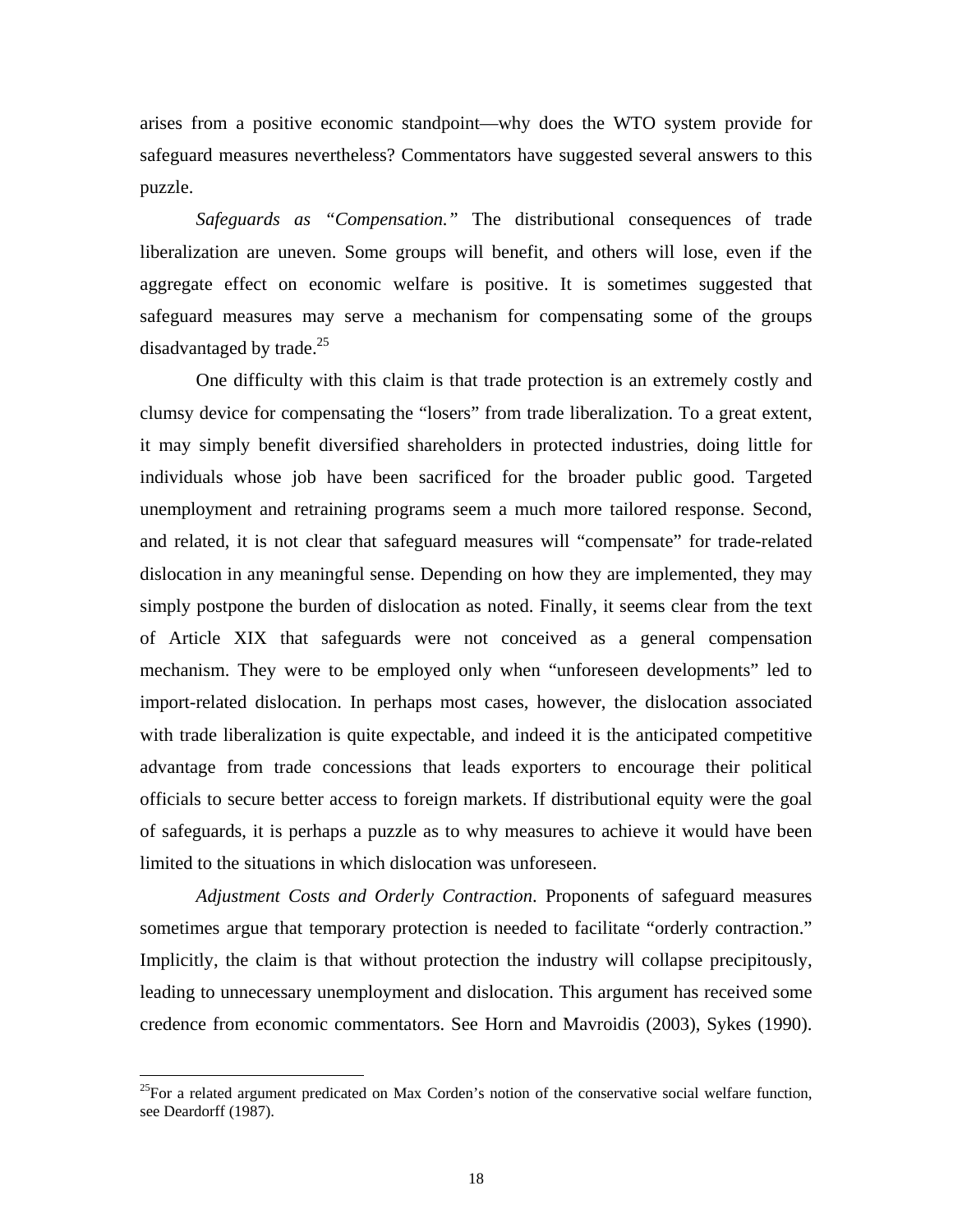arises from a positive economic standpoint—why does the WTO system provide for safeguard measures nevertheless? Commentators have suggested several answers to this puzzle.

*Safeguards as "Compensation."* The distributional consequences of trade liberalization are uneven. Some groups will benefit, and others will lose, even if the aggregate effect on economic welfare is positive. It is sometimes suggested that safeguard measures may serve a mechanism for compensating some of the groups disadvantaged by trade.[25]

One difficulty with this claim is that trade protection is an extremely costly and clumsy device for compensating the "losers" from trade liberalization. To a great extent, it may simply benefit diversified shareholders in protected industries, doing little for individuals whose job have been sacrificed for the broader public good. Targeted unemployment and retraining programs seem a much more tailored response. Second, and related, it is not clear that safeguard measures will "compensate" for trade-related dislocation in any meaningful sense. Depending on how they are implemented, they may simply postpone the burden of dislocation as noted. Finally, it seems clear from the text of Article XIX that safeguards were not conceived as a general compensation mechanism. They were to be employed only when "unforeseen developments" led to import-related dislocation. In perhaps most cases, however, the dislocation associated with trade liberalization is quite expectable, and indeed it is the anticipated competitive advantage from trade concessions that leads exporters to encourage their political officials to secure better access to foreign markets. If distributional equity were the goal of safeguards, it is perhaps a puzzle as to why measures to achieve it would have been limited to the situations in which dislocation was unforeseen.

*Adjustment Costs and Orderly Contraction*. Proponents of safeguard measures sometimes argue that temporary protection is needed to facilitate "orderly contraction." Implicitly, the claim is that without protection the industry will collapse precipitously, leading to unnecessary unemployment and dislocation. This argument has received some credence from economic commentators. See Horn and Mavroidis (2003), Sykes (1990).

[25]For a related argument predicated on Max Corden's notion of the conservative social welfare function, see Deardorff (1987).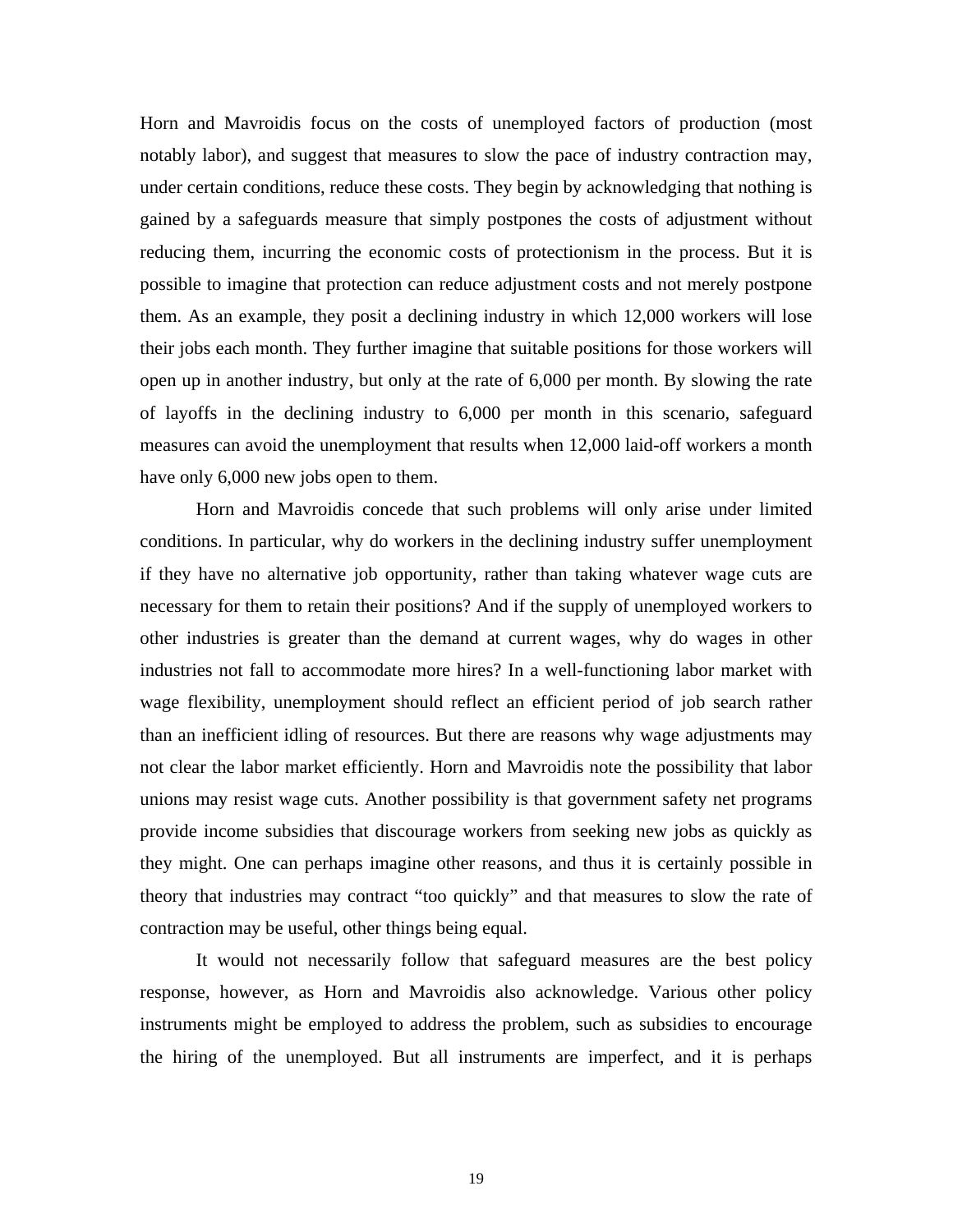Horn and Mavroidis focus on the costs of unemployed factors of production (most notably labor), and suggest that measures to slow the pace of industry contraction may, under certain conditions, reduce these costs. They begin by acknowledging that nothing is gained by a safeguards measure that simply postpones the costs of adjustment without reducing them, incurring the economic costs of protectionism in the process. But it is possible to imagine that protection can reduce adjustment costs and not merely postpone them. As an example, they posit a declining industry in which 12,000 workers will lose their jobs each month. They further imagine that suitable positions for those workers will open up in another industry, but only at the rate of 6,000 per month. By slowing the rate of layoffs in the declining industry to 6,000 per month in this scenario, safeguard measures can avoid the unemployment that results when 12,000 laid-off workers a month have only 6,000 new jobs open to them.

Horn and Mavroidis concede that such problems will only arise under limited conditions. In particular, why do workers in the declining industry suffer unemployment if they have no alternative job opportunity, rather than taking whatever wage cuts are necessary for them to retain their positions? And if the supply of unemployed workers to other industries is greater than the demand at current wages, why do wages in other industries not fall to accommodate more hires? In a well-functioning labor market with wage flexibility, unemployment should reflect an efficient period of job search rather than an inefficient idling of resources. But there are reasons why wage adjustments may not clear the labor market efficiently. Horn and Mavroidis note the possibility that labor unions may resist wage cuts. Another possibility is that government safety net programs provide income subsidies that discourage workers from seeking new jobs as quickly as they might. One can perhaps imagine other reasons, and thus it is certainly possible in theory that industries may contract "too quickly" and that measures to slow the rate of contraction may be useful, other things being equal.

It would not necessarily follow that safeguard measures are the best policy response, however, as Horn and Mavroidis also acknowledge. Various other policy instruments might be employed to address the problem, such as subsidies to encourage the hiring of the unemployed. But all instruments are imperfect, and it is perhaps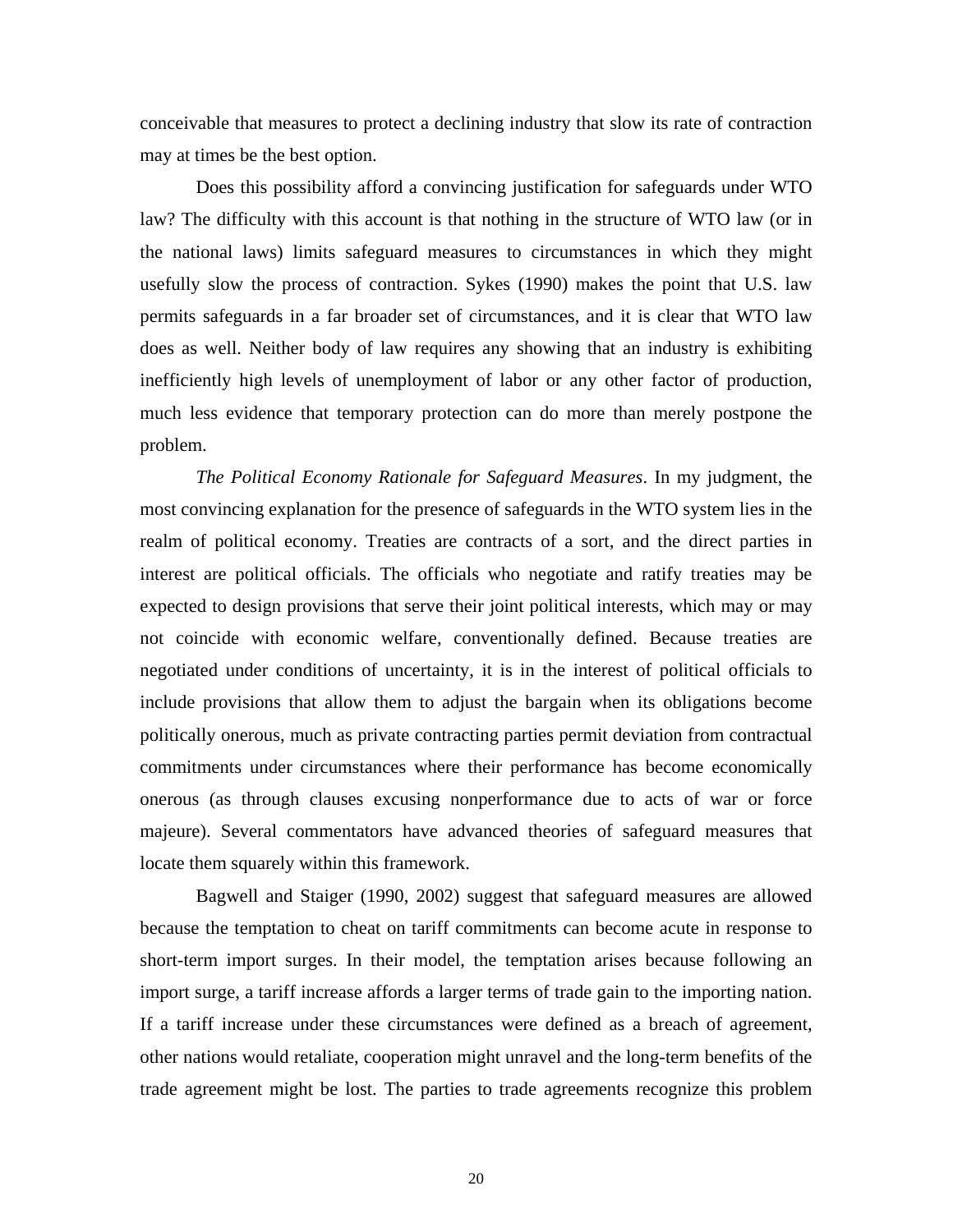conceivable that measures to protect a declining industry that slow its rate of contraction may at times be the best option.

Does this possibility afford a convincing justification for safeguards under WTO law? The difficulty with this account is that nothing in the structure of WTO law (or in the national laws) limits safeguard measures to circumstances in which they might usefully slow the process of contraction. Sykes (1990) makes the point that U.S. law permits safeguards in a far broader set of circumstances, and it is clear that WTO law does as well. Neither body of law requires any showing that an industry is exhibiting inefficiently high levels of unemployment of labor or any other factor of production, much less evidence that temporary protection can do more than merely postpone the problem.

*The Political Economy Rationale for Safeguard Measures*. In my judgment, the most convincing explanation for the presence of safeguards in the WTO system lies in the realm of political economy. Treaties are contracts of a sort, and the direct parties in interest are political officials. The officials who negotiate and ratify treaties may be expected to design provisions that serve their joint political interests, which may or may not coincide with economic welfare, conventionally defined. Because treaties are negotiated under conditions of uncertainty, it is in the interest of political officials to include provisions that allow them to adjust the bargain when its obligations become politically onerous, much as private contracting parties permit deviation from contractual commitments under circumstances where their performance has become economically onerous (as through clauses excusing nonperformance due to acts of war or force majeure). Several commentators have advanced theories of safeguard measures that locate them squarely within this framework.

Bagwell and Staiger (1990, 2002) suggest that safeguard measures are allowed because the temptation to cheat on tariff commitments can become acute in response to short-term import surges. In their model, the temptation arises because following an import surge, a tariff increase affords a larger terms of trade gain to the importing nation. If a tariff increase under these circumstances were defined as a breach of agreement, other nations would retaliate, cooperation might unravel and the long-term benefits of the trade agreement might be lost. The parties to trade agreements recognize this problem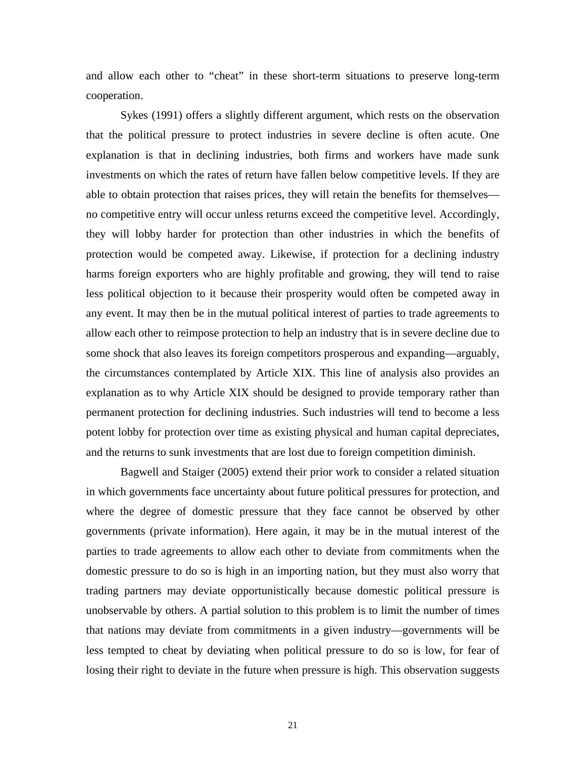and allow each other to "cheat" in these short-term situations to preserve long-term cooperation.

Sykes (1991) offers a slightly different argument, which rests on the observation that the political pressure to protect industries in severe decline is often acute. One explanation is that in declining industries, both firms and workers have made sunk investments on which the rates of return have fallen below competitive levels. If they are able to obtain protection that raises prices, they will retain the benefits for themselves—no competitive entry will occur unless returns exceed the competitive level. Accordingly, they will lobby harder for protection than other industries in which the benefits of protection would be competed away. Likewise, if protection for a declining industry harms foreign exporters who are highly profitable and growing, they will tend to raise less political objection to it because their prosperity would often be competed away in any event. It may then be in the mutual political interest of parties to trade agreements to allow each other to reimpose protection to help an industry that is in severe decline due to some shock that also leaves its foreign competitors prosperous and expanding—arguably, the circumstances contemplated by Article XIX. This line of analysis also provides an explanation as to why Article XIX should be designed to provide temporary rather than permanent protection for declining industries. Such industries will tend to become a less potent lobby for protection over time as existing physical and human capital depreciates, and the returns to sunk investments that are lost due to foreign competition diminish.

Bagwell and Staiger (2005) extend their prior work to consider a related situation in which governments face uncertainty about future political pressures for protection, and where the degree of domestic pressure that they face cannot be observed by other governments (private information). Here again, it may be in the mutual interest of the parties to trade agreements to allow each other to deviate from commitments when the domestic pressure to do so is high in an importing nation, but they must also worry that trading partners may deviate opportunistically because domestic political pressure is unobservable by others. A partial solution to this problem is to limit the number of times that nations may deviate from commitments in a given industry—governments will be less tempted to cheat by deviating when political pressure to do so is low, for fear of losing their right to deviate in the future when pressure is high. This observation suggests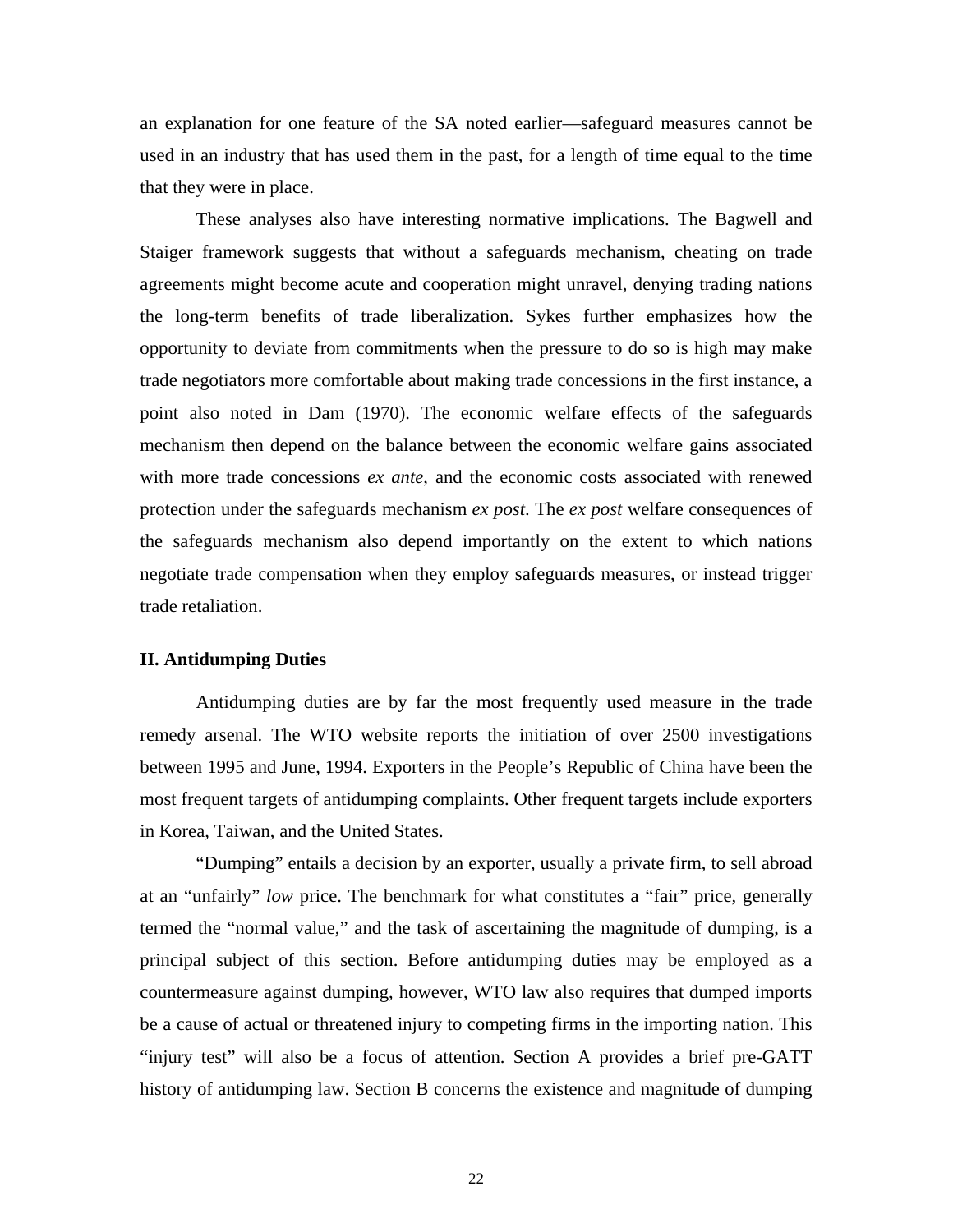an explanation for one feature of the SA noted earlier—safeguard measures cannot be used in an industry that has used them in the past, for a length of time equal to the time that they were in place.

These analyses also have interesting normative implications. The Bagwell and Staiger framework suggests that without a safeguards mechanism, cheating on trade agreements might become acute and cooperation might unravel, denying trading nations the long-term benefits of trade liberalization. Sykes further emphasizes how the opportunity to deviate from commitments when the pressure to do so is high may make trade negotiators more comfortable about making trade concessions in the first instance, a point also noted in Dam (1970). The economic welfare effects of the safeguards mechanism then depend on the balance between the economic welfare gains associated with more trade concessions *ex ante*, and the economic costs associated with renewed protection under the safeguards mechanism *ex post*. The *ex post* welfare consequences of the safeguards mechanism also depend importantly on the extent to which nations negotiate trade compensation when they employ safeguards measures, or instead trigger trade retaliation.

## II. Antidumping Duties

Antidumping duties are by far the most frequently used measure in the trade remedy arsenal. The WTO website reports the initiation of over 2500 investigations between 1995 and June, 1994. Exporters in the People's Republic of China have been the most frequent targets of antidumping complaints. Other frequent targets include exporters in Korea, Taiwan, and the United States.

"Dumping" entails a decision by an exporter, usually a private firm, to sell abroad at an "unfairly" *low* price. The benchmark for what constitutes a "fair" price, generally termed the "normal value," and the task of ascertaining the magnitude of dumping, is a principal subject of this section. Before antidumping duties may be employed as a countermeasure against dumping, however, WTO law also requires that dumped imports be a cause of actual or threatened injury to competing firms in the importing nation. This "injury test" will also be a focus of attention. Section A provides a brief pre-GATT history of antidumping law. Section B concerns the existence and magnitude of dumping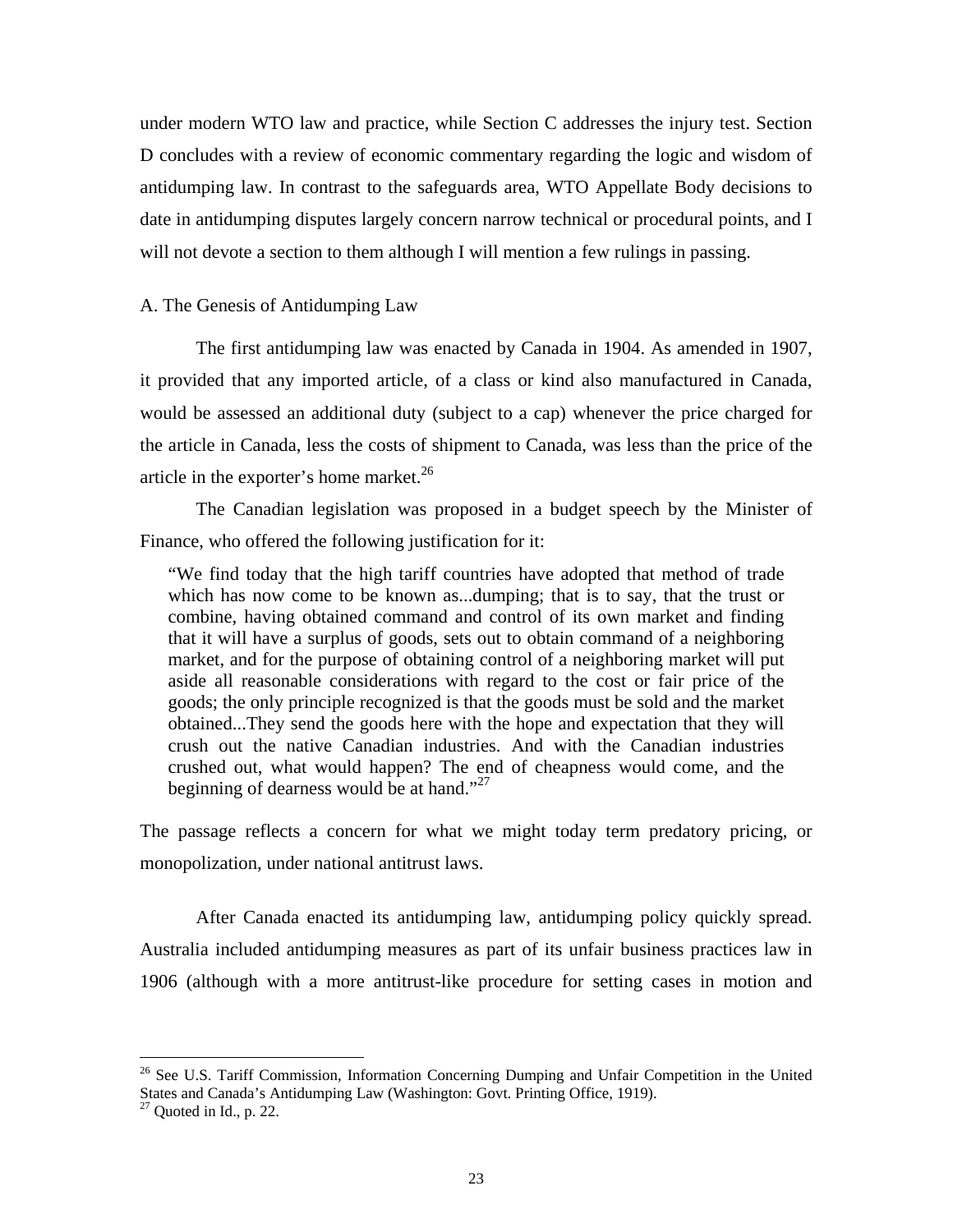under modern WTO law and practice, while Section C addresses the injury test. Section D concludes with a review of economic commentary regarding the logic and wisdom of antidumping law. In contrast to the safeguards area, WTO Appellate Body decisions to date in antidumping disputes largely concern narrow technical or procedural points, and I will not devote a section to them although I will mention a few rulings in passing.

## A. The Genesis of Antidumping Law

The first antidumping law was enacted by Canada in 1904. As amended in 1907, it provided that any imported article, of a class or kind also manufactured in Canada, would be assessed an additional duty (subject to a cap) whenever the price charged for the article in Canada, less the costs of shipment to Canada, was less than the price of the article in the exporter's home market.[26]

The Canadian legislation was proposed in a budget speech by the Minister of Finance, who offered the following justification for it:

> "We find today that the high tariff countries have adopted that method of trade which has now come to be known as...dumping; that is to say, that the trust or combine, having obtained command and control of its own market and finding that it will have a surplus of goods, sets out to obtain command of a neighboring market, and for the purpose of obtaining control of a neighboring market will put aside all reasonable considerations with regard to the cost or fair price of the goods; the only principle recognized is that the goods must be sold and the market obtained...They send the goods here with the hope and expectation that they will crush out the native Canadian industries. And with the Canadian industries crushed out, what would happen? The end of cheapness would come, and the beginning of dearness would be at hand."[27]

The passage reflects a concern for what we might today term predatory pricing, or monopolization, under national antitrust laws.

After Canada enacted its antidumping law, antidumping policy quickly spread. Australia included antidumping measures as part of its unfair business practices law in 1906 (although with a more antitrust-like procedure for setting cases in motion and

---

[26] See U.S. Tariff Commission, Information Concerning Dumping and Unfair Competition in the United States and Canada's Antidumping Law (Washington: Govt. Printing Office, 1919).

[27] Quoted in Id., p. 22.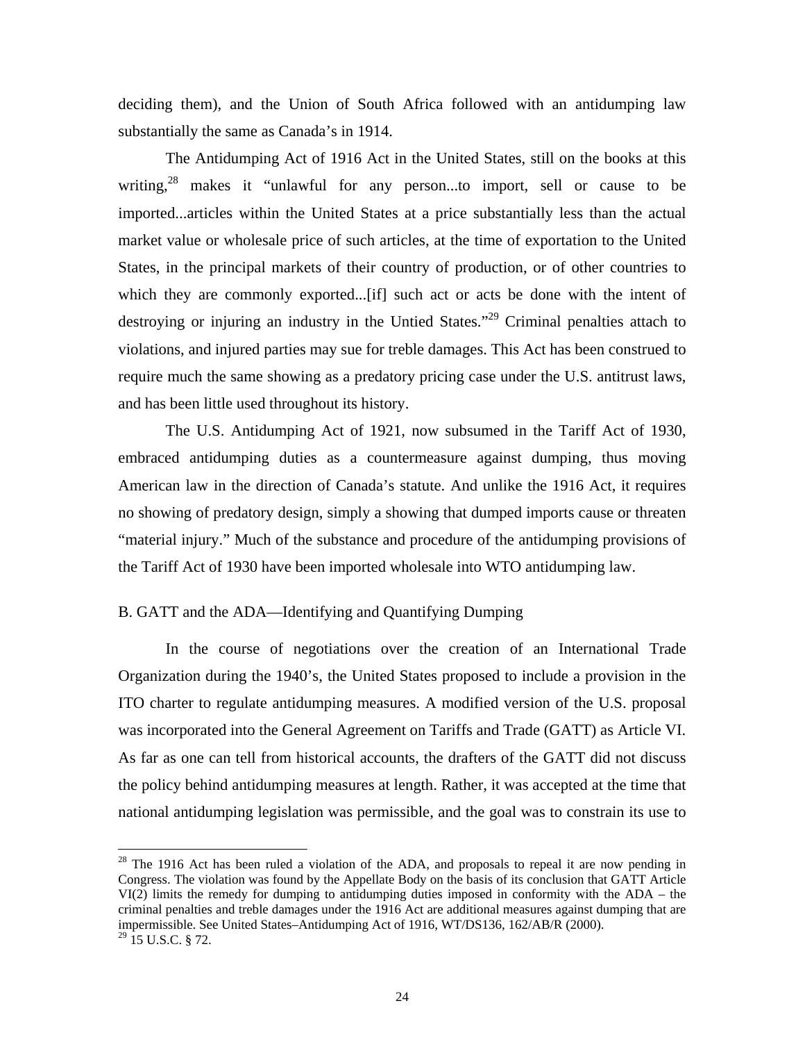deciding them), and the Union of South Africa followed with an antidumping law substantially the same as Canada's in 1914.

The Antidumping Act of 1916 Act in the United States, still on the books at this writing,[28] makes it "unlawful for any person...to import, sell or cause to be imported...articles within the United States at a price substantially less than the actual market value or wholesale price of such articles, at the time of exportation to the United States, in the principal markets of their country of production, or of other countries to which they are commonly exported...[if] such act or acts be done with the intent of destroying or injuring an industry in the Untied States."[29] Criminal penalties attach to violations, and injured parties may sue for treble damages. This Act has been construed to require much the same showing as a predatory pricing case under the U.S. antitrust laws, and has been little used throughout its history.

The U.S. Antidumping Act of 1921, now subsumed in the Tariff Act of 1930, embraced antidumping duties as a countermeasure against dumping, thus moving American law in the direction of Canada's statute. And unlike the 1916 Act, it requires no showing of predatory design, simply a showing that dumped imports cause or threaten "material injury." Much of the substance and procedure of the antidumping provisions of the Tariff Act of 1930 have been imported wholesale into WTO antidumping law.

## B. GATT and the ADA—Identifying and Quantifying Dumping

In the course of negotiations over the creation of an International Trade Organization during the 1940's, the United States proposed to include a provision in the ITO charter to regulate antidumping measures. A modified version of the U.S. proposal was incorporated into the General Agreement on Tariffs and Trade (GATT) as Article VI. As far as one can tell from historical accounts, the drafters of the GATT did not discuss the policy behind antidumping measures at length. Rather, it was accepted at the time that national antidumping legislation was permissible, and the goal was to constrain its use to

---

[28] The 1916 Act has been ruled a violation of the ADA, and proposals to repeal it are now pending in Congress. The violation was found by the Appellate Body on the basis of its conclusion that GATT Article VI(2) limits the remedy for dumping to antidumping duties imposed in conformity with the ADA – the criminal penalties and treble damages under the 1916 Act are additional measures against dumping that are impermissible. See United States–Antidumping Act of 1916, WT/DS136, 162/AB/R (2000).

[29] 15 U.S.C. § 72.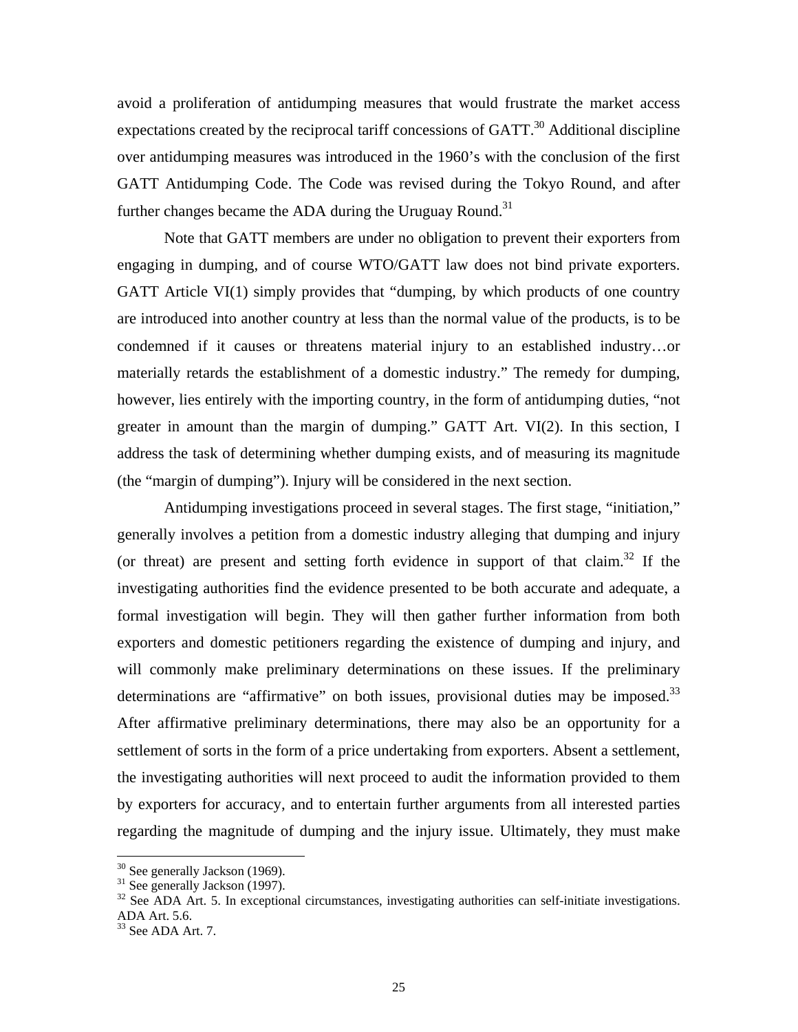avoid a proliferation of antidumping measures that would frustrate the market access expectations created by the reciprocal tariff concessions of GATT.[30] Additional discipline over antidumping measures was introduced in the 1960's with the conclusion of the first GATT Antidumping Code. The Code was revised during the Tokyo Round, and after further changes became the ADA during the Uruguay Round.[31]

Note that GATT members are under no obligation to prevent their exporters from engaging in dumping, and of course WTO/GATT law does not bind private exporters. GATT Article VI(1) simply provides that "dumping, by which products of one country are introduced into another country at less than the normal value of the products, is to be condemned if it causes or threatens material injury to an established industry…or materially retards the establishment of a domestic industry." The remedy for dumping, however, lies entirely with the importing country, in the form of antidumping duties, "not greater in amount than the margin of dumping." GATT Art. VI(2). In this section, I address the task of determining whether dumping exists, and of measuring its magnitude (the "margin of dumping"). Injury will be considered in the next section.

Antidumping investigations proceed in several stages. The first stage, "initiation," generally involves a petition from a domestic industry alleging that dumping and injury (or threat) are present and setting forth evidence in support of that claim.[32] If the investigating authorities find the evidence presented to be both accurate and adequate, a formal investigation will begin. They will then gather further information from both exporters and domestic petitioners regarding the existence of dumping and injury, and will commonly make preliminary determinations on these issues. If the preliminary determinations are "affirmative" on both issues, provisional duties may be imposed.[33] After affirmative preliminary determinations, there may also be an opportunity for a settlement of sorts in the form of a price undertaking from exporters. Absent a settlement, the investigating authorities will next proceed to audit the information provided to them by exporters for accuracy, and to entertain further arguments from all interested parties regarding the magnitude of dumping and the injury issue. Ultimately, they must make

---

[30] See generally Jackson (1969).

[31] See generally Jackson (1997).

[32] See ADA Art. 5. In exceptional circumstances, investigating authorities can self-initiate investigations. ADA Art. 5.6.

[33] See ADA Art. 7.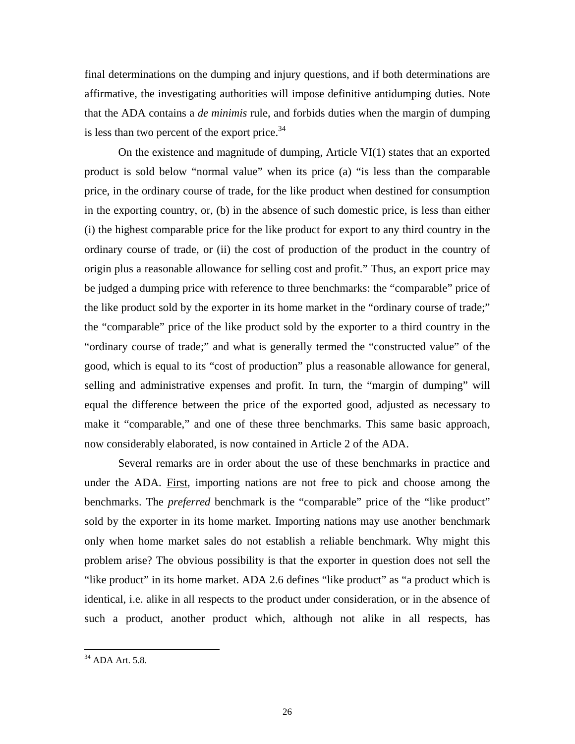final determinations on the dumping and injury questions, and if both determinations are affirmative, the investigating authorities will impose definitive antidumping duties. Note that the ADA contains a *de minimis* rule, and forbids duties when the margin of dumping is less than two percent of the export price.[34]

On the existence and magnitude of dumping, Article VI(1) states that an exported product is sold below "normal value" when its price (a) "is less than the comparable price, in the ordinary course of trade, for the like product when destined for consumption in the exporting country, or, (b) in the absence of such domestic price, is less than either (i) the highest comparable price for the like product for export to any third country in the ordinary course of trade, or (ii) the cost of production of the product in the country of origin plus a reasonable allowance for selling cost and profit." Thus, an export price may be judged a dumping price with reference to three benchmarks: the "comparable" price of the like product sold by the exporter in its home market in the "ordinary course of trade;" the "comparable" price of the like product sold by the exporter to a third country in the "ordinary course of trade;" and what is generally termed the "constructed value" of the good, which is equal to its "cost of production" plus a reasonable allowance for general, selling and administrative expenses and profit. In turn, the "margin of dumping" will equal the difference between the price of the exported good, adjusted as necessary to make it "comparable," and one of these three benchmarks. This same basic approach, now considerably elaborated, is now contained in Article 2 of the ADA.

Several remarks are in order about the use of these benchmarks in practice and under the ADA. First, importing nations are not free to pick and choose among the benchmarks. The *preferred* benchmark is the "comparable" price of the "like product" sold by the exporter in its home market. Importing nations may use another benchmark only when home market sales do not establish a reliable benchmark. Why might this problem arise? The obvious possibility is that the exporter in question does not sell the "like product" in its home market. ADA 2.6 defines "like product" as "a product which is identical, i.e. alike in all respects to the product under consideration, or in the absence of such a product, another product which, although not alike in all respects, has

[34] ADA Art. 5.8.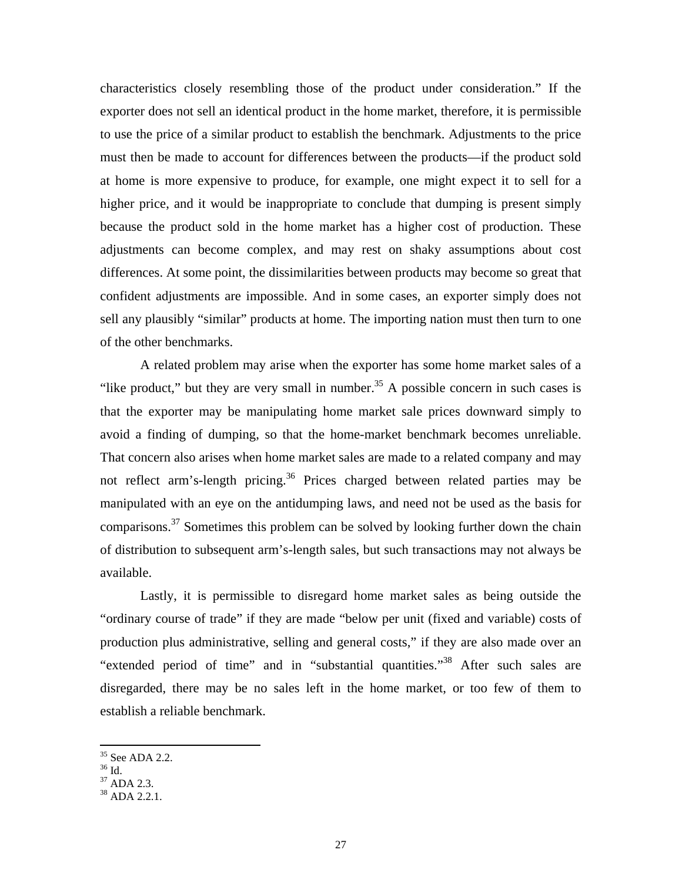characteristics closely resembling those of the product under consideration." If the exporter does not sell an identical product in the home market, therefore, it is permissible to use the price of a similar product to establish the benchmark. Adjustments to the price must then be made to account for differences between the products—if the product sold at home is more expensive to produce, for example, one might expect it to sell for a higher price, and it would be inappropriate to conclude that dumping is present simply because the product sold in the home market has a higher cost of production. These adjustments can become complex, and may rest on shaky assumptions about cost differences. At some point, the dissimilarities between products may become so great that confident adjustments are impossible. And in some cases, an exporter simply does not sell any plausibly "similar" products at home. The importing nation must then turn to one of the other benchmarks.

A related problem may arise when the exporter has some home market sales of a "like product," but they are very small in number.[35] A possible concern in such cases is that the exporter may be manipulating home market sale prices downward simply to avoid a finding of dumping, so that the home-market benchmark becomes unreliable. That concern also arises when home market sales are made to a related company and may not reflect arm's-length pricing.[36] Prices charged between related parties may be manipulated with an eye on the antidumping laws, and need not be used as the basis for comparisons.[37] Sometimes this problem can be solved by looking further down the chain of distribution to subsequent arm's-length sales, but such transactions may not always be available.

Lastly, it is permissible to disregard home market sales as being outside the "ordinary course of trade" if they are made "below per unit (fixed and variable) costs of production plus administrative, selling and general costs," if they are also made over an "extended period of time" and in "substantial quantities."[38] After such sales are disregarded, there may be no sales left in the home market, or too few of them to establish a reliable benchmark.

---

[35] See ADA 2.2.
[36] Id.
[37] ADA 2.3.
[38] ADA 2.2.1.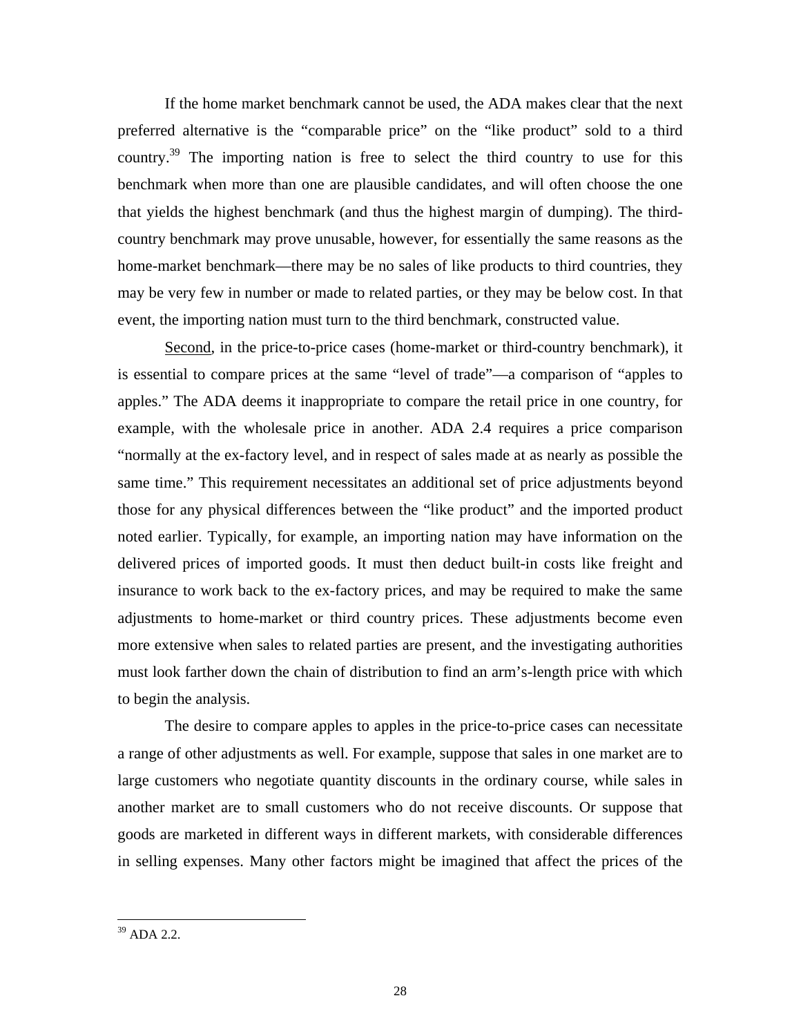If the home market benchmark cannot be used, the ADA makes clear that the next preferred alternative is the "comparable price" on the "like product" sold to a third country.[39] The importing nation is free to select the third country to use for this benchmark when more than one are plausible candidates, and will often choose the one that yields the highest benchmark (and thus the highest margin of dumping). The third-country benchmark may prove unusable, however, for essentially the same reasons as the home-market benchmark—there may be no sales of like products to third countries, they may be very few in number or made to related parties, or they may be below cost. In that event, the importing nation must turn to the third benchmark, constructed value.

Second, in the price-to-price cases (home-market or third-country benchmark), it is essential to compare prices at the same "level of trade"—a comparison of "apples to apples." The ADA deems it inappropriate to compare the retail price in one country, for example, with the wholesale price in another. ADA 2.4 requires a price comparison "normally at the ex-factory level, and in respect of sales made at as nearly as possible the same time." This requirement necessitates an additional set of price adjustments beyond those for any physical differences between the "like product" and the imported product noted earlier. Typically, for example, an importing nation may have information on the delivered prices of imported goods. It must then deduct built-in costs like freight and insurance to work back to the ex-factory prices, and may be required to make the same adjustments to home-market or third country prices. These adjustments become even more extensive when sales to related parties are present, and the investigating authorities must look farther down the chain of distribution to find an arm's-length price with which to begin the analysis.

The desire to compare apples to apples in the price-to-price cases can necessitate a range of other adjustments as well. For example, suppose that sales in one market are to large customers who negotiate quantity discounts in the ordinary course, while sales in another market are to small customers who do not receive discounts. Or suppose that goods are marketed in different ways in different markets, with considerable differences in selling expenses. Many other factors might be imagined that affect the prices of the

---

[39] ADA 2.2.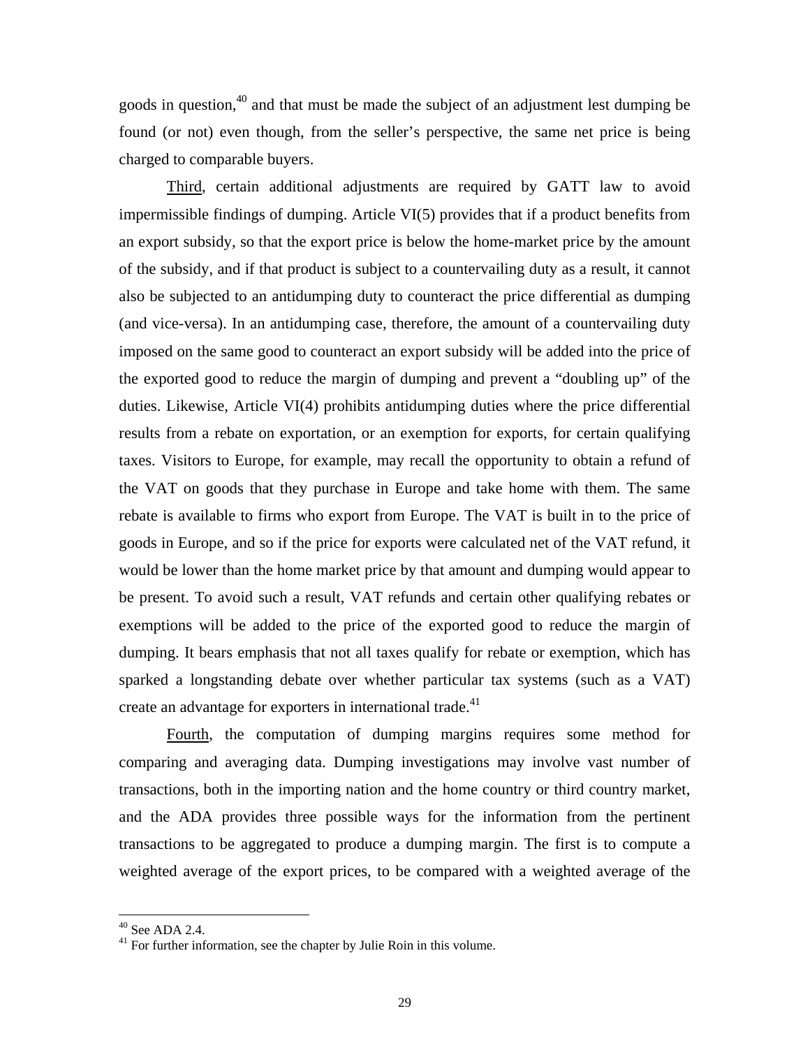goods in question,[40] and that must be made the subject of an adjustment lest dumping be found (or not) even though, from the seller's perspective, the same net price is being charged to comparable buyers.

Third, certain additional adjustments are required by GATT law to avoid impermissible findings of dumping. Article VI(5) provides that if a product benefits from an export subsidy, so that the export price is below the home-market price by the amount of the subsidy, and if that product is subject to a countervailing duty as a result, it cannot also be subjected to an antidumping duty to counteract the price differential as dumping (and vice-versa). In an antidumping case, therefore, the amount of a countervailing duty imposed on the same good to counteract an export subsidy will be added into the price of the exported good to reduce the margin of dumping and prevent a "doubling up" of the duties. Likewise, Article VI(4) prohibits antidumping duties where the price differential results from a rebate on exportation, or an exemption for exports, for certain qualifying taxes. Visitors to Europe, for example, may recall the opportunity to obtain a refund of the VAT on goods that they purchase in Europe and take home with them. The same rebate is available to firms who export from Europe. The VAT is built in to the price of goods in Europe, and so if the price for exports were calculated net of the VAT refund, it would be lower than the home market price by that amount and dumping would appear to be present. To avoid such a result, VAT refunds and certain other qualifying rebates or exemptions will be added to the price of the exported good to reduce the margin of dumping. It bears emphasis that not all taxes qualify for rebate or exemption, which has sparked a longstanding debate over whether particular tax systems (such as a VAT) create an advantage for exporters in international trade.[41]

Fourth, the computation of dumping margins requires some method for comparing and averaging data. Dumping investigations may involve vast number of transactions, both in the importing nation and the home country or third country market, and the ADA provides three possible ways for the information from the pertinent transactions to be aggregated to produce a dumping margin. The first is to compute a weighted average of the export prices, to be compared with a weighted average of the

---

[40] See ADA 2.4.

[41] For further information, see the chapter by Julie Roin in this volume.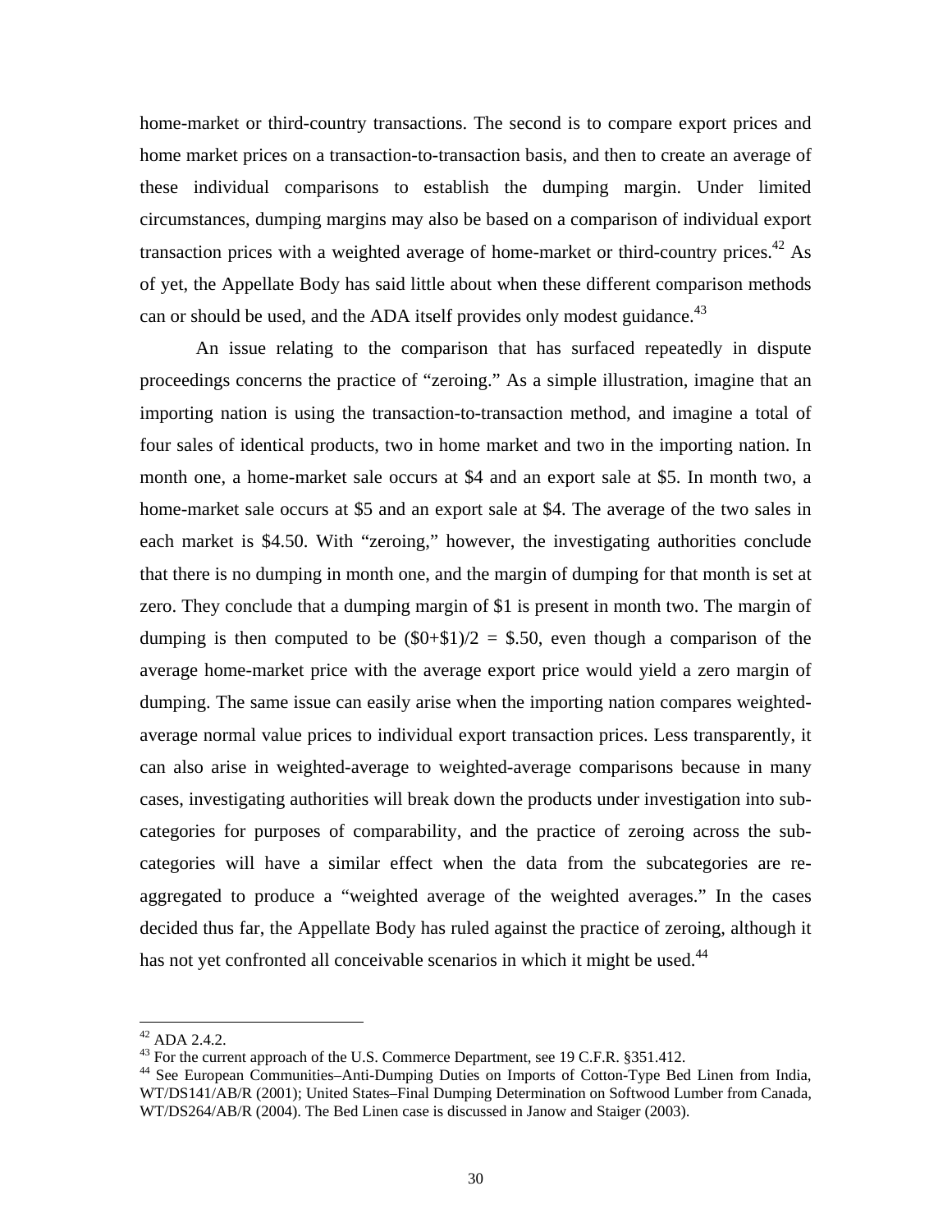home-market or third-country transactions. The second is to compare export prices and home market prices on a transaction-to-transaction basis, and then to create an average of these individual comparisons to establish the dumping margin. Under limited circumstances, dumping margins may also be based on a comparison of individual export transaction prices with a weighted average of home-market or third-country prices.[42] As of yet, the Appellate Body has said little about when these different comparison methods can or should be used, and the ADA itself provides only modest guidance.[43]

An issue relating to the comparison that has surfaced repeatedly in dispute proceedings concerns the practice of "zeroing." As a simple illustration, imagine that an importing nation is using the transaction-to-transaction method, and imagine a total of four sales of identical products, two in home market and two in the importing nation. In month one, a home-market sale occurs at $4 and an export sale at $5. In month two, a home-market sale occurs at $5 and an export sale at $4. The average of the two sales in each market is $4.50. With "zeroing," however, the investigating authorities conclude that there is no dumping in month one, and the margin of dumping for that month is set at zero. They conclude that a dumping margin of $1 is present in month two. The margin of dumping is then computed to be ($0+$1)/2 = $.50, even though a comparison of the average home-market price with the average export price would yield a zero margin of dumping. The same issue can easily arise when the importing nation compares weighted-average normal value prices to individual export transaction prices. Less transparently, it can also arise in weighted-average to weighted-average comparisons because in many cases, investigating authorities will break down the products under investigation into sub-categories for purposes of comparability, and the practice of zeroing across the sub-categories will have a similar effect when the data from the subcategories are re-aggregated to produce a "weighted average of the weighted averages." In the cases decided thus far, the Appellate Body has ruled against the practice of zeroing, although it has not yet confronted all conceivable scenarios in which it might be used.[44]

---

[42] ADA 2.4.2.

[43] For the current approach of the U.S. Commerce Department, see 19 C.F.R. §351.412.

[44] See European Communities–Anti-Dumping Duties on Imports of Cotton-Type Bed Linen from India, WT/DS141/AB/R (2001); United States–Final Dumping Determination on Softwood Lumber from Canada, WT/DS264/AB/R (2004). The Bed Linen case is discussed in Janow and Staiger (2003).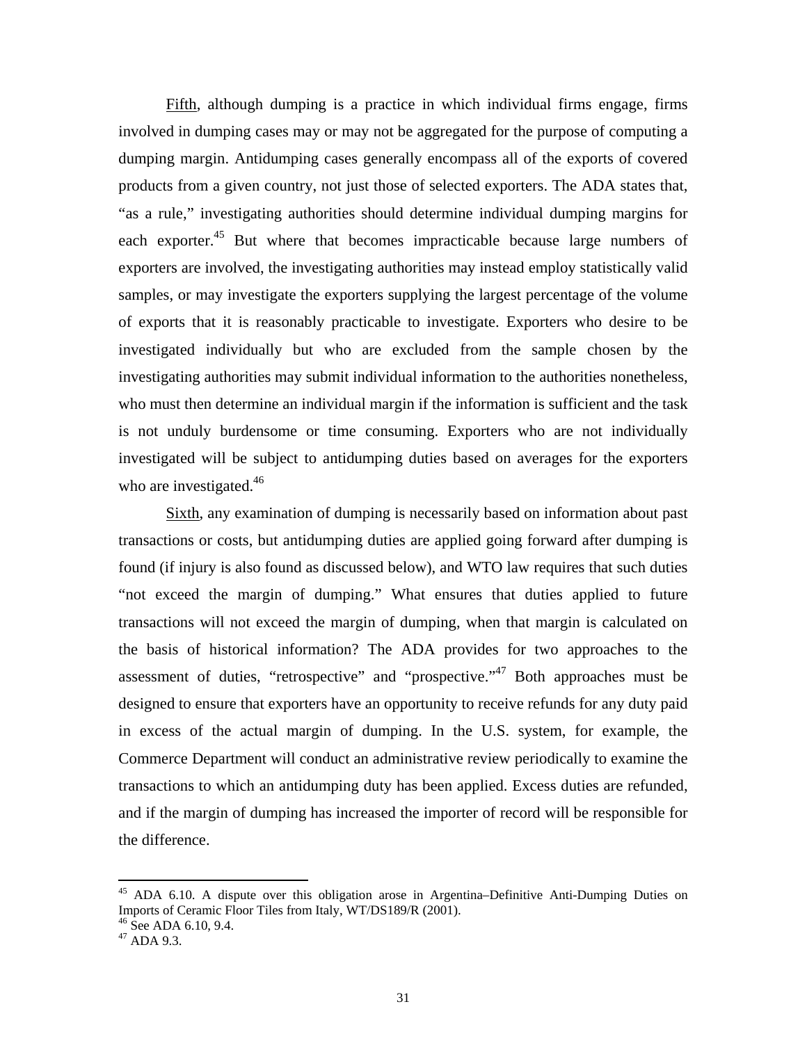Fifth, although dumping is a practice in which individual firms engage, firms involved in dumping cases may or may not be aggregated for the purpose of computing a dumping margin. Antidumping cases generally encompass all of the exports of covered products from a given country, not just those of selected exporters. The ADA states that, "as a rule," investigating authorities should determine individual dumping margins for each exporter.[45] But where that becomes impracticable because large numbers of exporters are involved, the investigating authorities may instead employ statistically valid samples, or may investigate the exporters supplying the largest percentage of the volume of exports that it is reasonably practicable to investigate. Exporters who desire to be investigated individually but who are excluded from the sample chosen by the investigating authorities may submit individual information to the authorities nonetheless, who must then determine an individual margin if the information is sufficient and the task is not unduly burdensome or time consuming. Exporters who are not individually investigated will be subject to antidumping duties based on averages for the exporters who are investigated.[46]

Sixth, any examination of dumping is necessarily based on information about past transactions or costs, but antidumping duties are applied going forward after dumping is found (if injury is also found as discussed below), and WTO law requires that such duties "not exceed the margin of dumping." What ensures that duties applied to future transactions will not exceed the margin of dumping, when that margin is calculated on the basis of historical information? The ADA provides for two approaches to the assessment of duties, "retrospective" and "prospective."[47] Both approaches must be designed to ensure that exporters have an opportunity to receive refunds for any duty paid in excess of the actual margin of dumping. In the U.S. system, for example, the Commerce Department will conduct an administrative review periodically to examine the transactions to which an antidumping duty has been applied. Excess duties are refunded, and if the margin of dumping has increased the importer of record will be responsible for the difference.

---

[45] ADA 6.10. A dispute over this obligation arose in Argentina–Definitive Anti-Dumping Duties on Imports of Ceramic Floor Tiles from Italy, WT/DS189/R (2001).

[46] See ADA 6.10, 9.4.

[47] ADA 9.3.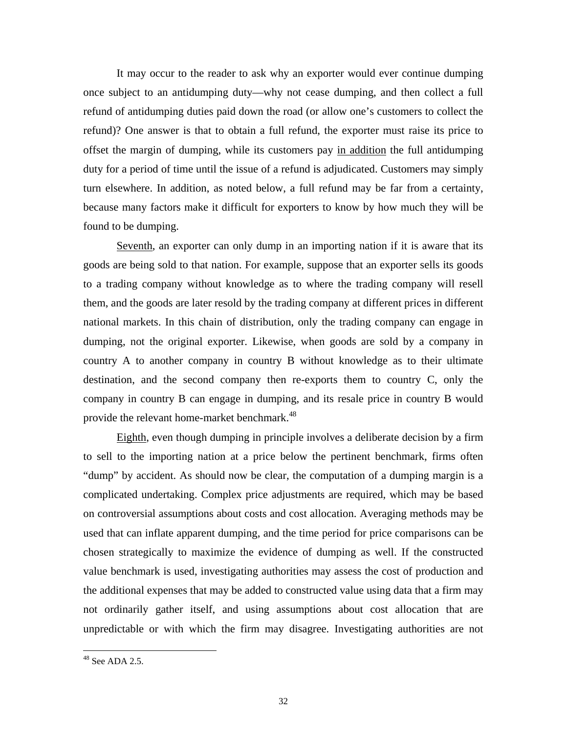It may occur to the reader to ask why an exporter would ever continue dumping once subject to an antidumping duty—why not cease dumping, and then collect a full refund of antidumping duties paid down the road (or allow one's customers to collect the refund)? One answer is that to obtain a full refund, the exporter must raise its price to offset the margin of dumping, while its customers pay <u>in addition</u> the full antidumping duty for a period of time until the issue of a refund is adjudicated. Customers may simply turn elsewhere. In addition, as noted below, a full refund may be far from a certainty, because many factors make it difficult for exporters to know by how much they will be found to be dumping.

<u>Seventh</u>, an exporter can only dump in an importing nation if it is aware that its goods are being sold to that nation. For example, suppose that an exporter sells its goods to a trading company without knowledge as to where the trading company will resell them, and the goods are later resold by the trading company at different prices in different national markets. In this chain of distribution, only the trading company can engage in dumping, not the original exporter. Likewise, when goods are sold by a company in country A to another company in country B without knowledge as to their ultimate destination, and the second company then re-exports them to country C, only the company in country B can engage in dumping, and its resale price in country B would provide the relevant home-market benchmark.[48]

<u>Eighth</u>, even though dumping in principle involves a deliberate decision by a firm to sell to the importing nation at a price below the pertinent benchmark, firms often "dump" by accident. As should now be clear, the computation of a dumping margin is a complicated undertaking. Complex price adjustments are required, which may be based on controversial assumptions about costs and cost allocation. Averaging methods may be used that can inflate apparent dumping, and the time period for price comparisons can be chosen strategically to maximize the evidence of dumping as well. If the constructed value benchmark is used, investigating authorities may assess the cost of production and the additional expenses that may be added to constructed value using data that a firm may not ordinarily gather itself, and using assumptions about cost allocation that are unpredictable or with which the firm may disagree. Investigating authorities are not

[48] See ADA 2.5.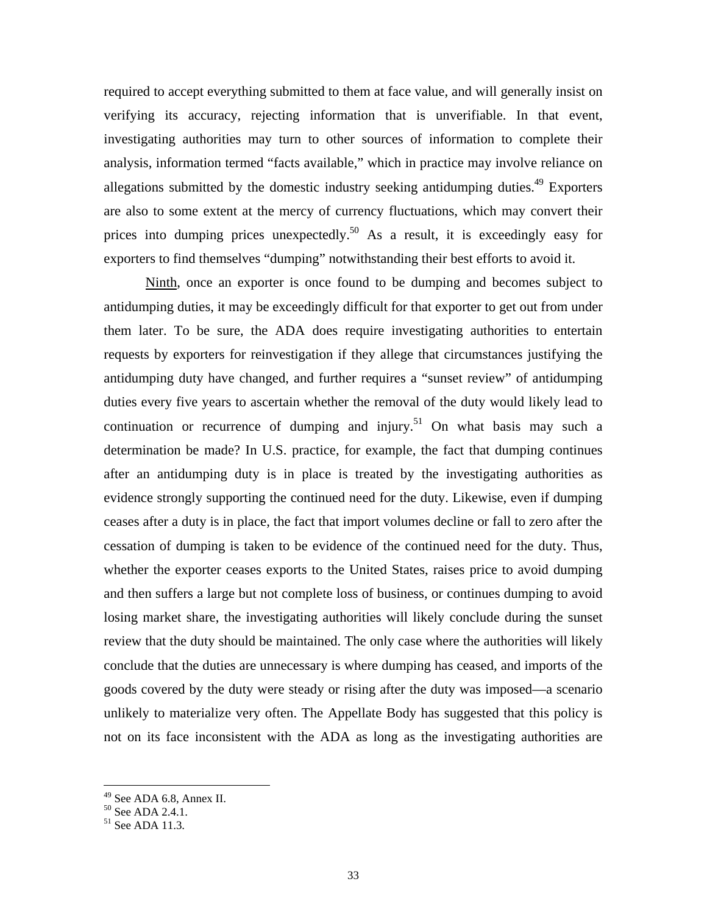required to accept everything submitted to them at face value, and will generally insist on verifying its accuracy, rejecting information that is unverifiable. In that event, investigating authorities may turn to other sources of information to complete their analysis, information termed "facts available," which in practice may involve reliance on allegations submitted by the domestic industry seeking antidumping duties.[49] Exporters are also to some extent at the mercy of currency fluctuations, which may convert their prices into dumping prices unexpectedly.[50] As a result, it is exceedingly easy for exporters to find themselves "dumping" notwithstanding their best efforts to avoid it.

Ninth, once an exporter is once found to be dumping and becomes subject to antidumping duties, it may be exceedingly difficult for that exporter to get out from under them later. To be sure, the ADA does require investigating authorities to entertain requests by exporters for reinvestigation if they allege that circumstances justifying the antidumping duty have changed, and further requires a "sunset review" of antidumping duties every five years to ascertain whether the removal of the duty would likely lead to continuation or recurrence of dumping and injury.[51] On what basis may such a determination be made? In U.S. practice, for example, the fact that dumping continues after an antidumping duty is in place is treated by the investigating authorities as evidence strongly supporting the continued need for the duty. Likewise, even if dumping ceases after a duty is in place, the fact that import volumes decline or fall to zero after the cessation of dumping is taken to be evidence of the continued need for the duty. Thus, whether the exporter ceases exports to the United States, raises price to avoid dumping and then suffers a large but not complete loss of business, or continues dumping to avoid losing market share, the investigating authorities will likely conclude during the sunset review that the duty should be maintained. The only case where the authorities will likely conclude that the duties are unnecessary is where dumping has ceased, and imports of the goods covered by the duty were steady or rising after the duty was imposed—a scenario unlikely to materialize very often. The Appellate Body has suggested that this policy is not on its face inconsistent with the ADA as long as the investigating authorities are

[49] See ADA 6.8, Annex II.

[50] See ADA 2.4.1.

[51] See ADA 11.3.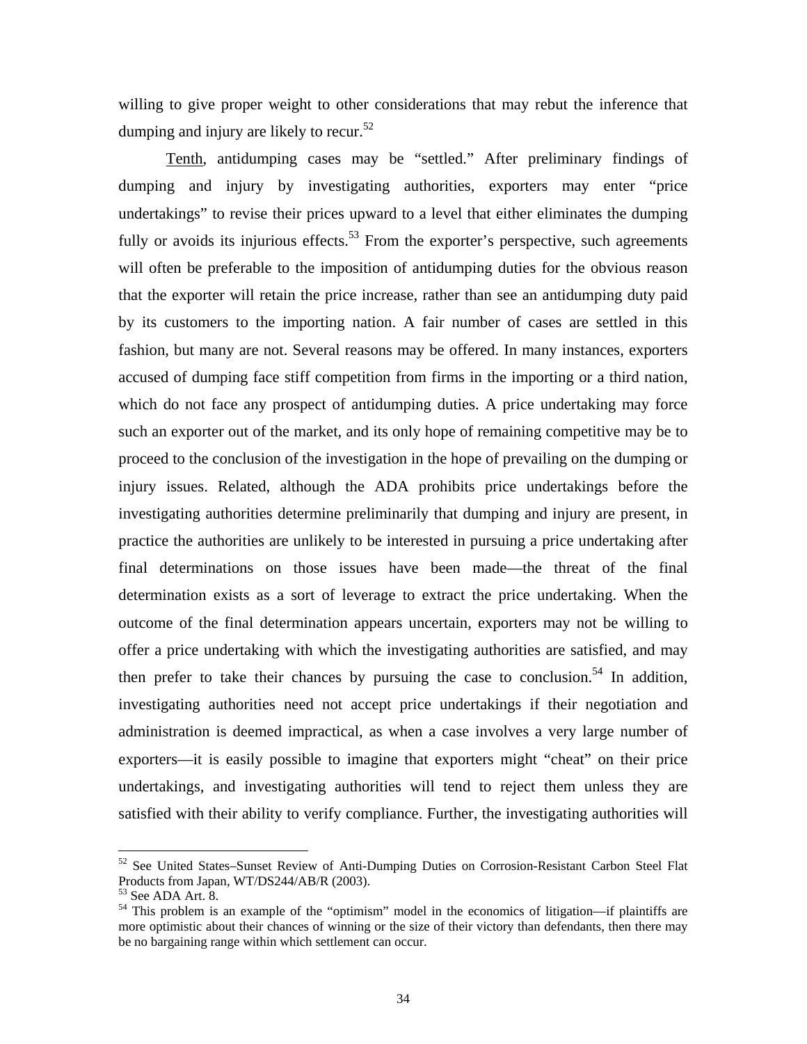willing to give proper weight to other considerations that may rebut the inference that dumping and injury are likely to recur.[52]

Tenth, antidumping cases may be "settled." After preliminary findings of dumping and injury by investigating authorities, exporters may enter "price undertakings" to revise their prices upward to a level that either eliminates the dumping fully or avoids its injurious effects.[53] From the exporter's perspective, such agreements will often be preferable to the imposition of antidumping duties for the obvious reason that the exporter will retain the price increase, rather than see an antidumping duty paid by its customers to the importing nation. A fair number of cases are settled in this fashion, but many are not. Several reasons may be offered. In many instances, exporters accused of dumping face stiff competition from firms in the importing or a third nation, which do not face any prospect of antidumping duties. A price undertaking may force such an exporter out of the market, and its only hope of remaining competitive may be to proceed to the conclusion of the investigation in the hope of prevailing on the dumping or injury issues. Related, although the ADA prohibits price undertakings before the investigating authorities determine preliminarily that dumping and injury are present, in practice the authorities are unlikely to be interested in pursuing a price undertaking after final determinations on those issues have been made—the threat of the final determination exists as a sort of leverage to extract the price undertaking. When the outcome of the final determination appears uncertain, exporters may not be willing to offer a price undertaking with which the investigating authorities are satisfied, and may then prefer to take their chances by pursuing the case to conclusion.[54] In addition, investigating authorities need not accept price undertakings if their negotiation and administration is deemed impractical, as when a case involves a very large number of exporters—it is easily possible to imagine that exporters might "cheat" on their price undertakings, and investigating authorities will tend to reject them unless they are satisfied with their ability to verify compliance. Further, the investigating authorities will

---

[52] See United States–Sunset Review of Anti-Dumping Duties on Corrosion-Resistant Carbon Steel Flat Products from Japan, WT/DS244/AB/R (2003).

[53] See ADA Art. 8.

[54] This problem is an example of the "optimism" model in the economics of litigation—if plaintiffs are more optimistic about their chances of winning or the size of their victory than defendants, then there may be no bargaining range within which settlement can occur.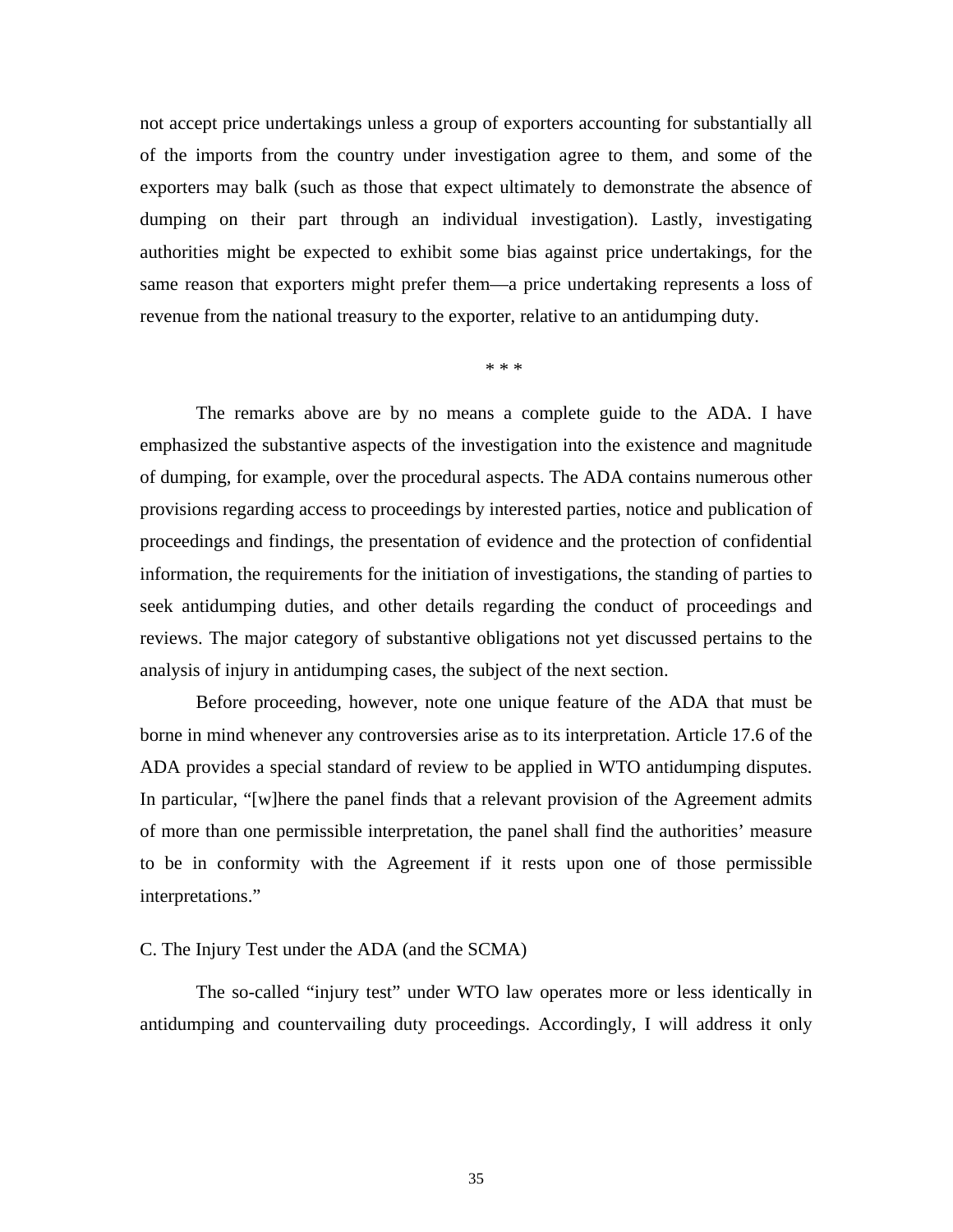not accept price undertakings unless a group of exporters accounting for substantially all of the imports from the country under investigation agree to them, and some of the exporters may balk (such as those that expect ultimately to demonstrate the absence of dumping on their part through an individual investigation). Lastly, investigating authorities might be expected to exhibit some bias against price undertakings, for the same reason that exporters might prefer them—a price undertaking represents a loss of revenue from the national treasury to the exporter, relative to an antidumping duty.

\* \* \*

The remarks above are by no means a complete guide to the ADA. I have emphasized the substantive aspects of the investigation into the existence and magnitude of dumping, for example, over the procedural aspects. The ADA contains numerous other provisions regarding access to proceedings by interested parties, notice and publication of proceedings and findings, the presentation of evidence and the protection of confidential information, the requirements for the initiation of investigations, the standing of parties to seek antidumping duties, and other details regarding the conduct of proceedings and reviews. The major category of substantive obligations not yet discussed pertains to the analysis of injury in antidumping cases, the subject of the next section.

Before proceeding, however, note one unique feature of the ADA that must be borne in mind whenever any controversies arise as to its interpretation. Article 17.6 of the ADA provides a special standard of review to be applied in WTO antidumping disputes. In particular, "[w]here the panel finds that a relevant provision of the Agreement admits of more than one permissible interpretation, the panel shall find the authorities' measure to be in conformity with the Agreement if it rests upon one of those permissible interpretations."

### C. The Injury Test under the ADA (and the SCMA)

The so-called "injury test" under WTO law operates more or less identically in antidumping and countervailing duty proceedings. Accordingly, I will address it only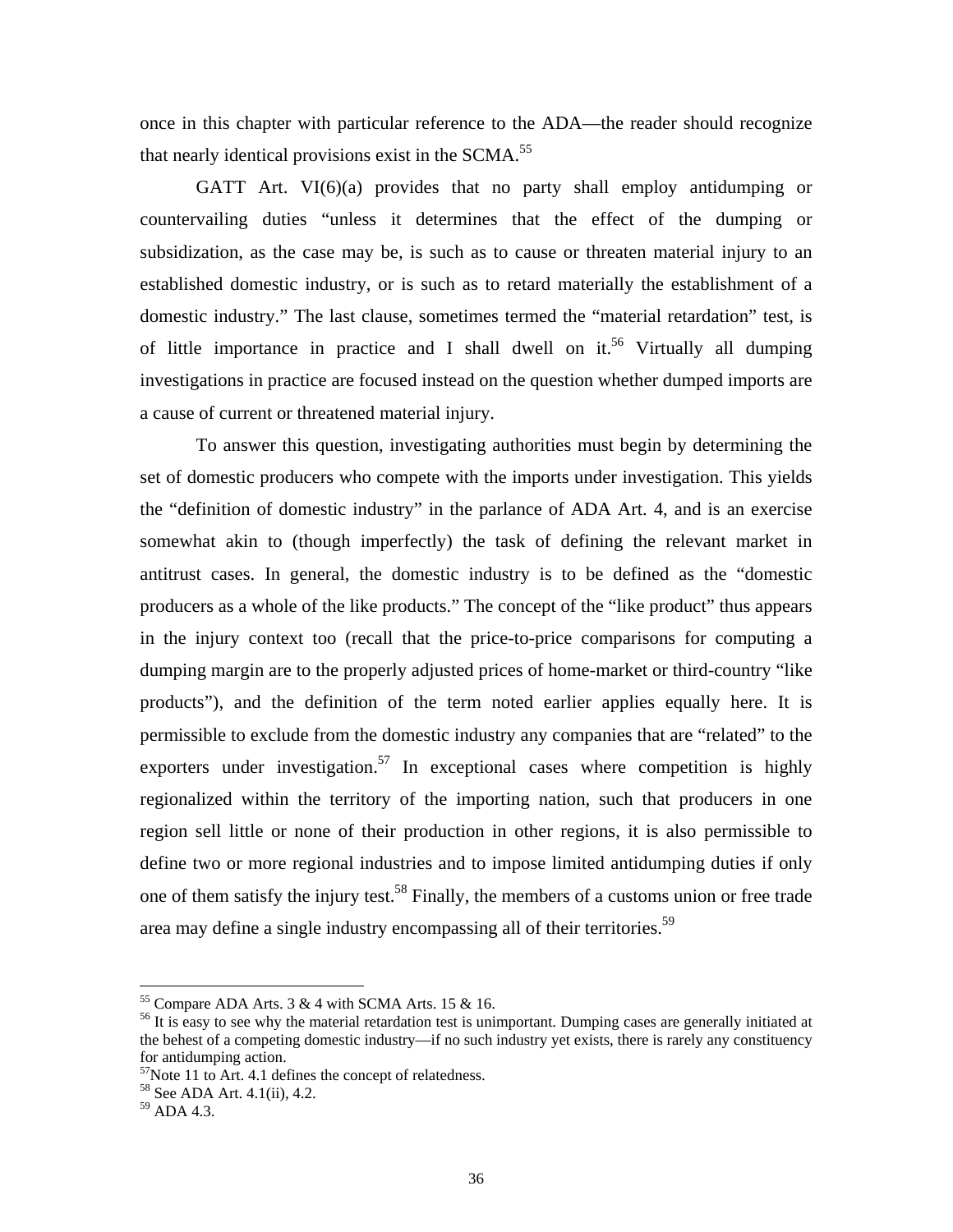once in this chapter with particular reference to the ADA—the reader should recognize that nearly identical provisions exist in the SCMA.[55]

GATT Art. VI(6)(a) provides that no party shall employ antidumping or countervailing duties "unless it determines that the effect of the dumping or subsidization, as the case may be, is such as to cause or threaten material injury to an established domestic industry, or is such as to retard materially the establishment of a domestic industry." The last clause, sometimes termed the "material retardation" test, is of little importance in practice and I shall dwell on it.[56] Virtually all dumping investigations in practice are focused instead on the question whether dumped imports are a cause of current or threatened material injury.

To answer this question, investigating authorities must begin by determining the set of domestic producers who compete with the imports under investigation. This yields the "definition of domestic industry" in the parlance of ADA Art. 4, and is an exercise somewhat akin to (though imperfectly) the task of defining the relevant market in antitrust cases. In general, the domestic industry is to be defined as the "domestic producers as a whole of the like products." The concept of the "like product" thus appears in the injury context too (recall that the price-to-price comparisons for computing a dumping margin are to the properly adjusted prices of home-market or third-country "like products"), and the definition of the term noted earlier applies equally here. It is permissible to exclude from the domestic industry any companies that are "related" to the exporters under investigation.[57] In exceptional cases where competition is highly regionalized within the territory of the importing nation, such that producers in one region sell little or none of their production in other regions, it is also permissible to define two or more regional industries and to impose limited antidumping duties if only one of them satisfy the injury test.[58] Finally, the members of a customs union or free trade area may define a single industry encompassing all of their territories.[59]

---

[55] Compare ADA Arts. 3 & 4 with SCMA Arts. 15 & 16.

[56] It is easy to see why the material retardation test is unimportant. Dumping cases are generally initiated at the behest of a competing domestic industry—if no such industry yet exists, there is rarely any constituency for antidumping action.

[57] Note 11 to Art. 4.1 defines the concept of relatedness.

[58] See ADA Art. 4.1(ii), 4.2.

[59] ADA 4.3.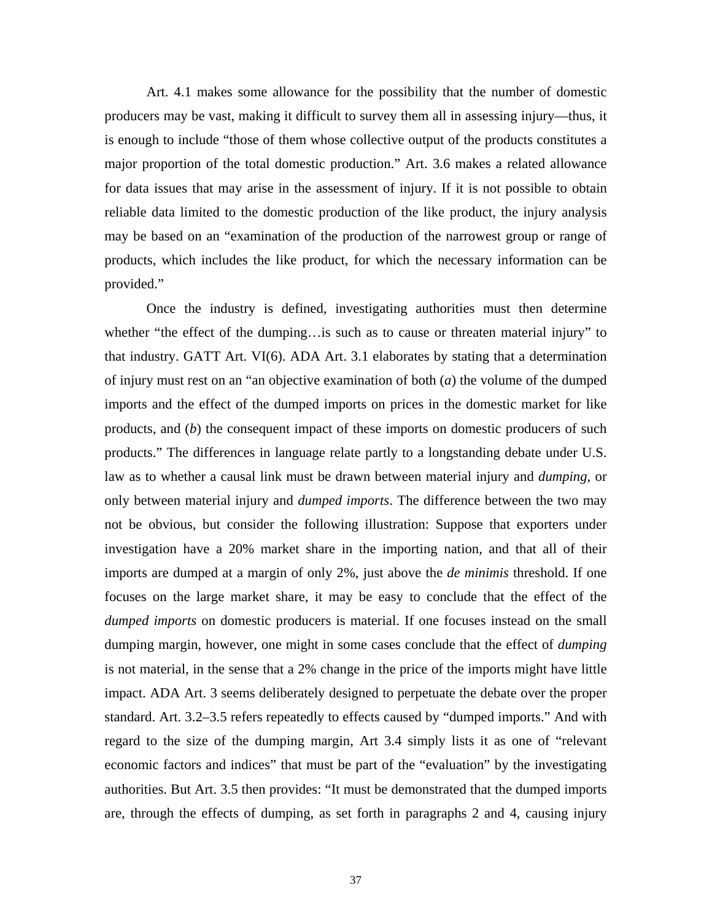Art. 4.1 makes some allowance for the possibility that the number of domestic producers may be vast, making it difficult to survey them all in assessing injury—thus, it is enough to include "those of them whose collective output of the products constitutes a major proportion of the total domestic production." Art. 3.6 makes a related allowance for data issues that may arise in the assessment of injury. If it is not possible to obtain reliable data limited to the domestic production of the like product, the injury analysis may be based on an "examination of the production of the narrowest group or range of products, which includes the like product, for which the necessary information can be provided."

Once the industry is defined, investigating authorities must then determine whether "the effect of the dumping…is such as to cause or threaten material injury" to that industry. GATT Art. VI(6). ADA Art. 3.1 elaborates by stating that a determination of injury must rest on an "an objective examination of both (*a*) the volume of the dumped imports and the effect of the dumped imports on prices in the domestic market for like products, and (*b*) the consequent impact of these imports on domestic producers of such products." The differences in language relate partly to a longstanding debate under U.S. law as to whether a causal link must be drawn between material injury and *dumping*, or only between material injury and *dumped imports*. The difference between the two may not be obvious, but consider the following illustration: Suppose that exporters under investigation have a 20% market share in the importing nation, and that all of their imports are dumped at a margin of only 2%, just above the *de minimis* threshold. If one focuses on the large market share, it may be easy to conclude that the effect of the *dumped imports* on domestic producers is material. If one focuses instead on the small dumping margin, however, one might in some cases conclude that the effect of *dumping* is not material, in the sense that a 2% change in the price of the imports might have little impact. ADA Art. 3 seems deliberately designed to perpetuate the debate over the proper standard. Art. 3.2–3.5 refers repeatedly to effects caused by "dumped imports." And with regard to the size of the dumping margin, Art 3.4 simply lists it as one of "relevant economic factors and indices" that must be part of the "evaluation" by the investigating authorities. But Art. 3.5 then provides: "It must be demonstrated that the dumped imports are, through the effects of dumping, as set forth in paragraphs 2 and 4, causing injury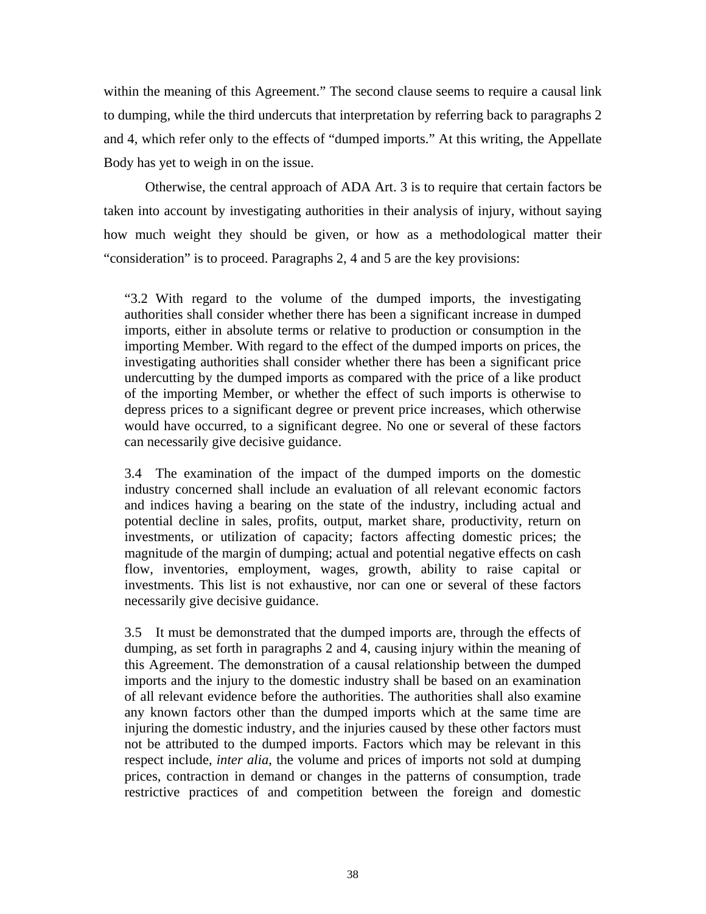within the meaning of this Agreement." The second clause seems to require a causal link to dumping, while the third undercuts that interpretation by referring back to paragraphs 2 and 4, which refer only to the effects of "dumped imports." At this writing, the Appellate Body has yet to weigh in on the issue.

Otherwise, the central approach of ADA Art. 3 is to require that certain factors be taken into account by investigating authorities in their analysis of injury, without saying how much weight they should be given, or how as a methodological matter their "consideration" is to proceed. Paragraphs 2, 4 and 5 are the key provisions:

> "3.2 With regard to the volume of the dumped imports, the investigating authorities shall consider whether there has been a significant increase in dumped imports, either in absolute terms or relative to production or consumption in the importing Member. With regard to the effect of the dumped imports on prices, the investigating authorities shall consider whether there has been a significant price undercutting by the dumped imports as compared with the price of a like product of the importing Member, or whether the effect of such imports is otherwise to depress prices to a significant degree or prevent price increases, which otherwise would have occurred, to a significant degree. No one or several of these factors can necessarily give decisive guidance.
>
> 3.4 The examination of the impact of the dumped imports on the domestic industry concerned shall include an evaluation of all relevant economic factors and indices having a bearing on the state of the industry, including actual and potential decline in sales, profits, output, market share, productivity, return on investments, or utilization of capacity; factors affecting domestic prices; the magnitude of the margin of dumping; actual and potential negative effects on cash flow, inventories, employment, wages, growth, ability to raise capital or investments. This list is not exhaustive, nor can one or several of these factors necessarily give decisive guidance.
>
> 3.5 It must be demonstrated that the dumped imports are, through the effects of dumping, as set forth in paragraphs 2 and 4, causing injury within the meaning of this Agreement. The demonstration of a causal relationship between the dumped imports and the injury to the domestic industry shall be based on an examination of all relevant evidence before the authorities. The authorities shall also examine any known factors other than the dumped imports which at the same time are injuring the domestic industry, and the injuries caused by these other factors must not be attributed to the dumped imports. Factors which may be relevant in this respect include, *inter alia*, the volume and prices of imports not sold at dumping prices, contraction in demand or changes in the patterns of consumption, trade restrictive practices of and competition between the foreign and domestic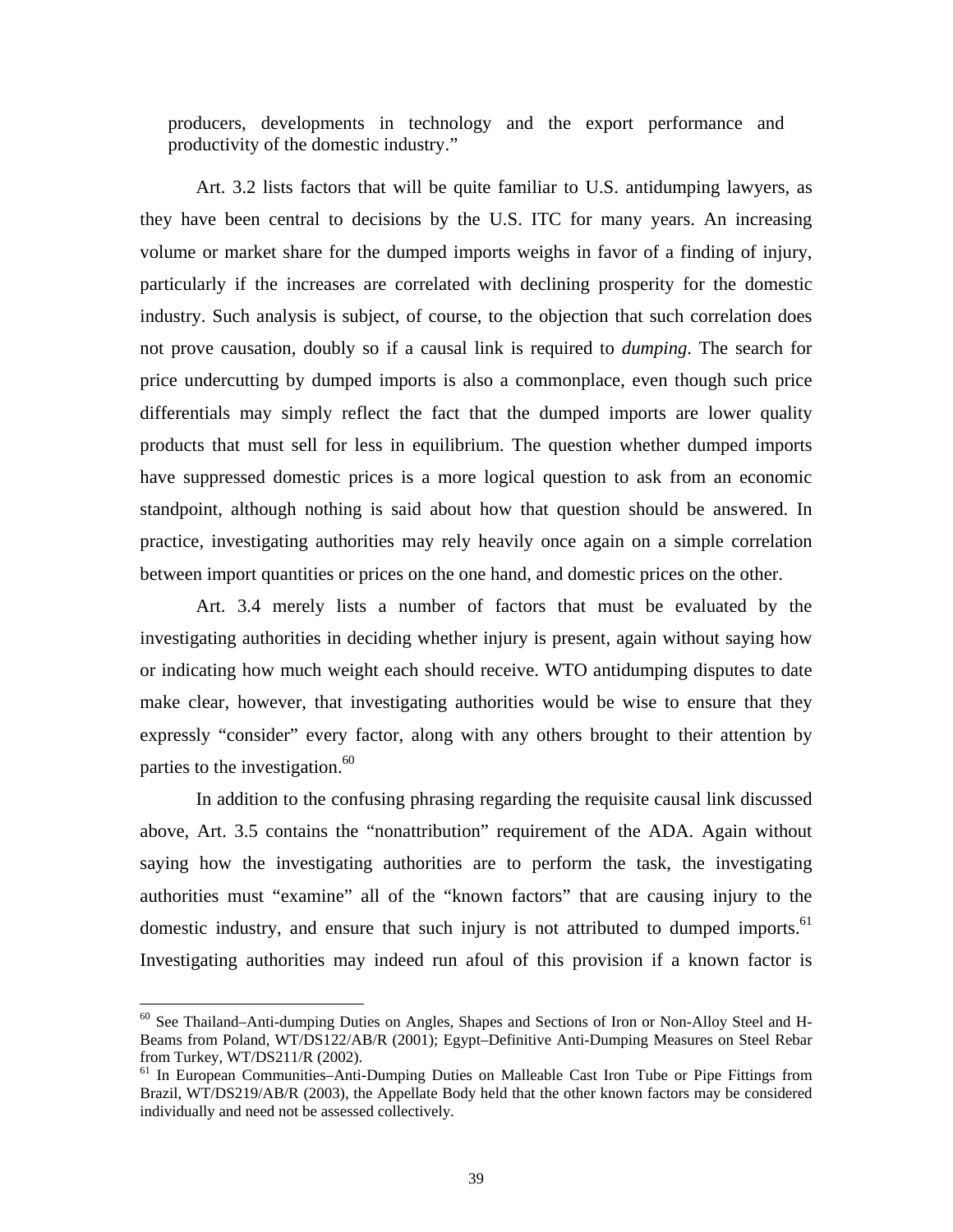producers, developments in technology and the export performance and productivity of the domestic industry."

Art. 3.2 lists factors that will be quite familiar to U.S. antidumping lawyers, as they have been central to decisions by the U.S. ITC for many years. An increasing volume or market share for the dumped imports weighs in favor of a finding of injury, particularly if the increases are correlated with declining prosperity for the domestic industry. Such analysis is subject, of course, to the objection that such correlation does not prove causation, doubly so if a causal link is required to *dumping*. The search for price undercutting by dumped imports is also a commonplace, even though such price differentials may simply reflect the fact that the dumped imports are lower quality products that must sell for less in equilibrium. The question whether dumped imports have suppressed domestic prices is a more logical question to ask from an economic standpoint, although nothing is said about how that question should be answered. In practice, investigating authorities may rely heavily once again on a simple correlation between import quantities or prices on the one hand, and domestic prices on the other.

Art. 3.4 merely lists a number of factors that must be evaluated by the investigating authorities in deciding whether injury is present, again without saying how or indicating how much weight each should receive. WTO antidumping disputes to date make clear, however, that investigating authorities would be wise to ensure that they expressly "consider" every factor, along with any others brought to their attention by parties to the investigation.[60]

In addition to the confusing phrasing regarding the requisite causal link discussed above, Art. 3.5 contains the "nonattribution" requirement of the ADA. Again without saying how the investigating authorities are to perform the task, the investigating authorities must "examine" all of the "known factors" that are causing injury to the domestic industry, and ensure that such injury is not attributed to dumped imports.[61] Investigating authorities may indeed run afoul of this provision if a known factor is

---

[60] See Thailand–Anti-dumping Duties on Angles, Shapes and Sections of Iron or Non-Alloy Steel and H-Beams from Poland, WT/DS122/AB/R (2001); Egypt–Definitive Anti-Dumping Measures on Steel Rebar from Turkey, WT/DS211/R (2002).

[61] In European Communities–Anti-Dumping Duties on Malleable Cast Iron Tube or Pipe Fittings from Brazil, WT/DS219/AB/R (2003), the Appellate Body held that the other known factors may be considered individually and need not be assessed collectively.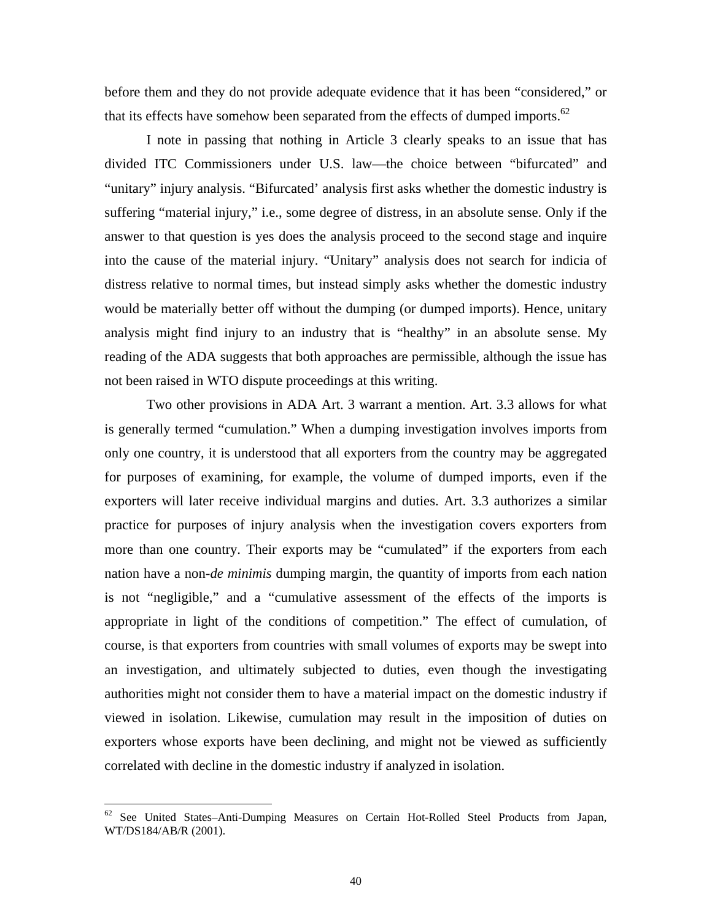before them and they do not provide adequate evidence that it has been "considered," or that its effects have somehow been separated from the effects of dumped imports.[62]

I note in passing that nothing in Article 3 clearly speaks to an issue that has divided ITC Commissioners under U.S. law—the choice between "bifurcated" and "unitary" injury analysis. "Bifurcated' analysis first asks whether the domestic industry is suffering "material injury," i.e., some degree of distress, in an absolute sense. Only if the answer to that question is yes does the analysis proceed to the second stage and inquire into the cause of the material injury. "Unitary" analysis does not search for indicia of distress relative to normal times, but instead simply asks whether the domestic industry would be materially better off without the dumping (or dumped imports). Hence, unitary analysis might find injury to an industry that is "healthy" in an absolute sense. My reading of the ADA suggests that both approaches are permissible, although the issue has not been raised in WTO dispute proceedings at this writing.

Two other provisions in ADA Art. 3 warrant a mention. Art. 3.3 allows for what is generally termed "cumulation." When a dumping investigation involves imports from only one country, it is understood that all exporters from the country may be aggregated for purposes of examining, for example, the volume of dumped imports, even if the exporters will later receive individual margins and duties. Art. 3.3 authorizes a similar practice for purposes of injury analysis when the investigation covers exporters from more than one country. Their exports may be "cumulated" if the exporters from each nation have a non-*de minimis* dumping margin, the quantity of imports from each nation is not "negligible," and a "cumulative assessment of the effects of the imports is appropriate in light of the conditions of competition." The effect of cumulation, of course, is that exporters from countries with small volumes of exports may be swept into an investigation, and ultimately subjected to duties, even though the investigating authorities might not consider them to have a material impact on the domestic industry if viewed in isolation. Likewise, cumulation may result in the imposition of duties on exporters whose exports have been declining, and might not be viewed as sufficiently correlated with decline in the domestic industry if analyzed in isolation.

---

[62] See United States–Anti-Dumping Measures on Certain Hot-Rolled Steel Products from Japan, WT/DS184/AB/R (2001).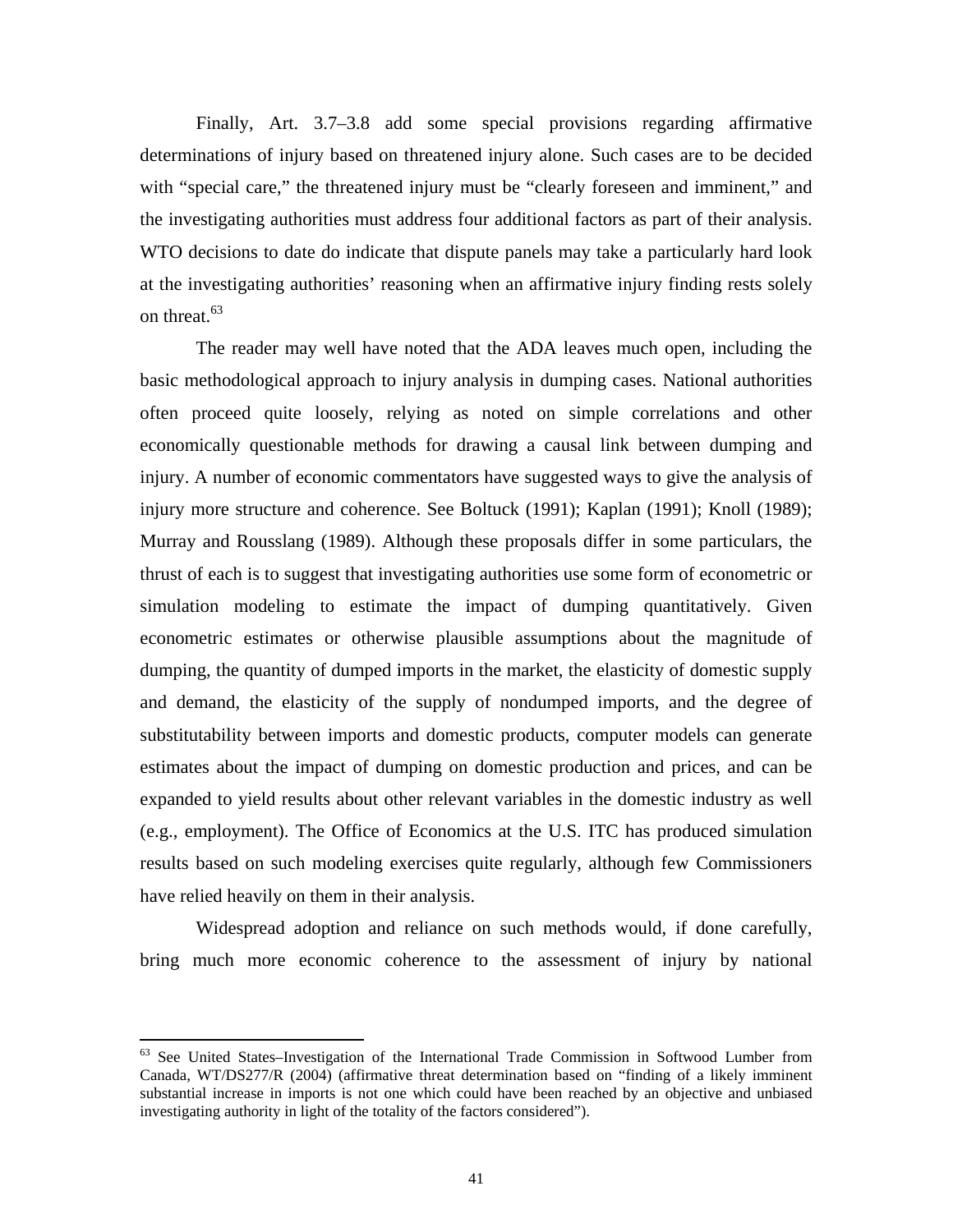Finally, Art. 3.7–3.8 add some special provisions regarding affirmative determinations of injury based on threatened injury alone. Such cases are to be decided with "special care," the threatened injury must be "clearly foreseen and imminent," and the investigating authorities must address four additional factors as part of their analysis. WTO decisions to date do indicate that dispute panels may take a particularly hard look at the investigating authorities' reasoning when an affirmative injury finding rests solely on threat.[63]

The reader may well have noted that the ADA leaves much open, including the basic methodological approach to injury analysis in dumping cases. National authorities often proceed quite loosely, relying as noted on simple correlations and other economically questionable methods for drawing a causal link between dumping and injury. A number of economic commentators have suggested ways to give the analysis of injury more structure and coherence. See Boltuck (1991); Kaplan (1991); Knoll (1989); Murray and Rousslang (1989). Although these proposals differ in some particulars, the thrust of each is to suggest that investigating authorities use some form of econometric or simulation modeling to estimate the impact of dumping quantitatively. Given econometric estimates or otherwise plausible assumptions about the magnitude of dumping, the quantity of dumped imports in the market, the elasticity of domestic supply and demand, the elasticity of the supply of nondumped imports, and the degree of substitutability between imports and domestic products, computer models can generate estimates about the impact of dumping on domestic production and prices, and can be expanded to yield results about other relevant variables in the domestic industry as well (e.g., employment). The Office of Economics at the U.S. ITC has produced simulation results based on such modeling exercises quite regularly, although few Commissioners have relied heavily on them in their analysis.

Widespread adoption and reliance on such methods would, if done carefully, bring much more economic coherence to the assessment of injury by national

---

[63] See United States–Investigation of the International Trade Commission in Softwood Lumber from Canada, WT/DS277/R (2004) (affirmative threat determination based on "finding of a likely imminent substantial increase in imports is not one which could have been reached by an objective and unbiased investigating authority in light of the totality of the factors considered").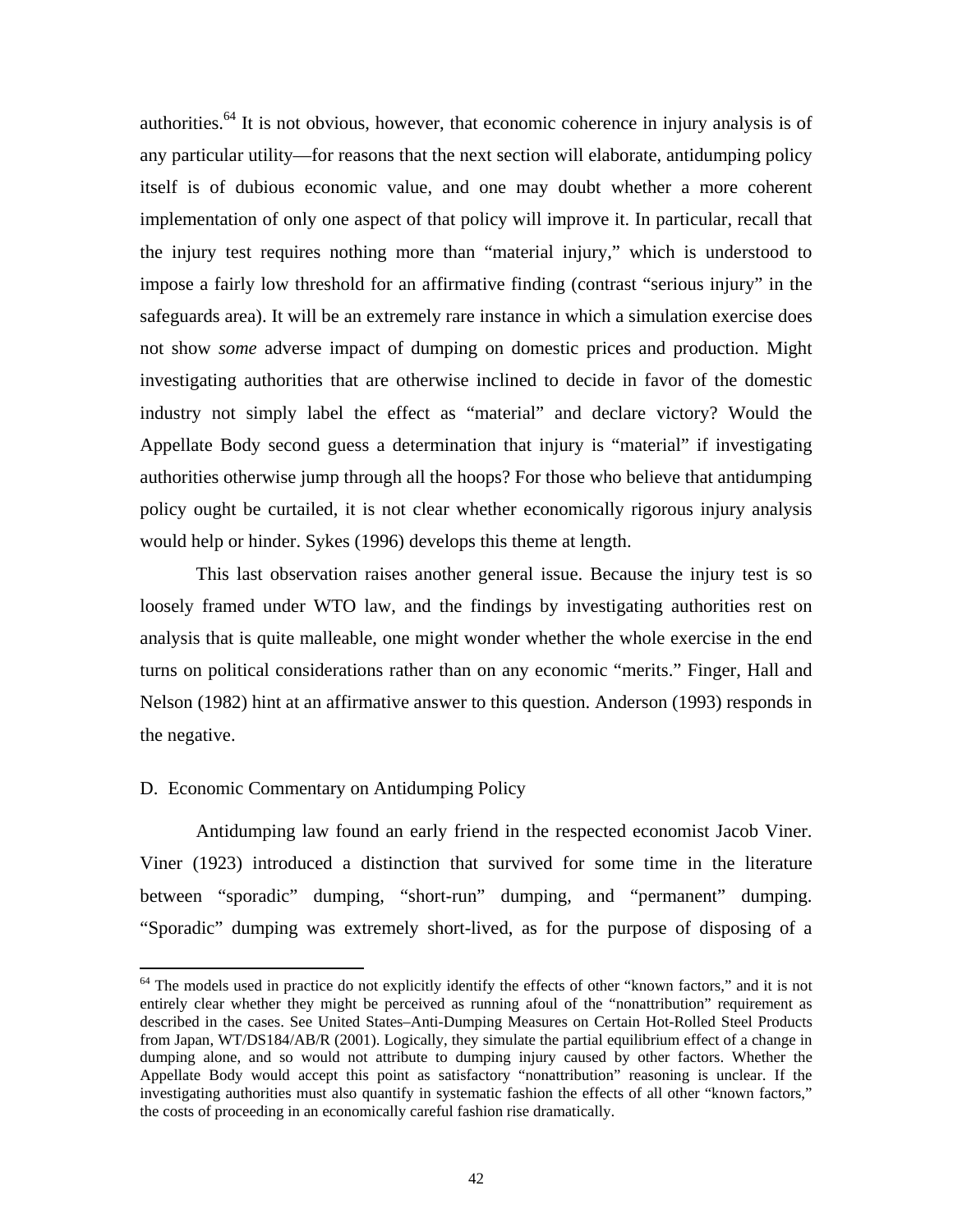authorities.[64] It is not obvious, however, that economic coherence in injury analysis is of any particular utility—for reasons that the next section will elaborate, antidumping policy itself is of dubious economic value, and one may doubt whether a more coherent implementation of only one aspect of that policy will improve it. In particular, recall that the injury test requires nothing more than "material injury," which is understood to impose a fairly low threshold for an affirmative finding (contrast "serious injury" in the safeguards area). It will be an extremely rare instance in which a simulation exercise does not show *some* adverse impact of dumping on domestic prices and production. Might investigating authorities that are otherwise inclined to decide in favor of the domestic industry not simply label the effect as "material" and declare victory? Would the Appellate Body second guess a determination that injury is "material" if investigating authorities otherwise jump through all the hoops? For those who believe that antidumping policy ought be curtailed, it is not clear whether economically rigorous injury analysis would help or hinder. Sykes (1996) develops this theme at length.

This last observation raises another general issue. Because the injury test is so loosely framed under WTO law, and the findings by investigating authorities rest on analysis that is quite malleable, one might wonder whether the whole exercise in the end turns on political considerations rather than on any economic "merits." Finger, Hall and Nelson (1982) hint at an affirmative answer to this question. Anderson (1993) responds in the negative.

## D. Economic Commentary on Antidumping Policy

Antidumping law found an early friend in the respected economist Jacob Viner. Viner (1923) introduced a distinction that survived for some time in the literature between "sporadic" dumping, "short-run" dumping, and "permanent" dumping. "Sporadic" dumping was extremely short-lived, as for the purpose of disposing of a

---

[64] The models used in practice do not explicitly identify the effects of other "known factors," and it is not entirely clear whether they might be perceived as running afoul of the "nonattribution" requirement as described in the cases. See United States–Anti-Dumping Measures on Certain Hot-Rolled Steel Products from Japan, WT/DS184/AB/R (2001). Logically, they simulate the partial equilibrium effect of a change in dumping alone, and so would not attribute to dumping injury caused by other factors. Whether the Appellate Body would accept this point as satisfactory "nonattribution" reasoning is unclear. If the investigating authorities must also quantify in systematic fashion the effects of all other "known factors," the costs of proceeding in an economically careful fashion rise dramatically.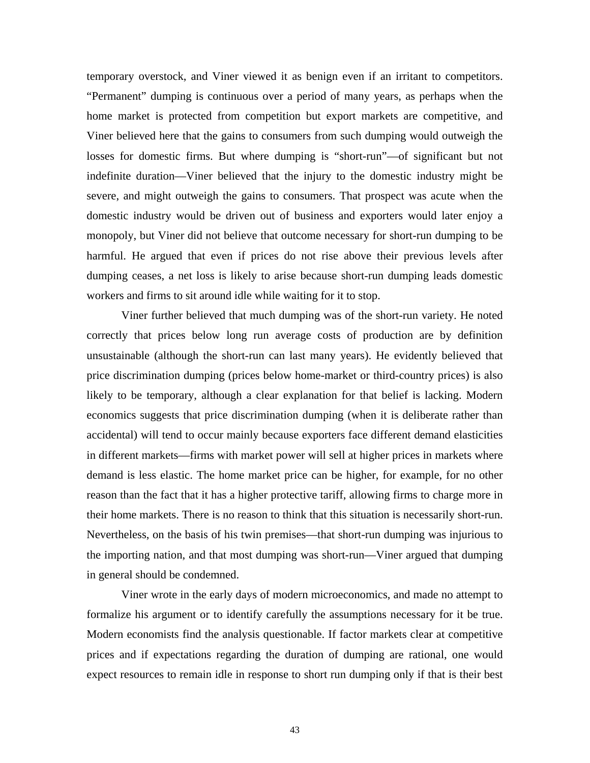temporary overstock, and Viner viewed it as benign even if an irritant to competitors. "Permanent" dumping is continuous over a period of many years, as perhaps when the home market is protected from competition but export markets are competitive, and Viner believed here that the gains to consumers from such dumping would outweigh the losses for domestic firms. But where dumping is "short-run"—of significant but not indefinite duration—Viner believed that the injury to the domestic industry might be severe, and might outweigh the gains to consumers. That prospect was acute when the domestic industry would be driven out of business and exporters would later enjoy a monopoly, but Viner did not believe that outcome necessary for short-run dumping to be harmful. He argued that even if prices do not rise above their previous levels after dumping ceases, a net loss is likely to arise because short-run dumping leads domestic workers and firms to sit around idle while waiting for it to stop.

Viner further believed that much dumping was of the short-run variety. He noted correctly that prices below long run average costs of production are by definition unsustainable (although the short-run can last many years). He evidently believed that price discrimination dumping (prices below home-market or third-country prices) is also likely to be temporary, although a clear explanation for that belief is lacking. Modern economics suggests that price discrimination dumping (when it is deliberate rather than accidental) will tend to occur mainly because exporters face different demand elasticities in different markets—firms with market power will sell at higher prices in markets where demand is less elastic. The home market price can be higher, for example, for no other reason than the fact that it has a higher protective tariff, allowing firms to charge more in their home markets. There is no reason to think that this situation is necessarily short-run. Nevertheless, on the basis of his twin premises—that short-run dumping was injurious to the importing nation, and that most dumping was short-run—Viner argued that dumping in general should be condemned.

Viner wrote in the early days of modern microeconomics, and made no attempt to formalize his argument or to identify carefully the assumptions necessary for it be true. Modern economists find the analysis questionable. If factor markets clear at competitive prices and if expectations regarding the duration of dumping are rational, one would expect resources to remain idle in response to short run dumping only if that is their best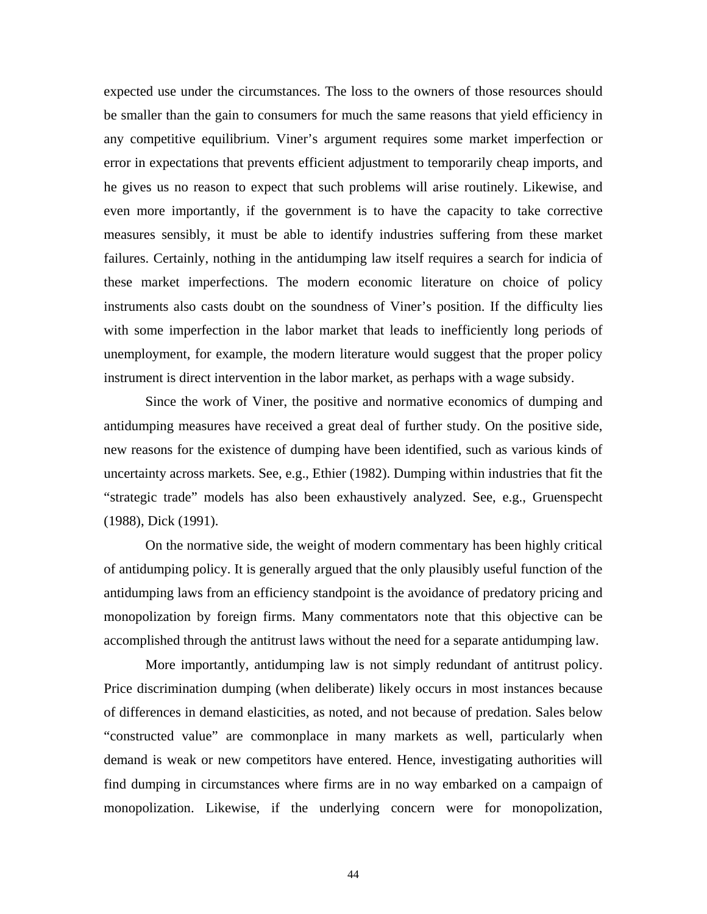expected use under the circumstances. The loss to the owners of those resources should be smaller than the gain to consumers for much the same reasons that yield efficiency in any competitive equilibrium. Viner's argument requires some market imperfection or error in expectations that prevents efficient adjustment to temporarily cheap imports, and he gives us no reason to expect that such problems will arise routinely. Likewise, and even more importantly, if the government is to have the capacity to take corrective measures sensibly, it must be able to identify industries suffering from these market failures. Certainly, nothing in the antidumping law itself requires a search for indicia of these market imperfections. The modern economic literature on choice of policy instruments also casts doubt on the soundness of Viner's position. If the difficulty lies with some imperfection in the labor market that leads to inefficiently long periods of unemployment, for example, the modern literature would suggest that the proper policy instrument is direct intervention in the labor market, as perhaps with a wage subsidy.

Since the work of Viner, the positive and normative economics of dumping and antidumping measures have received a great deal of further study. On the positive side, new reasons for the existence of dumping have been identified, such as various kinds of uncertainty across markets. See, e.g., Ethier (1982). Dumping within industries that fit the "strategic trade" models has also been exhaustively analyzed. See, e.g., Gruenspecht (1988), Dick (1991).

On the normative side, the weight of modern commentary has been highly critical of antidumping policy. It is generally argued that the only plausibly useful function of the antidumping laws from an efficiency standpoint is the avoidance of predatory pricing and monopolization by foreign firms. Many commentators note that this objective can be accomplished through the antitrust laws without the need for a separate antidumping law.

More importantly, antidumping law is not simply redundant of antitrust policy. Price discrimination dumping (when deliberate) likely occurs in most instances because of differences in demand elasticities, as noted, and not because of predation. Sales below "constructed value" are commonplace in many markets as well, particularly when demand is weak or new competitors have entered. Hence, investigating authorities will find dumping in circumstances where firms are in no way embarked on a campaign of monopolization. Likewise, if the underlying concern were for monopolization,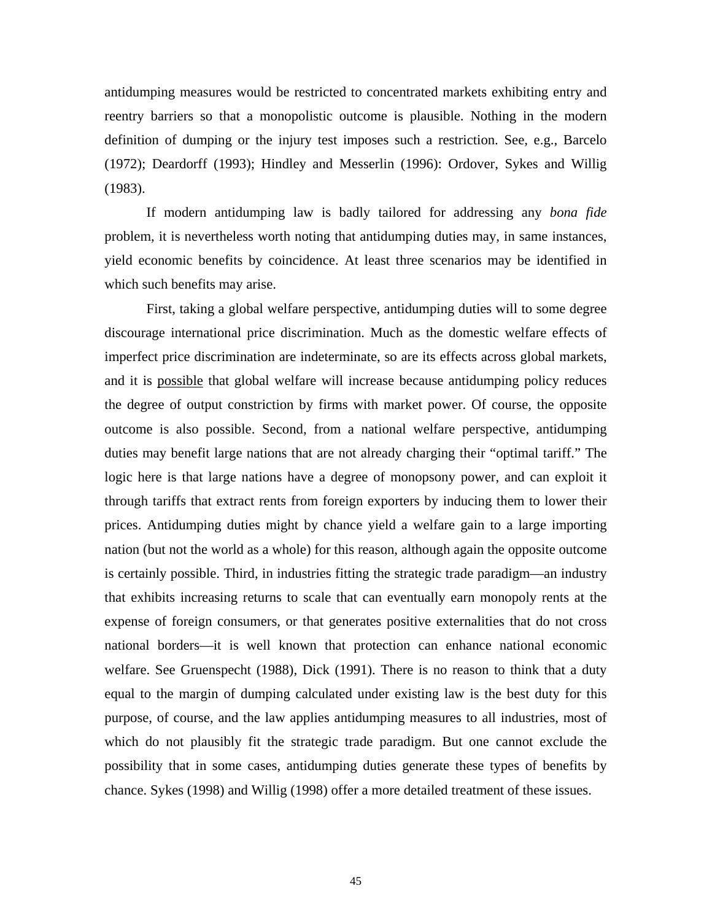antidumping measures would be restricted to concentrated markets exhibiting entry and reentry barriers so that a monopolistic outcome is plausible. Nothing in the modern definition of dumping or the injury test imposes such a restriction. See, e.g., Barcelo (1972); Deardorff (1993); Hindley and Messerlin (1996): Ordover, Sykes and Willig (1983).

If modern antidumping law is badly tailored for addressing any *bona fide* problem, it is nevertheless worth noting that antidumping duties may, in same instances, yield economic benefits by coincidence. At least three scenarios may be identified in which such benefits may arise.

First, taking a global welfare perspective, antidumping duties will to some degree discourage international price discrimination. Much as the domestic welfare effects of imperfect price discrimination are indeterminate, so are its effects across global markets, and it is <u>possible</u> that global welfare will increase because antidumping policy reduces the degree of output constriction by firms with market power. Of course, the opposite outcome is also possible. Second, from a national welfare perspective, antidumping duties may benefit large nations that are not already charging their "optimal tariff." The logic here is that large nations have a degree of monopsony power, and can exploit it through tariffs that extract rents from foreign exporters by inducing them to lower their prices. Antidumping duties might by chance yield a welfare gain to a large importing nation (but not the world as a whole) for this reason, although again the opposite outcome is certainly possible. Third, in industries fitting the strategic trade paradigm—an industry that exhibits increasing returns to scale that can eventually earn monopoly rents at the expense of foreign consumers, or that generates positive externalities that do not cross national borders—it is well known that protection can enhance national economic welfare. See Gruenspecht (1988), Dick (1991). There is no reason to think that a duty equal to the margin of dumping calculated under existing law is the best duty for this purpose, of course, and the law applies antidumping measures to all industries, most of which do not plausibly fit the strategic trade paradigm. But one cannot exclude the possibility that in some cases, antidumping duties generate these types of benefits by chance. Sykes (1998) and Willig (1998) offer a more detailed treatment of these issues.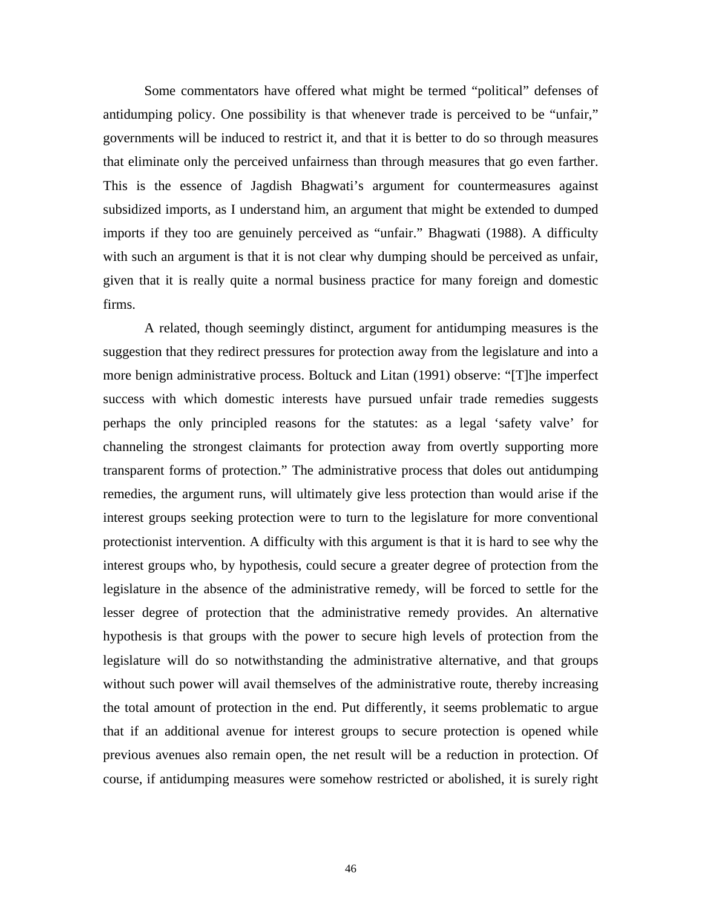Some commentators have offered what might be termed "political" defenses of antidumping policy. One possibility is that whenever trade is perceived to be "unfair," governments will be induced to restrict it, and that it is better to do so through measures that eliminate only the perceived unfairness than through measures that go even farther. This is the essence of Jagdish Bhagwati's argument for countermeasures against subsidized imports, as I understand him, an argument that might be extended to dumped imports if they too are genuinely perceived as "unfair." Bhagwati (1988). A difficulty with such an argument is that it is not clear why dumping should be perceived as unfair, given that it is really quite a normal business practice for many foreign and domestic firms.

A related, though seemingly distinct, argument for antidumping measures is the suggestion that they redirect pressures for protection away from the legislature and into a more benign administrative process. Boltuck and Litan (1991) observe: "[T]he imperfect success with which domestic interests have pursued unfair trade remedies suggests perhaps the only principled reasons for the statutes: as a legal 'safety valve' for channeling the strongest claimants for protection away from overtly supporting more transparent forms of protection." The administrative process that doles out antidumping remedies, the argument runs, will ultimately give less protection than would arise if the interest groups seeking protection were to turn to the legislature for more conventional protectionist intervention. A difficulty with this argument is that it is hard to see why the interest groups who, by hypothesis, could secure a greater degree of protection from the legislature in the absence of the administrative remedy, will be forced to settle for the lesser degree of protection that the administrative remedy provides. An alternative hypothesis is that groups with the power to secure high levels of protection from the legislature will do so notwithstanding the administrative alternative, and that groups without such power will avail themselves of the administrative route, thereby increasing the total amount of protection in the end. Put differently, it seems problematic to argue that if an additional avenue for interest groups to secure protection is opened while previous avenues also remain open, the net result will be a reduction in protection. Of course, if antidumping measures were somehow restricted or abolished, it is surely right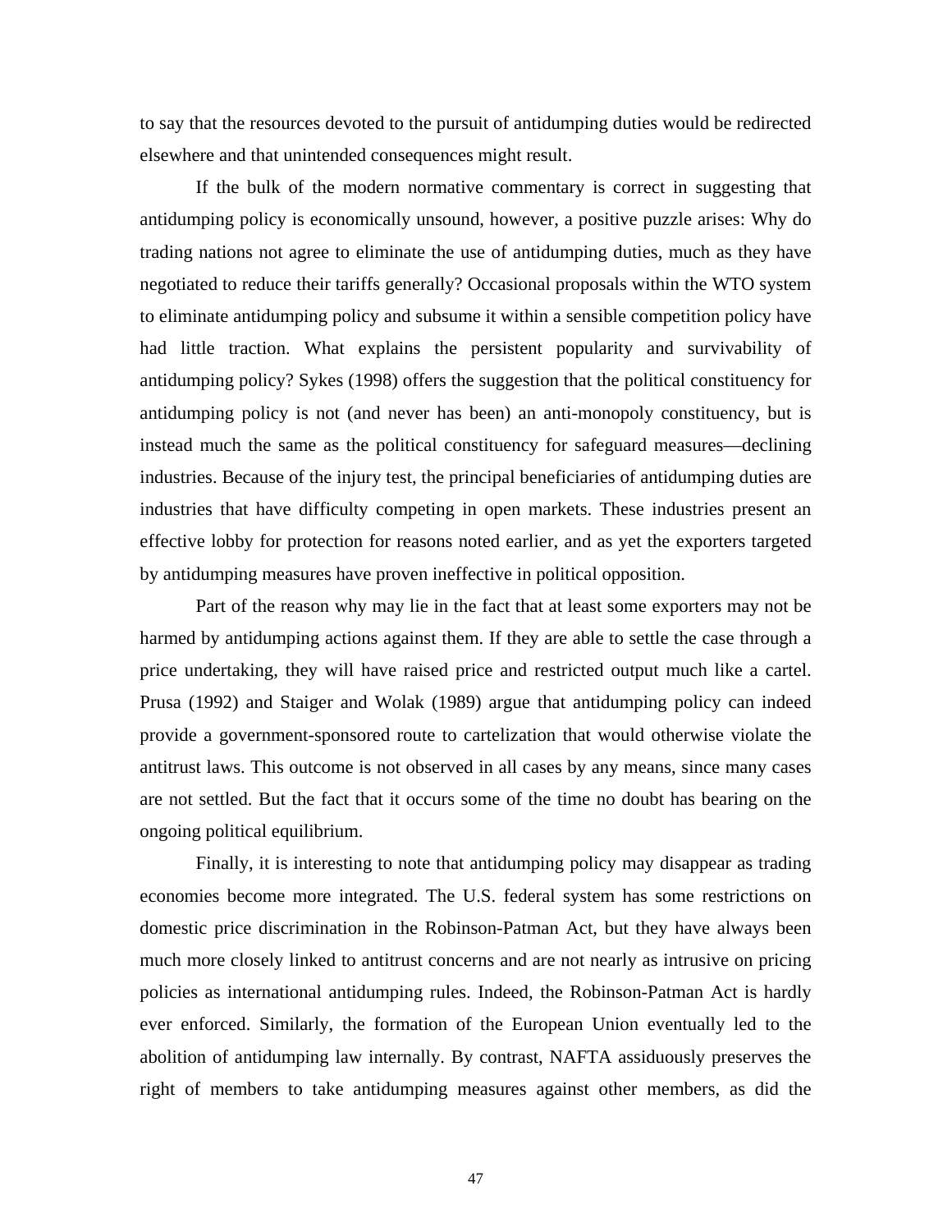to say that the resources devoted to the pursuit of antidumping duties would be redirected elsewhere and that unintended consequences might result.

If the bulk of the modern normative commentary is correct in suggesting that antidumping policy is economically unsound, however, a positive puzzle arises: Why do trading nations not agree to eliminate the use of antidumping duties, much as they have negotiated to reduce their tariffs generally? Occasional proposals within the WTO system to eliminate antidumping policy and subsume it within a sensible competition policy have had little traction. What explains the persistent popularity and survivability of antidumping policy? Sykes (1998) offers the suggestion that the political constituency for antidumping policy is not (and never has been) an anti-monopoly constituency, but is instead much the same as the political constituency for safeguard measures—declining industries. Because of the injury test, the principal beneficiaries of antidumping duties are industries that have difficulty competing in open markets. These industries present an effective lobby for protection for reasons noted earlier, and as yet the exporters targeted by antidumping measures have proven ineffective in political opposition.

Part of the reason why may lie in the fact that at least some exporters may not be harmed by antidumping actions against them. If they are able to settle the case through a price undertaking, they will have raised price and restricted output much like a cartel. Prusa (1992) and Staiger and Wolak (1989) argue that antidumping policy can indeed provide a government-sponsored route to cartelization that would otherwise violate the antitrust laws. This outcome is not observed in all cases by any means, since many cases are not settled. But the fact that it occurs some of the time no doubt has bearing on the ongoing political equilibrium.

Finally, it is interesting to note that antidumping policy may disappear as trading economies become more integrated. The U.S. federal system has some restrictions on domestic price discrimination in the Robinson-Patman Act, but they have always been much more closely linked to antitrust concerns and are not nearly as intrusive on pricing policies as international antidumping rules. Indeed, the Robinson-Patman Act is hardly ever enforced. Similarly, the formation of the European Union eventually led to the abolition of antidumping law internally. By contrast, NAFTA assiduously preserves the right of members to take antidumping measures against other members, as did the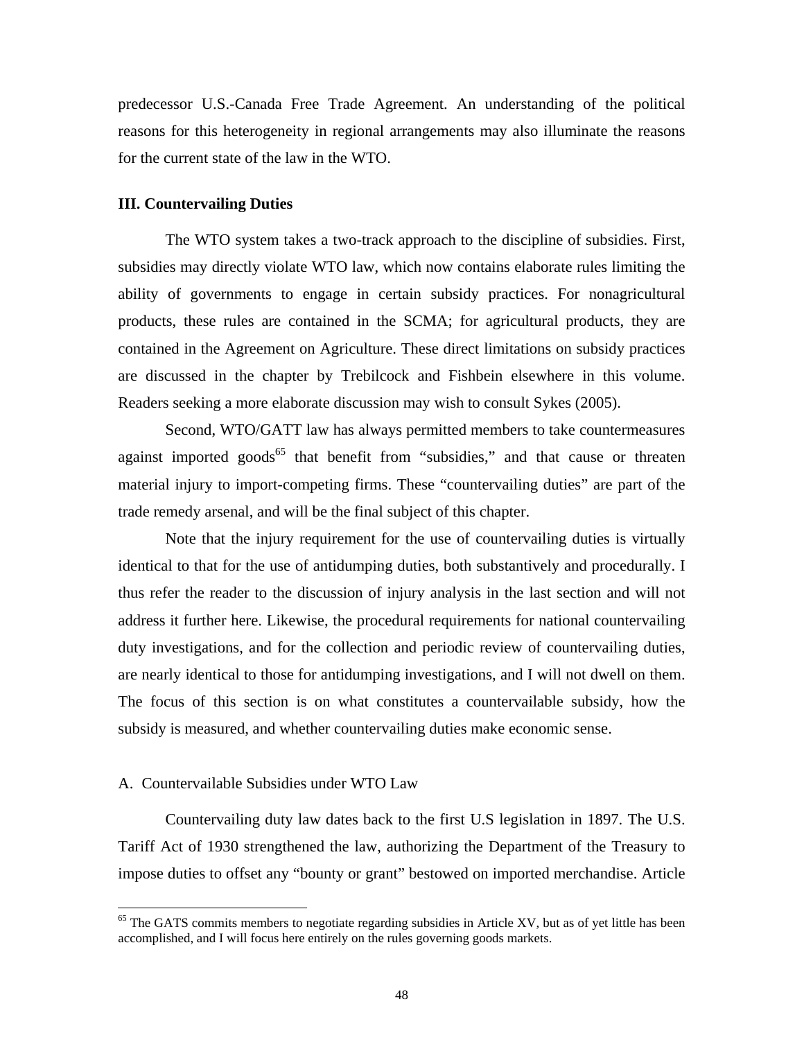predecessor U.S.-Canada Free Trade Agreement. An understanding of the political reasons for this heterogeneity in regional arrangements may also illuminate the reasons for the current state of the law in the WTO.

## III. Countervailing Duties

The WTO system takes a two-track approach to the discipline of subsidies. First, subsidies may directly violate WTO law, which now contains elaborate rules limiting the ability of governments to engage in certain subsidy practices. For nonagricultural products, these rules are contained in the SCMA; for agricultural products, they are contained in the Agreement on Agriculture. These direct limitations on subsidy practices are discussed in the chapter by Trebilcock and Fishbein elsewhere in this volume. Readers seeking a more elaborate discussion may wish to consult Sykes (2005).

Second, WTO/GATT law has always permitted members to take countermeasures against imported goods[65] that benefit from "subsidies," and that cause or threaten material injury to import-competing firms. These "countervailing duties" are part of the trade remedy arsenal, and will be the final subject of this chapter.

Note that the injury requirement for the use of countervailing duties is virtually identical to that for the use of antidumping duties, both substantively and procedurally. I thus refer the reader to the discussion of injury analysis in the last section and will not address it further here. Likewise, the procedural requirements for national countervailing duty investigations, and for the collection and periodic review of countervailing duties, are nearly identical to those for antidumping investigations, and I will not dwell on them. The focus of this section is on what constitutes a countervailable subsidy, how the subsidy is measured, and whether countervailing duties make economic sense.

### A. Countervailable Subsidies under WTO Law

Countervailing duty law dates back to the first U.S legislation in 1897. The U.S. Tariff Act of 1930 strengthened the law, authorizing the Department of the Treasury to impose duties to offset any "bounty or grant" bestowed on imported merchandise. Article

[65] The GATS commits members to negotiate regarding subsidies in Article XV, but as of yet little has been accomplished, and I will focus here entirely on the rules governing goods markets.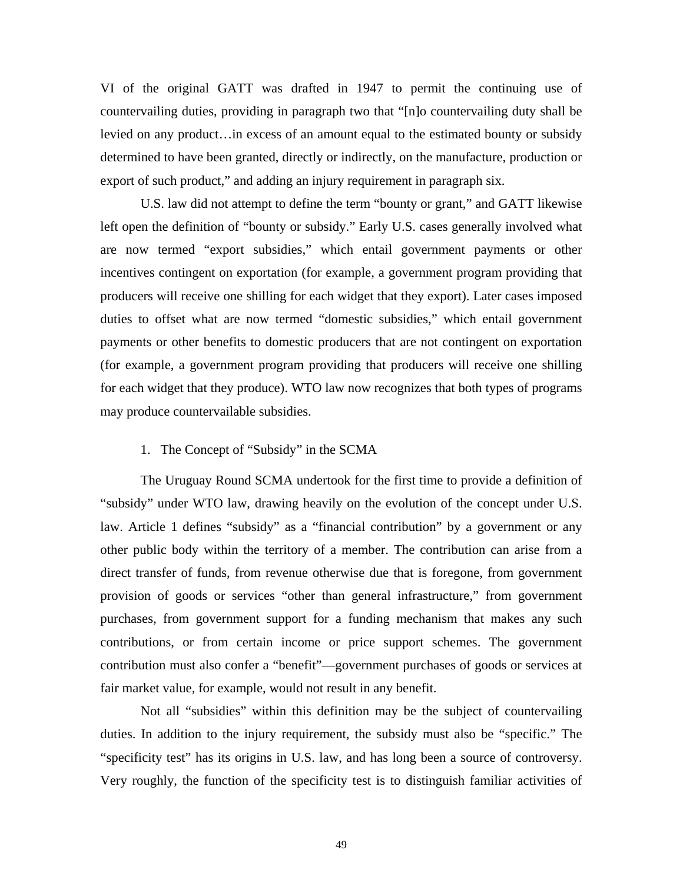VI of the original GATT was drafted in 1947 to permit the continuing use of countervailing duties, providing in paragraph two that "[n]o countervailing duty shall be levied on any product…in excess of an amount equal to the estimated bounty or subsidy determined to have been granted, directly or indirectly, on the manufacture, production or export of such product," and adding an injury requirement in paragraph six.

U.S. law did not attempt to define the term "bounty or grant," and GATT likewise left open the definition of "bounty or subsidy." Early U.S. cases generally involved what are now termed "export subsidies," which entail government payments or other incentives contingent on exportation (for example, a government program providing that producers will receive one shilling for each widget that they export). Later cases imposed duties to offset what are now termed "domestic subsidies," which entail government payments or other benefits to domestic producers that are not contingent on exportation (for example, a government program providing that producers will receive one shilling for each widget that they produce). WTO law now recognizes that both types of programs may produce countervailable subsidies.

1. The Concept of "Subsidy" in the SCMA

The Uruguay Round SCMA undertook for the first time to provide a definition of "subsidy" under WTO law, drawing heavily on the evolution of the concept under U.S. law. Article 1 defines "subsidy" as a "financial contribution" by a government or any other public body within the territory of a member. The contribution can arise from a direct transfer of funds, from revenue otherwise due that is foregone, from government provision of goods or services "other than general infrastructure," from government purchases, from government support for a funding mechanism that makes any such contributions, or from certain income or price support schemes. The government contribution must also confer a "benefit"—government purchases of goods or services at fair market value, for example, would not result in any benefit.

Not all "subsidies" within this definition may be the subject of countervailing duties. In addition to the injury requirement, the subsidy must also be "specific." The "specificity test" has its origins in U.S. law, and has long been a source of controversy. Very roughly, the function of the specificity test is to distinguish familiar activities of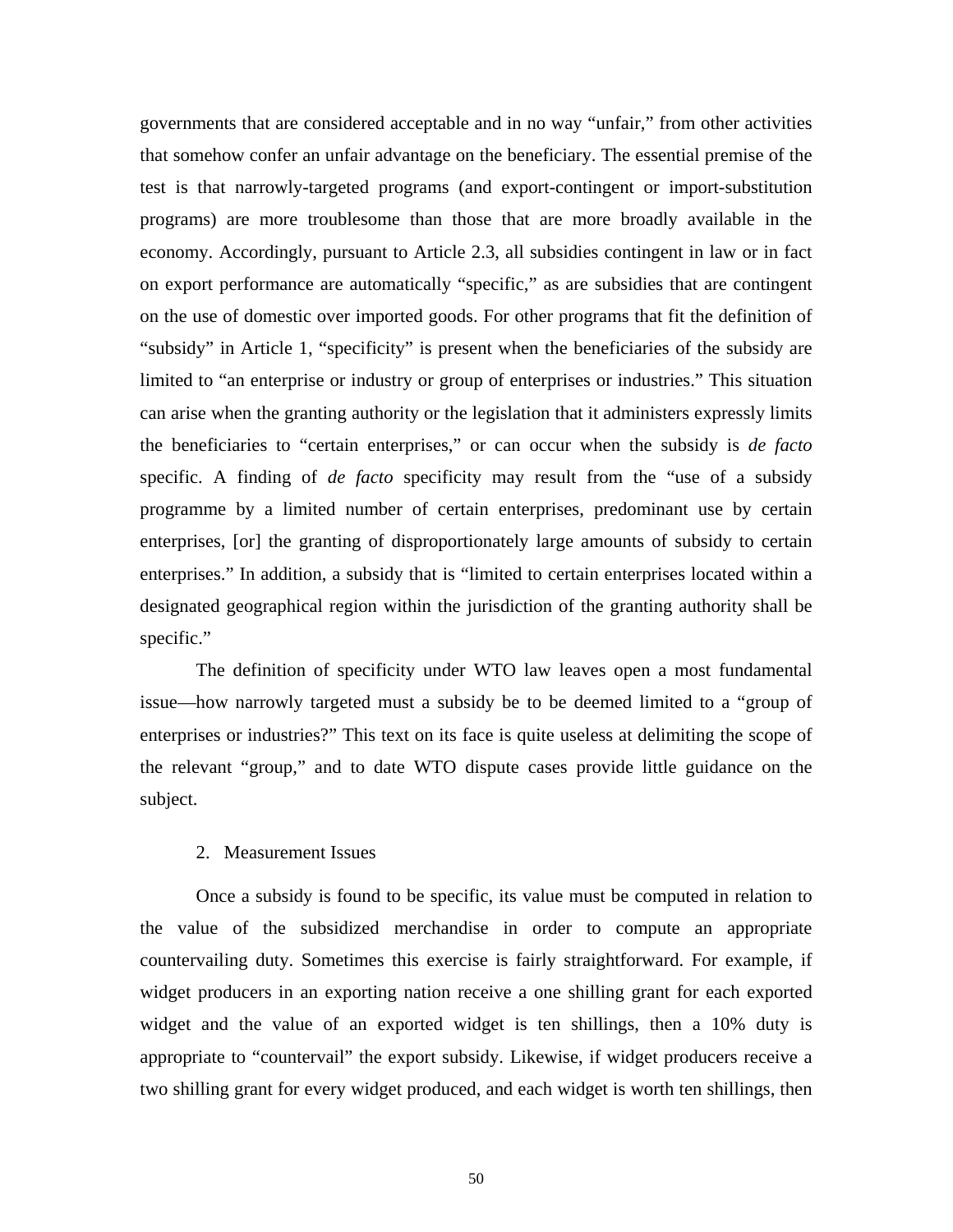governments that are considered acceptable and in no way "unfair," from other activities that somehow confer an unfair advantage on the beneficiary. The essential premise of the test is that narrowly-targeted programs (and export-contingent or import-substitution programs) are more troublesome than those that are more broadly available in the economy. Accordingly, pursuant to Article 2.3, all subsidies contingent in law or in fact on export performance are automatically "specific," as are subsidies that are contingent on the use of domestic over imported goods. For other programs that fit the definition of "subsidy" in Article 1, "specificity" is present when the beneficiaries of the subsidy are limited to "an enterprise or industry or group of enterprises or industries." This situation can arise when the granting authority or the legislation that it administers expressly limits the beneficiaries to "certain enterprises," or can occur when the subsidy is *de facto* specific. A finding of *de facto* specificity may result from the "use of a subsidy programme by a limited number of certain enterprises, predominant use by certain enterprises, [or] the granting of disproportionately large amounts of subsidy to certain enterprises." In addition, a subsidy that is "limited to certain enterprises located within a designated geographical region within the jurisdiction of the granting authority shall be specific."

The definition of specificity under WTO law leaves open a most fundamental issue—how narrowly targeted must a subsidy be to be deemed limited to a "group of enterprises or industries?" This text on its face is quite useless at delimiting the scope of the relevant "group," and to date WTO dispute cases provide little guidance on the subject.

2. Measurement Issues

Once a subsidy is found to be specific, its value must be computed in relation to the value of the subsidized merchandise in order to compute an appropriate countervailing duty. Sometimes this exercise is fairly straightforward. For example, if widget producers in an exporting nation receive a one shilling grant for each exported widget and the value of an exported widget is ten shillings, then a 10% duty is appropriate to "countervail" the export subsidy. Likewise, if widget producers receive a two shilling grant for every widget produced, and each widget is worth ten shillings, then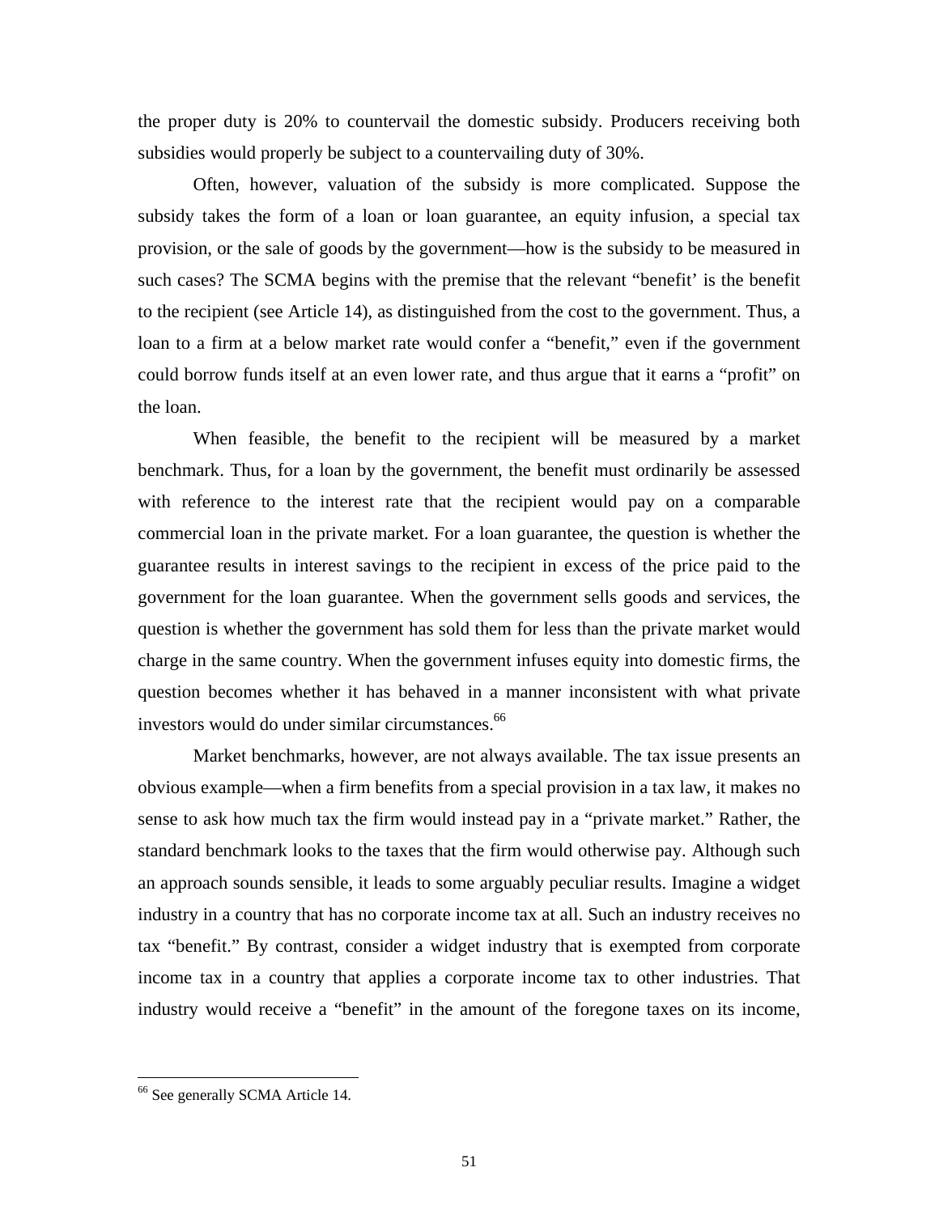the proper duty is 20% to countervail the domestic subsidy. Producers receiving both subsidies would properly be subject to a countervailing duty of 30%.

Often, however, valuation of the subsidy is more complicated. Suppose the subsidy takes the form of a loan or loan guarantee, an equity infusion, a special tax provision, or the sale of goods by the government—how is the subsidy to be measured in such cases? The SCMA begins with the premise that the relevant "benefit' is the benefit to the recipient (see Article 14), as distinguished from the cost to the government. Thus, a loan to a firm at a below market rate would confer a "benefit," even if the government could borrow funds itself at an even lower rate, and thus argue that it earns a "profit" on the loan.

When feasible, the benefit to the recipient will be measured by a market benchmark. Thus, for a loan by the government, the benefit must ordinarily be assessed with reference to the interest rate that the recipient would pay on a comparable commercial loan in the private market. For a loan guarantee, the question is whether the guarantee results in interest savings to the recipient in excess of the price paid to the government for the loan guarantee. When the government sells goods and services, the question is whether the government has sold them for less than the private market would charge in the same country. When the government infuses equity into domestic firms, the question becomes whether it has behaved in a manner inconsistent with what private investors would do under similar circumstances.[66]

Market benchmarks, however, are not always available. The tax issue presents an obvious example—when a firm benefits from a special provision in a tax law, it makes no sense to ask how much tax the firm would instead pay in a "private market." Rather, the standard benchmark looks to the taxes that the firm would otherwise pay. Although such an approach sounds sensible, it leads to some arguably peculiar results. Imagine a widget industry in a country that has no corporate income tax at all. Such an industry receives no tax "benefit." By contrast, consider a widget industry that is exempted from corporate income tax in a country that applies a corporate income tax to other industries. That industry would receive a "benefit" in the amount of the foregone taxes on its income,

---

[66] See generally SCMA Article 14.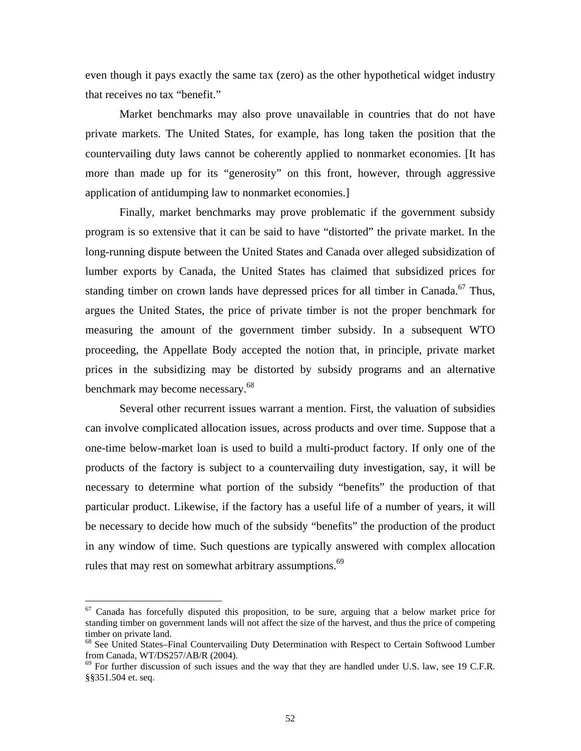even though it pays exactly the same tax (zero) as the other hypothetical widget industry that receives no tax "benefit."

Market benchmarks may also prove unavailable in countries that do not have private markets. The United States, for example, has long taken the position that the countervailing duty laws cannot be coherently applied to nonmarket economies. [It has more than made up for its "generosity" on this front, however, through aggressive application of antidumping law to nonmarket economies.]

Finally, market benchmarks may prove problematic if the government subsidy program is so extensive that it can be said to have "distorted" the private market. In the long-running dispute between the United States and Canada over alleged subsidization of lumber exports by Canada, the United States has claimed that subsidized prices for standing timber on crown lands have depressed prices for all timber in Canada.[67] Thus, argues the United States, the price of private timber is not the proper benchmark for measuring the amount of the government timber subsidy. In a subsequent WTO proceeding, the Appellate Body accepted the notion that, in principle, private market prices in the subsidizing may be distorted by subsidy programs and an alternative benchmark may become necessary.[68]

Several other recurrent issues warrant a mention. First, the valuation of subsidies can involve complicated allocation issues, across products and over time. Suppose that a one-time below-market loan is used to build a multi-product factory. If only one of the products of the factory is subject to a countervailing duty investigation, say, it will be necessary to determine what portion of the subsidy "benefits" the production of that particular product. Likewise, if the factory has a useful life of a number of years, it will be necessary to decide how much of the subsidy "benefits" the production of the product in any window of time. Such questions are typically answered with complex allocation rules that may rest on somewhat arbitrary assumptions.[69]

---

[67] Canada has forcefully disputed this proposition, to be sure, arguing that a below market price for standing timber on government lands will not affect the size of the harvest, and thus the price of competing timber on private land.

[68] See United States–Final Countervailing Duty Determination with Respect to Certain Softwood Lumber from Canada, WT/DS257/AB/R (2004).

[69] For further discussion of such issues and the way that they are handled under U.S. law, see 19 C.F.R. §§351.504 et. seq.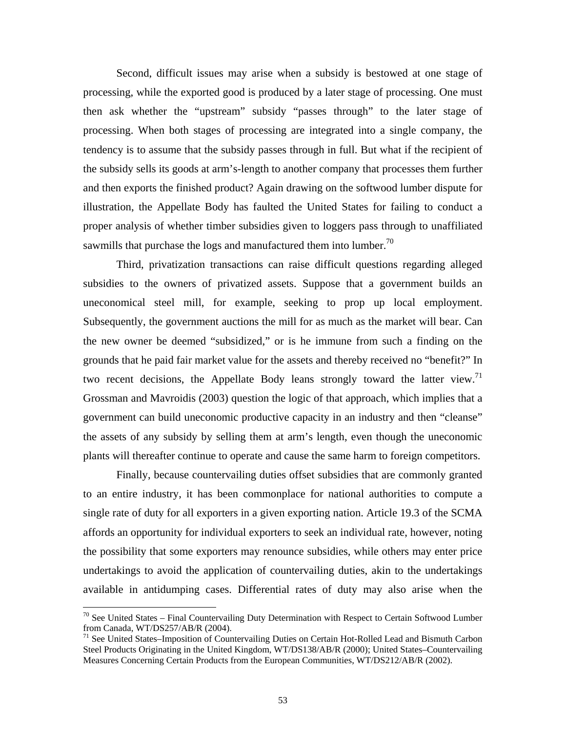Second, difficult issues may arise when a subsidy is bestowed at one stage of processing, while the exported good is produced by a later stage of processing. One must then ask whether the "upstream" subsidy "passes through" to the later stage of processing. When both stages of processing are integrated into a single company, the tendency is to assume that the subsidy passes through in full. But what if the recipient of the subsidy sells its goods at arm's-length to another company that processes them further and then exports the finished product? Again drawing on the softwood lumber dispute for illustration, the Appellate Body has faulted the United States for failing to conduct a proper analysis of whether timber subsidies given to loggers pass through to unaffiliated sawmills that purchase the logs and manufactured them into lumber.[70]

Third, privatization transactions can raise difficult questions regarding alleged subsidies to the owners of privatized assets. Suppose that a government builds an uneconomical steel mill, for example, seeking to prop up local employment. Subsequently, the government auctions the mill for as much as the market will bear. Can the new owner be deemed "subsidized," or is he immune from such a finding on the grounds that he paid fair market value for the assets and thereby received no "benefit?" In two recent decisions, the Appellate Body leans strongly toward the latter view.[71] Grossman and Mavroidis (2003) question the logic of that approach, which implies that a government can build uneconomic productive capacity in an industry and then "cleanse" the assets of any subsidy by selling them at arm's length, even though the uneconomic plants will thereafter continue to operate and cause the same harm to foreign competitors.

Finally, because countervailing duties offset subsidies that are commonly granted to an entire industry, it has been commonplace for national authorities to compute a single rate of duty for all exporters in a given exporting nation. Article 19.3 of the SCMA affords an opportunity for individual exporters to seek an individual rate, however, noting the possibility that some exporters may renounce subsidies, while others may enter price undertakings to avoid the application of countervailing duties, akin to the undertakings available in antidumping cases. Differential rates of duty may also arise when the

---

[70] See United States – Final Countervailing Duty Determination with Respect to Certain Softwood Lumber from Canada, WT/DS257/AB/R (2004).

[71] See United States–Imposition of Countervailing Duties on Certain Hot-Rolled Lead and Bismuth Carbon Steel Products Originating in the United Kingdom, WT/DS138/AB/R (2000); United States–Countervailing Measures Concerning Certain Products from the European Communities, WT/DS212/AB/R (2002).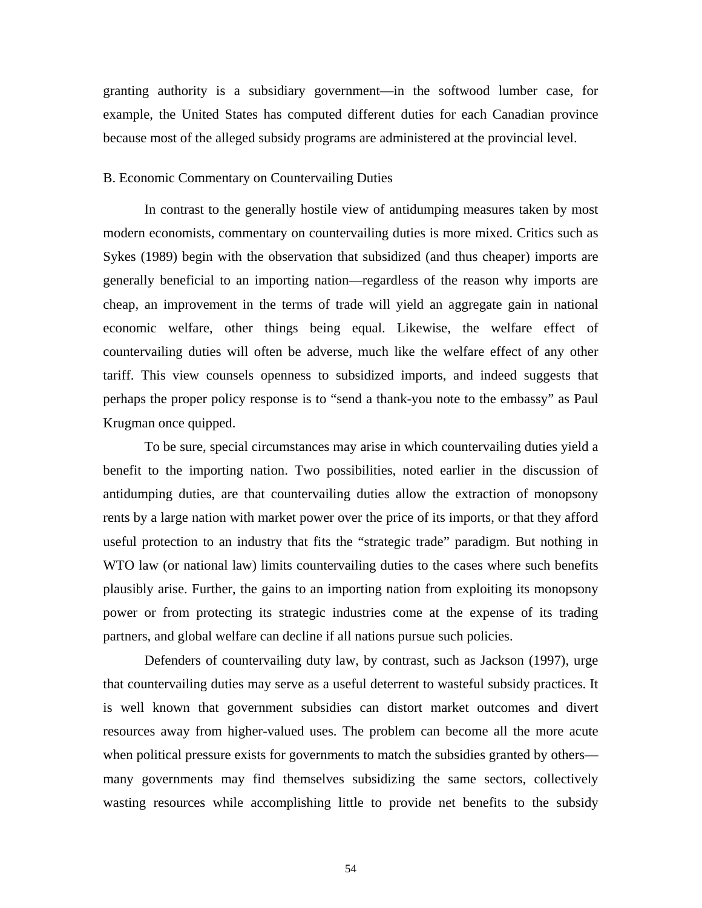granting authority is a subsidiary government—in the softwood lumber case, for example, the United States has computed different duties for each Canadian province because most of the alleged subsidy programs are administered at the provincial level.

### B. Economic Commentary on Countervailing Duties

In contrast to the generally hostile view of antidumping measures taken by most modern economists, commentary on countervailing duties is more mixed. Critics such as Sykes (1989) begin with the observation that subsidized (and thus cheaper) imports are generally beneficial to an importing nation—regardless of the reason why imports are cheap, an improvement in the terms of trade will yield an aggregate gain in national economic welfare, other things being equal. Likewise, the welfare effect of countervailing duties will often be adverse, much like the welfare effect of any other tariff. This view counsels openness to subsidized imports, and indeed suggests that perhaps the proper policy response is to "send a thank-you note to the embassy" as Paul Krugman once quipped.

To be sure, special circumstances may arise in which countervailing duties yield a benefit to the importing nation. Two possibilities, noted earlier in the discussion of antidumping duties, are that countervailing duties allow the extraction of monopsony rents by a large nation with market power over the price of its imports, or that they afford useful protection to an industry that fits the "strategic trade" paradigm. But nothing in WTO law (or national law) limits countervailing duties to the cases where such benefits plausibly arise. Further, the gains to an importing nation from exploiting its monopsony power or from protecting its strategic industries come at the expense of its trading partners, and global welfare can decline if all nations pursue such policies.

Defenders of countervailing duty law, by contrast, such as Jackson (1997), urge that countervailing duties may serve as a useful deterrent to wasteful subsidy practices. It is well known that government subsidies can distort market outcomes and divert resources away from higher-valued uses. The problem can become all the more acute when political pressure exists for governments to match the subsidies granted by others—many governments may find themselves subsidizing the same sectors, collectively wasting resources while accomplishing little to provide net benefits to the subsidy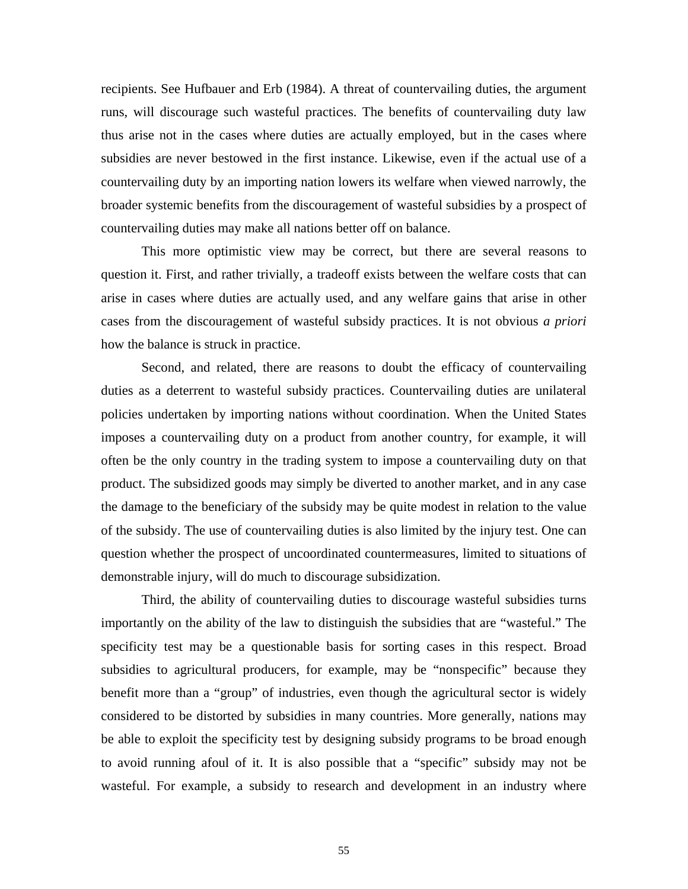recipients. See Hufbauer and Erb (1984). A threat of countervailing duties, the argument runs, will discourage such wasteful practices. The benefits of countervailing duty law thus arise not in the cases where duties are actually employed, but in the cases where subsidies are never bestowed in the first instance. Likewise, even if the actual use of a countervailing duty by an importing nation lowers its welfare when viewed narrowly, the broader systemic benefits from the discouragement of wasteful subsidies by a prospect of countervailing duties may make all nations better off on balance.

This more optimistic view may be correct, but there are several reasons to question it. First, and rather trivially, a tradeoff exists between the welfare costs that can arise in cases where duties are actually used, and any welfare gains that arise in other cases from the discouragement of wasteful subsidy practices. It is not obvious *a priori* how the balance is struck in practice.

Second, and related, there are reasons to doubt the efficacy of countervailing duties as a deterrent to wasteful subsidy practices. Countervailing duties are unilateral policies undertaken by importing nations without coordination. When the United States imposes a countervailing duty on a product from another country, for example, it will often be the only country in the trading system to impose a countervailing duty on that product. The subsidized goods may simply be diverted to another market, and in any case the damage to the beneficiary of the subsidy may be quite modest in relation to the value of the subsidy. The use of countervailing duties is also limited by the injury test. One can question whether the prospect of uncoordinated countermeasures, limited to situations of demonstrable injury, will do much to discourage subsidization.

Third, the ability of countervailing duties to discourage wasteful subsidies turns importantly on the ability of the law to distinguish the subsidies that are "wasteful." The specificity test may be a questionable basis for sorting cases in this respect. Broad subsidies to agricultural producers, for example, may be "nonspecific" because they benefit more than a "group" of industries, even though the agricultural sector is widely considered to be distorted by subsidies in many countries. More generally, nations may be able to exploit the specificity test by designing subsidy programs to be broad enough to avoid running afoul of it. It is also possible that a "specific" subsidy may not be wasteful. For example, a subsidy to research and development in an industry where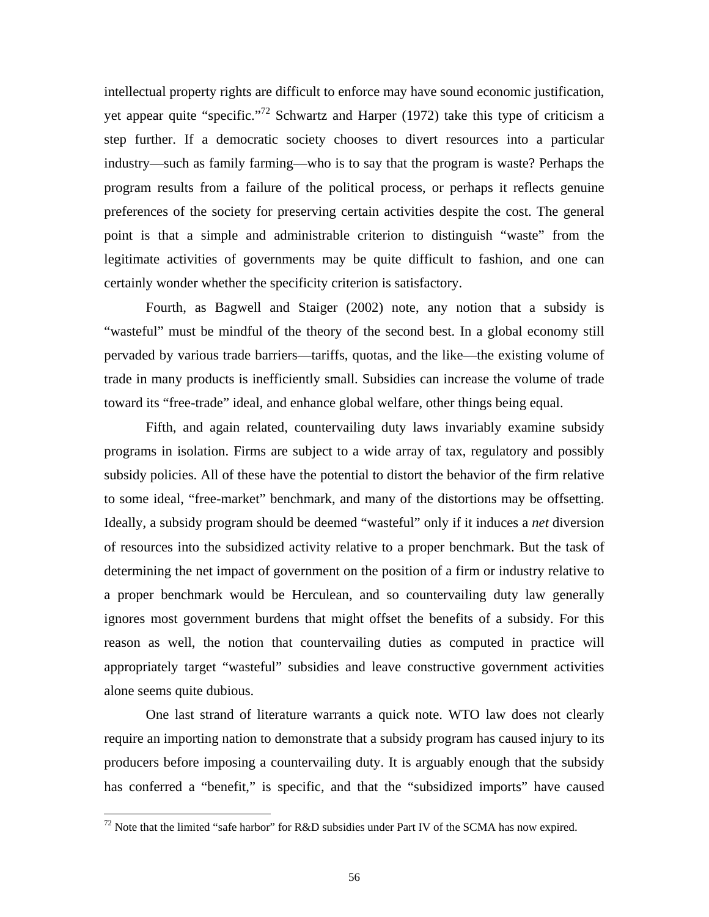intellectual property rights are difficult to enforce may have sound economic justification, yet appear quite "specific."[72] Schwartz and Harper (1972) take this type of criticism a step further. If a democratic society chooses to divert resources into a particular industry—such as family farming—who is to say that the program is waste? Perhaps the program results from a failure of the political process, or perhaps it reflects genuine preferences of the society for preserving certain activities despite the cost. The general point is that a simple and administrable criterion to distinguish "waste" from the legitimate activities of governments may be quite difficult to fashion, and one can certainly wonder whether the specificity criterion is satisfactory.

Fourth, as Bagwell and Staiger (2002) note, any notion that a subsidy is "wasteful" must be mindful of the theory of the second best. In a global economy still pervaded by various trade barriers—tariffs, quotas, and the like—the existing volume of trade in many products is inefficiently small. Subsidies can increase the volume of trade toward its "free-trade" ideal, and enhance global welfare, other things being equal.

Fifth, and again related, countervailing duty laws invariably examine subsidy programs in isolation. Firms are subject to a wide array of tax, regulatory and possibly subsidy policies. All of these have the potential to distort the behavior of the firm relative to some ideal, "free-market" benchmark, and many of the distortions may be offsetting. Ideally, a subsidy program should be deemed "wasteful" only if it induces a *net* diversion of resources into the subsidized activity relative to a proper benchmark. But the task of determining the net impact of government on the position of a firm or industry relative to a proper benchmark would be Herculean, and so countervailing duty law generally ignores most government burdens that might offset the benefits of a subsidy. For this reason as well, the notion that countervailing duties as computed in practice will appropriately target "wasteful" subsidies and leave constructive government activities alone seems quite dubious.

One last strand of literature warrants a quick note. WTO law does not clearly require an importing nation to demonstrate that a subsidy program has caused injury to its producers before imposing a countervailing duty. It is arguably enough that the subsidy has conferred a "benefit," is specific, and that the "subsidized imports" have caused

[72] Note that the limited "safe harbor" for R&D subsidies under Part IV of the SCMA has now expired.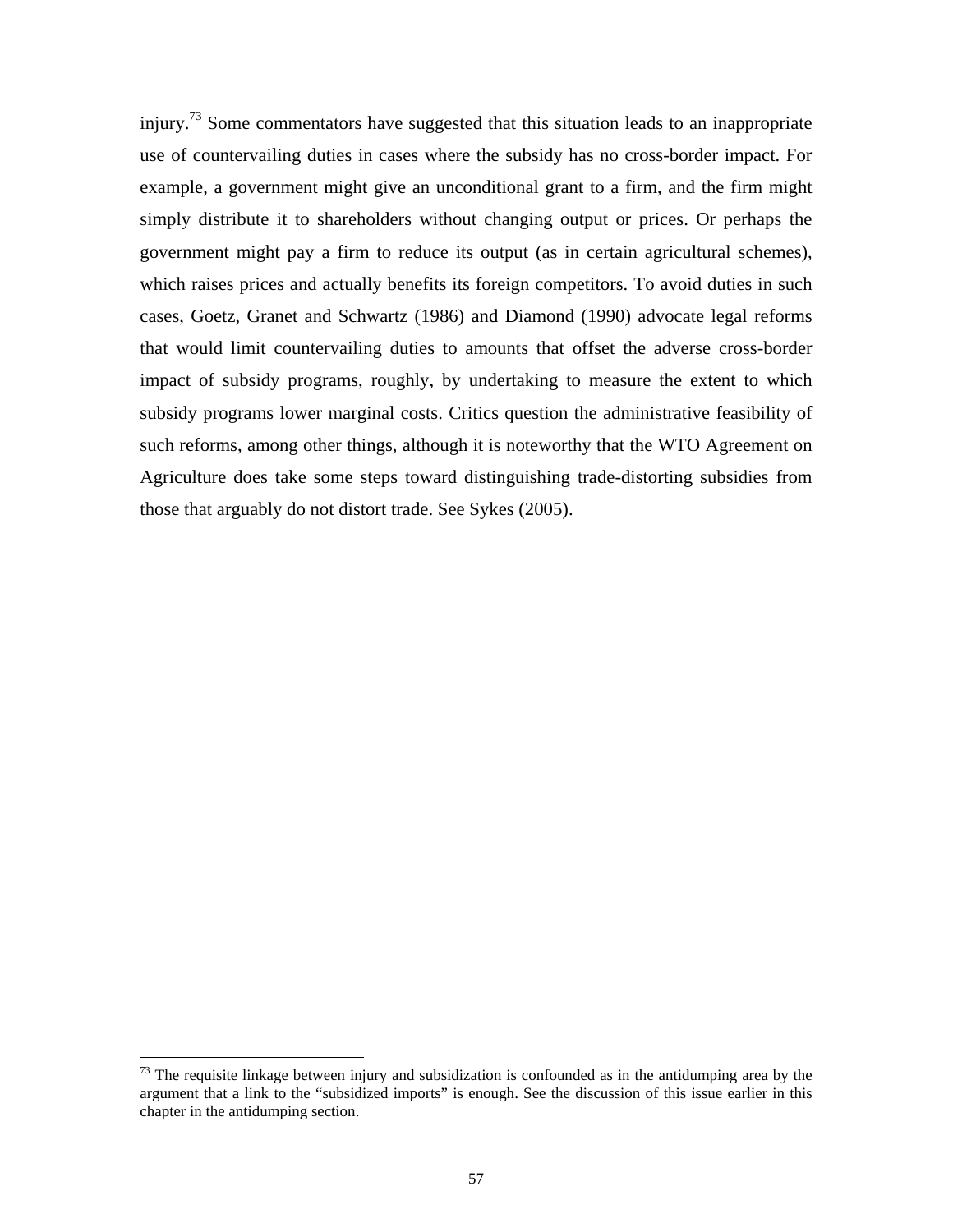injury.[73] Some commentators have suggested that this situation leads to an inappropriate use of countervailing duties in cases where the subsidy has no cross-border impact. For example, a government might give an unconditional grant to a firm, and the firm might simply distribute it to shareholders without changing output or prices. Or perhaps the government might pay a firm to reduce its output (as in certain agricultural schemes), which raises prices and actually benefits its foreign competitors. To avoid duties in such cases, Goetz, Granet and Schwartz (1986) and Diamond (1990) advocate legal reforms that would limit countervailing duties to amounts that offset the adverse cross-border impact of subsidy programs, roughly, by undertaking to measure the extent to which subsidy programs lower marginal costs. Critics question the administrative feasibility of such reforms, among other things, although it is noteworthy that the WTO Agreement on Agriculture does take some steps toward distinguishing trade-distorting subsidies from those that arguably do not distort trade. See Sykes (2005).

---

[73] The requisite linkage between injury and subsidization is confounded as in the antidumping area by the argument that a link to the "subsidized imports" is enough. See the discussion of this issue earlier in this chapter in the antidumping section.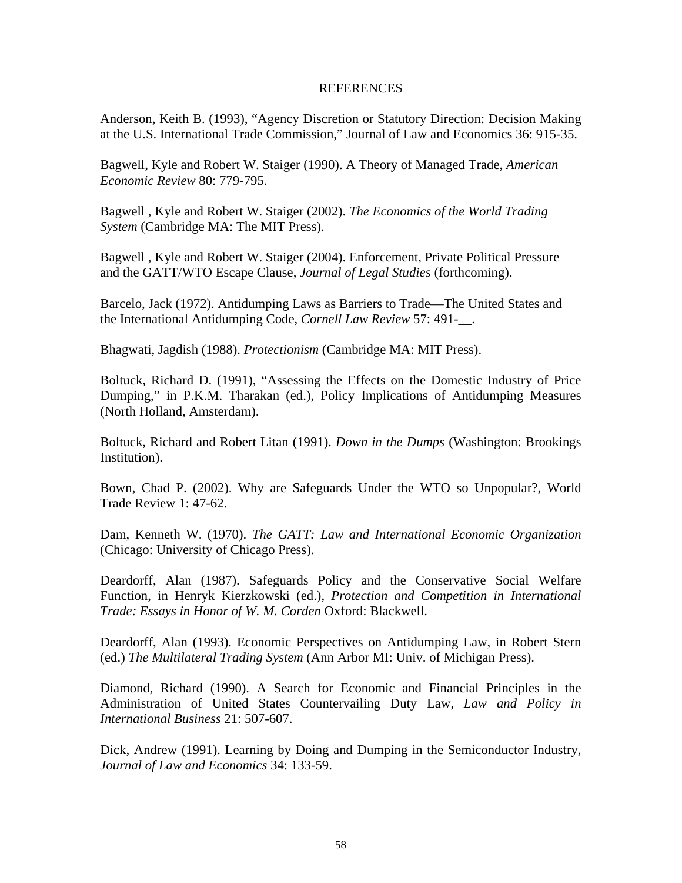# REFERENCES

Anderson, Keith B. (1993), "Agency Discretion or Statutory Direction: Decision Making at the U.S. International Trade Commission," Journal of Law and Economics 36: 915-35.

Bagwell, Kyle and Robert W. Staiger (1990). A Theory of Managed Trade, *American Economic Review* 80: 779-795.

Bagwell , Kyle and Robert W. Staiger (2002). *The Economics of the World Trading System* (Cambridge MA: The MIT Press).

Bagwell , Kyle and Robert W. Staiger (2004). Enforcement, Private Political Pressure and the GATT/WTO Escape Clause, *Journal of Legal Studies* (forthcoming).

Barcelo, Jack (1972). Antidumping Laws as Barriers to Trade—The United States and the International Antidumping Code, *Cornell Law Review* 57: 491-__.

Bhagwati, Jagdish (1988). *Protectionism* (Cambridge MA: MIT Press).

Boltuck, Richard D. (1991), "Assessing the Effects on the Domestic Industry of Price Dumping," in P.K.M. Tharakan (ed.), Policy Implications of Antidumping Measures (North Holland, Amsterdam).

Boltuck, Richard and Robert Litan (1991). *Down in the Dumps* (Washington: Brookings Institution).

Bown, Chad P. (2002). Why are Safeguards Under the WTO so Unpopular?, World Trade Review 1: 47-62.

Dam, Kenneth W. (1970). *The GATT: Law and International Economic Organization* (Chicago: University of Chicago Press).

Deardorff, Alan (1987). Safeguards Policy and the Conservative Social Welfare Function, in Henryk Kierzkowski (ed.), *Protection and Competition in International Trade: Essays in Honor of W. M. Corden* Oxford: Blackwell.

Deardorff, Alan (1993). Economic Perspectives on Antidumping Law, in Robert Stern (ed.) *The Multilateral Trading System* (Ann Arbor MI: Univ. of Michigan Press).

Diamond, Richard (1990). A Search for Economic and Financial Principles in the Administration of United States Countervailing Duty Law, *Law and Policy in International Business* 21: 507-607.

Dick, Andrew (1991). Learning by Doing and Dumping in the Semiconductor Industry, *Journal of Law and Economics* 34: 133-59.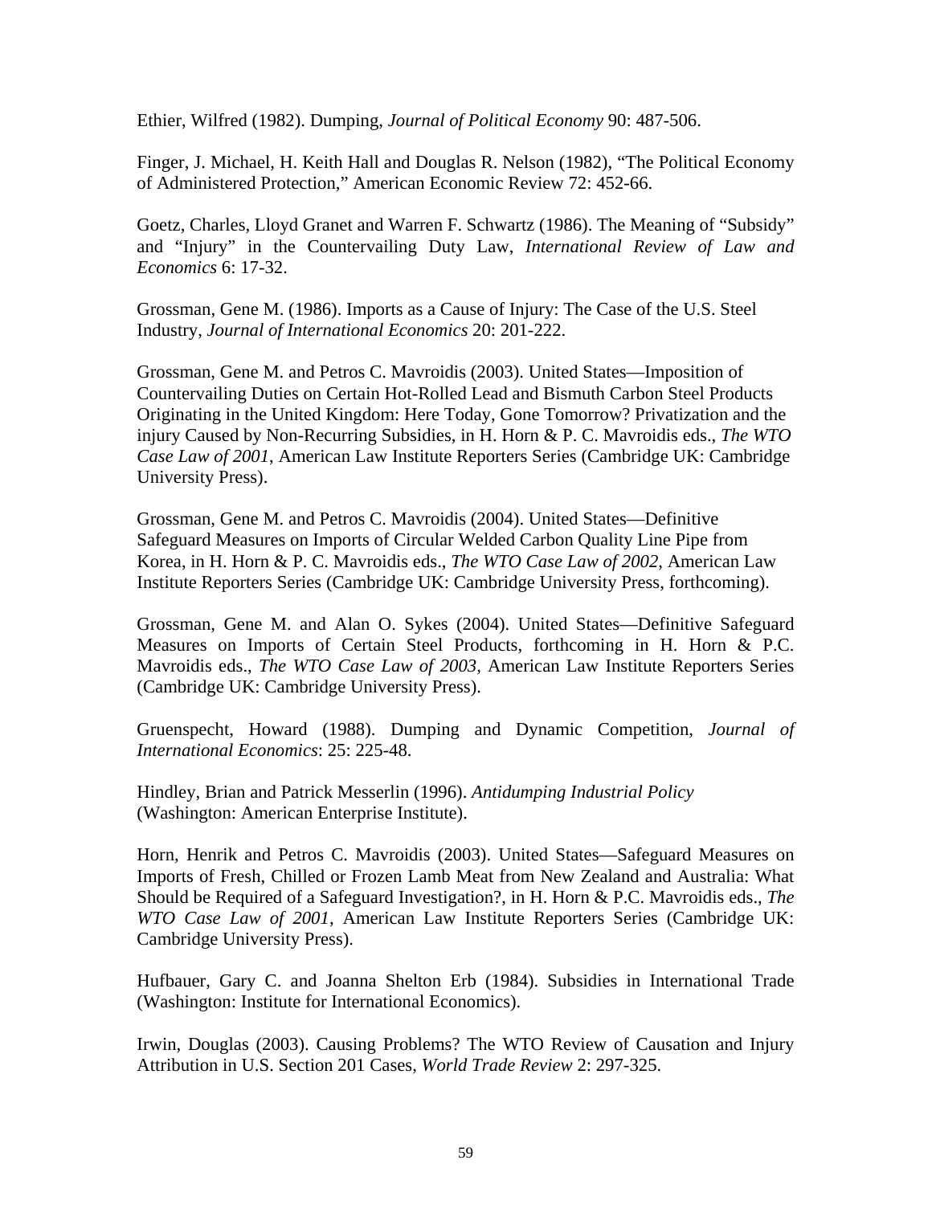Ethier, Wilfred (1982). Dumping, *Journal of Political Economy* 90: 487-506.

Finger, J. Michael, H. Keith Hall and Douglas R. Nelson (1982), "The Political Economy of Administered Protection," American Economic Review 72: 452-66.

Goetz, Charles, Lloyd Granet and Warren F. Schwartz (1986). The Meaning of "Subsidy" and "Injury" in the Countervailing Duty Law, *International Review of Law and Economics* 6: 17-32.

Grossman, Gene M. (1986). Imports as a Cause of Injury: The Case of the U.S. Steel Industry, *Journal of International Economics* 20: 201-222.

Grossman, Gene M. and Petros C. Mavroidis (2003). United States—Imposition of Countervailing Duties on Certain Hot-Rolled Lead and Bismuth Carbon Steel Products Originating in the United Kingdom: Here Today, Gone Tomorrow? Privatization and the injury Caused by Non-Recurring Subsidies, in H. Horn & P. C. Mavroidis eds., *The WTO Case Law of 2001*, American Law Institute Reporters Series (Cambridge UK: Cambridge University Press).

Grossman, Gene M. and Petros C. Mavroidis (2004). United States—Definitive Safeguard Measures on Imports of Circular Welded Carbon Quality Line Pipe from Korea, in H. Horn & P. C. Mavroidis eds., *The WTO Case Law of 2002*, American Law Institute Reporters Series (Cambridge UK: Cambridge University Press, forthcoming).

Grossman, Gene M. and Alan O. Sykes (2004). United States—Definitive Safeguard Measures on Imports of Certain Steel Products, forthcoming in H. Horn & P.C. Mavroidis eds., *The WTO Case Law of 2003*, American Law Institute Reporters Series (Cambridge UK: Cambridge University Press).

Gruenspecht, Howard (1988). Dumping and Dynamic Competition, *Journal of International Economics*: 25: 225-48.

Hindley, Brian and Patrick Messerlin (1996). *Antidumping Industrial Policy* (Washington: American Enterprise Institute).

Horn, Henrik and Petros C. Mavroidis (2003). United States—Safeguard Measures on Imports of Fresh, Chilled or Frozen Lamb Meat from New Zealand and Australia: What Should be Required of a Safeguard Investigation?, in H. Horn & P.C. Mavroidis eds., *The WTO Case Law of 2001*, American Law Institute Reporters Series (Cambridge UK: Cambridge University Press).

Hufbauer, Gary C. and Joanna Shelton Erb (1984). Subsidies in International Trade (Washington: Institute for International Economics).

Irwin, Douglas (2003). Causing Problems? The WTO Review of Causation and Injury Attribution in U.S. Section 201 Cases, *World Trade Review* 2: 297-325.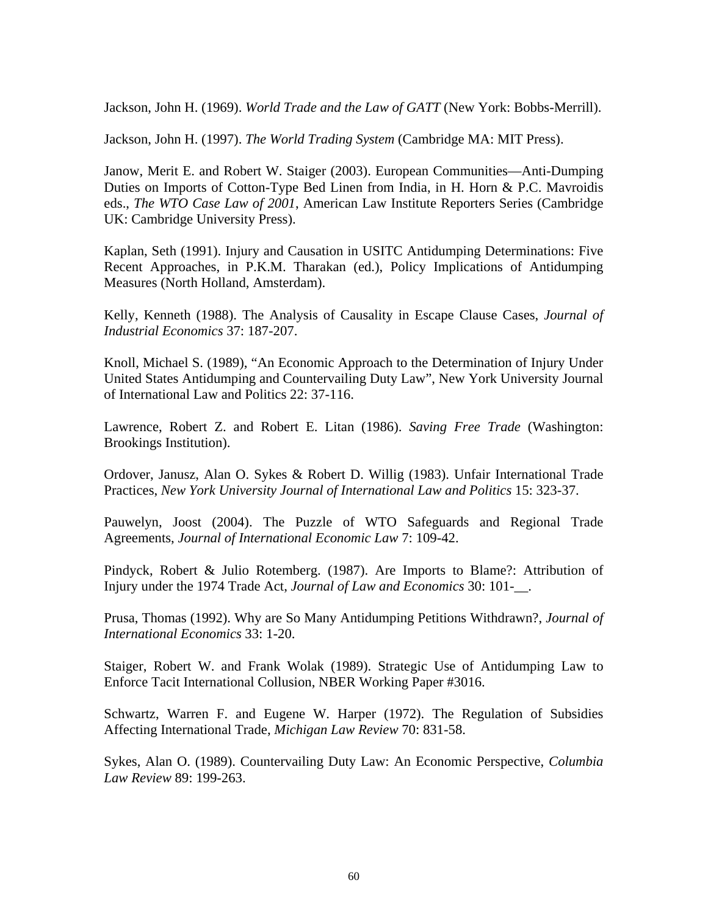Jackson, John H. (1969). *World Trade and the Law of GATT* (New York: Bobbs-Merrill).

Jackson, John H. (1997). *The World Trading System* (Cambridge MA: MIT Press).

Janow, Merit E. and Robert W. Staiger (2003). European Communities—Anti-Dumping Duties on Imports of Cotton-Type Bed Linen from India, in H. Horn & P.C. Mavroidis eds., *The WTO Case Law of 2001*, American Law Institute Reporters Series (Cambridge UK: Cambridge University Press).

Kaplan, Seth (1991). Injury and Causation in USITC Antidumping Determinations: Five Recent Approaches, in P.K.M. Tharakan (ed.), Policy Implications of Antidumping Measures (North Holland, Amsterdam).

Kelly, Kenneth (1988). The Analysis of Causality in Escape Clause Cases, *Journal of Industrial Economics* 37: 187-207.

Knoll, Michael S. (1989), "An Economic Approach to the Determination of Injury Under United States Antidumping and Countervailing Duty Law", New York University Journal of International Law and Politics 22: 37-116.

Lawrence, Robert Z. and Robert E. Litan (1986). *Saving Free Trade* (Washington: Brookings Institution).

Ordover, Janusz, Alan O. Sykes & Robert D. Willig (1983). Unfair International Trade Practices, *New York University Journal of International Law and Politics* 15: 323-37.

Pauwelyn, Joost (2004). The Puzzle of WTO Safeguards and Regional Trade Agreements, *Journal of International Economic Law* 7: 109-42.

Pindyck, Robert & Julio Rotemberg. (1987). Are Imports to Blame?: Attribution of Injury under the 1974 Trade Act, *Journal of Law and Economics* 30: 101-__.

Prusa, Thomas (1992). Why are So Many Antidumping Petitions Withdrawn?, *Journal of International Economics* 33: 1-20.

Staiger, Robert W. and Frank Wolak (1989). Strategic Use of Antidumping Law to Enforce Tacit International Collusion, NBER Working Paper #3016.

Schwartz, Warren F. and Eugene W. Harper (1972). The Regulation of Subsidies Affecting International Trade, *Michigan Law Review* 70: 831-58.

Sykes, Alan O. (1989). Countervailing Duty Law: An Economic Perspective, *Columbia Law Review* 89: 199-263.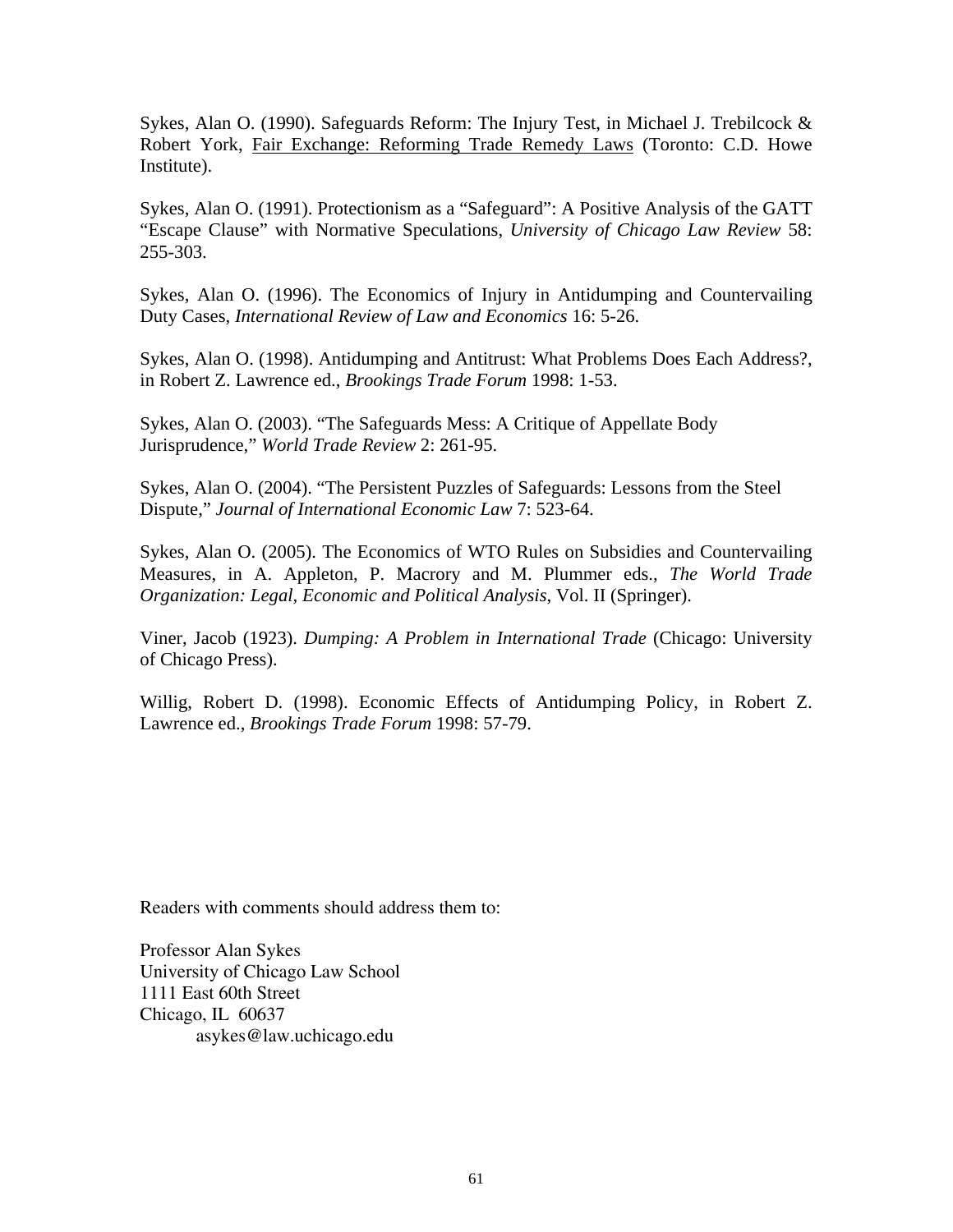Sykes, Alan O. (1990). Safeguards Reform: The Injury Test, in Michael J. Trebilcock & Robert York, Fair Exchange: Reforming Trade Remedy Laws (Toronto: C.D. Howe Institute).

Sykes, Alan O. (1991). Protectionism as a "Safeguard": A Positive Analysis of the GATT "Escape Clause" with Normative Speculations, *University of Chicago Law Review* 58: 255-303.

Sykes, Alan O. (1996). The Economics of Injury in Antidumping and Countervailing Duty Cases, *International Review of Law and Economics* 16: 5-26.

Sykes, Alan O. (1998). Antidumping and Antitrust: What Problems Does Each Address?, in Robert Z. Lawrence ed., *Brookings Trade Forum* 1998: 1-53.

Sykes, Alan O. (2003). "The Safeguards Mess: A Critique of Appellate Body Jurisprudence," *World Trade Review* 2: 261-95.

Sykes, Alan O. (2004). "The Persistent Puzzles of Safeguards: Lessons from the Steel Dispute," *Journal of International Economic Law* 7: 523-64.

Sykes, Alan O. (2005). The Economics of WTO Rules on Subsidies and Countervailing Measures, in A. Appleton, P. Macrory and M. Plummer eds., *The World Trade Organization: Legal, Economic and Political Analysis*, Vol. II (Springer).

Viner, Jacob (1923). *Dumping: A Problem in International Trade* (Chicago: University of Chicago Press).

Willig, Robert D. (1998). Economic Effects of Antidumping Policy, in Robert Z. Lawrence ed., *Brookings Trade Forum* 1998: 57-79.

Readers with comments should address them to:

Professor Alan Sykes
University of Chicago Law School
1111 East 60th Street
Chicago, IL 60637
asykes@law.uchicago.edu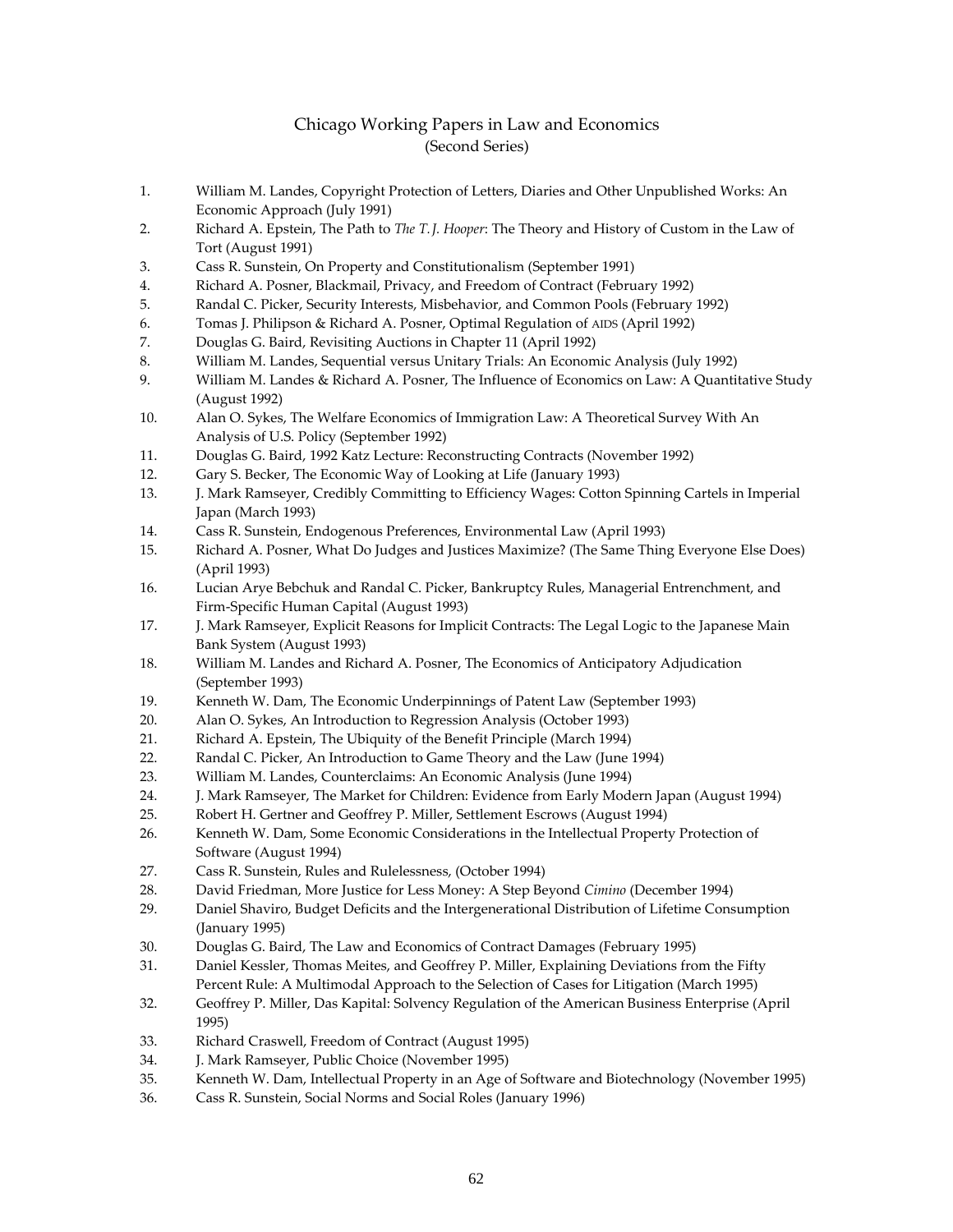# Chicago Working Papers in Law and Economics
(Second Series)

1. William M. Landes, Copyright Protection of Letters, Diaries and Other Unpublished Works: An Economic Approach (July 1991)
2. Richard A. Epstein, The Path to *The T. J. Hooper*: The Theory and History of Custom in the Law of Tort (August 1991)
3. Cass R. Sunstein, On Property and Constitutionalism (September 1991)
4. Richard A. Posner, Blackmail, Privacy, and Freedom of Contract (February 1992)
5. Randal C. Picker, Security Interests, Misbehavior, and Common Pools (February 1992)
6. Tomas J. Philipson & Richard A. Posner, Optimal Regulation of AIDS (April 1992)
7. Douglas G. Baird, Revisiting Auctions in Chapter 11 (April 1992)
8. William M. Landes, Sequential versus Unitary Trials: An Economic Analysis (July 1992)
9. William M. Landes & Richard A. Posner, The Influence of Economics on Law: A Quantitative Study (August 1992)
10. Alan O. Sykes, The Welfare Economics of Immigration Law: A Theoretical Survey With An Analysis of U.S. Policy (September 1992)
11. Douglas G. Baird, 1992 Katz Lecture: Reconstructing Contracts (November 1992)
12. Gary S. Becker, The Economic Way of Looking at Life (January 1993)
13. J. Mark Ramseyer, Credibly Committing to Efficiency Wages: Cotton Spinning Cartels in Imperial Japan (March 1993)
14. Cass R. Sunstein, Endogenous Preferences, Environmental Law (April 1993)
15. Richard A. Posner, What Do Judges and Justices Maximize? (The Same Thing Everyone Else Does) (April 1993)
16. Lucian Arye Bebchuk and Randal C. Picker, Bankruptcy Rules, Managerial Entrenchment, and Firm-Specific Human Capital (August 1993)
17. J. Mark Ramseyer, Explicit Reasons for Implicit Contracts: The Legal Logic to the Japanese Main Bank System (August 1993)
18. William M. Landes and Richard A. Posner, The Economics of Anticipatory Adjudication (September 1993)
19. Kenneth W. Dam, The Economic Underpinnings of Patent Law (September 1993)
20. Alan O. Sykes, An Introduction to Regression Analysis (October 1993)
21. Richard A. Epstein, The Ubiquity of the Benefit Principle (March 1994)
22. Randal C. Picker, An Introduction to Game Theory and the Law (June 1994)
23. William M. Landes, Counterclaims: An Economic Analysis (June 1994)
24. J. Mark Ramseyer, The Market for Children: Evidence from Early Modern Japan (August 1994)
25. Robert H. Gertner and Geoffrey P. Miller, Settlement Escrows (August 1994)
26. Kenneth W. Dam, Some Economic Considerations in the Intellectual Property Protection of Software (August 1994)
27. Cass R. Sunstein, Rules and Rulelessness, (October 1994)
28. David Friedman, More Justice for Less Money: A Step Beyond *Cimino* (December 1994)
29. Daniel Shaviro, Budget Deficits and the Intergenerational Distribution of Lifetime Consumption (January 1995)
30. Douglas G. Baird, The Law and Economics of Contract Damages (February 1995)
31. Daniel Kessler, Thomas Meites, and Geoffrey P. Miller, Explaining Deviations from the Fifty Percent Rule: A Multimodal Approach to the Selection of Cases for Litigation (March 1995)
32. Geoffrey P. Miller, Das Kapital: Solvency Regulation of the American Business Enterprise (April 1995)
33. Richard Craswell, Freedom of Contract (August 1995)
34. J. Mark Ramseyer, Public Choice (November 1995)
35. Kenneth W. Dam, Intellectual Property in an Age of Software and Biotechnology (November 1995)
36. Cass R. Sunstein, Social Norms and Social Roles (January 1996)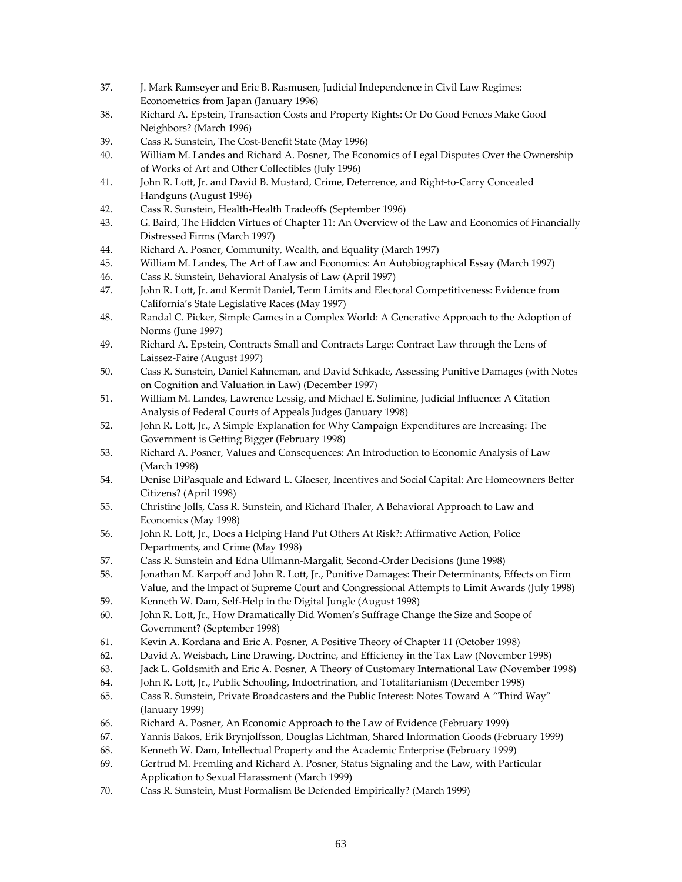37. J. Mark Ramseyer and Eric B. Rasmusen, Judicial Independence in Civil Law Regimes: Econometrics from Japan (January 1996)
38. Richard A. Epstein, Transaction Costs and Property Rights: Or Do Good Fences Make Good Neighbors? (March 1996)
39. Cass R. Sunstein, The Cost-Benefit State (May 1996)
40. William M. Landes and Richard A. Posner, The Economics of Legal Disputes Over the Ownership of Works of Art and Other Collectibles (July 1996)
41. John R. Lott, Jr. and David B. Mustard, Crime, Deterrence, and Right-to-Carry Concealed Handguns (August 1996)
42. Cass R. Sunstein, Health-Health Tradeoffs (September 1996)
43. G. Baird, The Hidden Virtues of Chapter 11: An Overview of the Law and Economics of Financially Distressed Firms (March 1997)
44. Richard A. Posner, Community, Wealth, and Equality (March 1997)
45. William M. Landes, The Art of Law and Economics: An Autobiographical Essay (March 1997)
46. Cass R. Sunstein, Behavioral Analysis of Law (April 1997)
47. John R. Lott, Jr. and Kermit Daniel, Term Limits and Electoral Competitiveness: Evidence from California's State Legislative Races (May 1997)
48. Randal C. Picker, Simple Games in a Complex World: A Generative Approach to the Adoption of Norms (June 1997)
49. Richard A. Epstein, Contracts Small and Contracts Large: Contract Law through the Lens of Laissez-Faire (August 1997)
50. Cass R. Sunstein, Daniel Kahneman, and David Schkade, Assessing Punitive Damages (with Notes on Cognition and Valuation in Law) (December 1997)
51. William M. Landes, Lawrence Lessig, and Michael E. Solimine, Judicial Influence: A Citation Analysis of Federal Courts of Appeals Judges (January 1998)
52. John R. Lott, Jr., A Simple Explanation for Why Campaign Expenditures are Increasing: The Government is Getting Bigger (February 1998)
53. Richard A. Posner, Values and Consequences: An Introduction to Economic Analysis of Law (March 1998)
54. Denise DiPasquale and Edward L. Glaeser, Incentives and Social Capital: Are Homeowners Better Citizens? (April 1998)
55. Christine Jolls, Cass R. Sunstein, and Richard Thaler, A Behavioral Approach to Law and Economics (May 1998)
56. John R. Lott, Jr., Does a Helping Hand Put Others At Risk?: Affirmative Action, Police Departments, and Crime (May 1998)
57. Cass R. Sunstein and Edna Ullmann-Margalit, Second-Order Decisions (June 1998)
58. Jonathan M. Karpoff and John R. Lott, Jr., Punitive Damages: Their Determinants, Effects on Firm Value, and the Impact of Supreme Court and Congressional Attempts to Limit Awards (July 1998)
59. Kenneth W. Dam, Self-Help in the Digital Jungle (August 1998)
60. John R. Lott, Jr., How Dramatically Did Women's Suffrage Change the Size and Scope of Government? (September 1998)
61. Kevin A. Kordana and Eric A. Posner, A Positive Theory of Chapter 11 (October 1998)
62. David A. Weisbach, Line Drawing, Doctrine, and Efficiency in the Tax Law (November 1998)
63. Jack L. Goldsmith and Eric A. Posner, A Theory of Customary International Law (November 1998)
64. John R. Lott, Jr., Public Schooling, Indoctrination, and Totalitarianism (December 1998)
65. Cass R. Sunstein, Private Broadcasters and the Public Interest: Notes Toward A "Third Way" (January 1999)
66. Richard A. Posner, An Economic Approach to the Law of Evidence (February 1999)
67. Yannis Bakos, Erik Brynjolfsson, Douglas Lichtman, Shared Information Goods (February 1999)
68. Kenneth W. Dam, Intellectual Property and the Academic Enterprise (February 1999)
69. Gertrud M. Fremling and Richard A. Posner, Status Signaling and the Law, with Particular Application to Sexual Harassment (March 1999)
70. Cass R. Sunstein, Must Formalism Be Defended Empirically? (March 1999)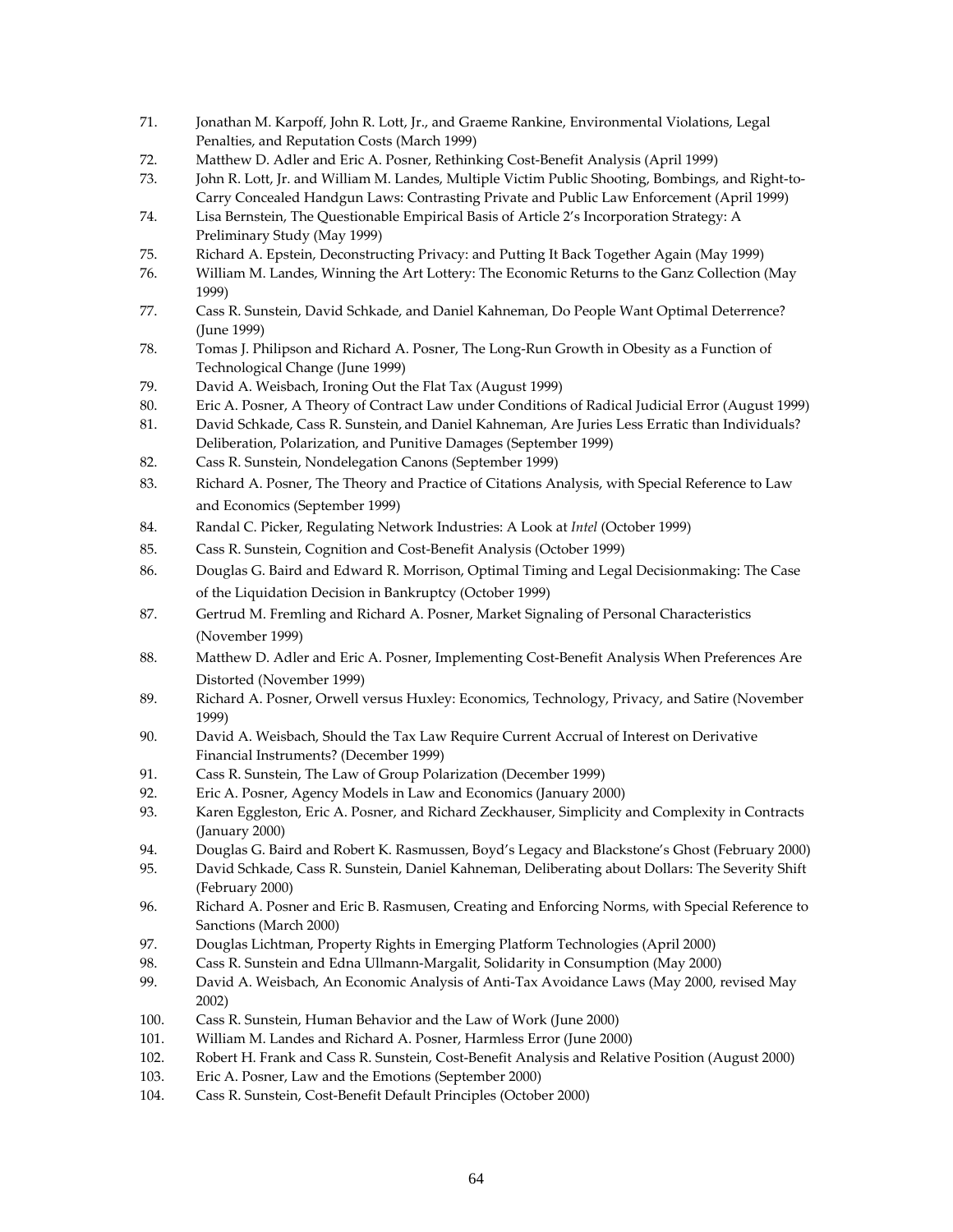71. Jonathan M. Karpoff, John R. Lott, Jr., and Graeme Rankine, Environmental Violations, Legal Penalties, and Reputation Costs (March 1999)
72. Matthew D. Adler and Eric A. Posner, Rethinking Cost-Benefit Analysis (April 1999)
73. John R. Lott, Jr. and William M. Landes, Multiple Victim Public Shooting, Bombings, and Right-to-Carry Concealed Handgun Laws: Contrasting Private and Public Law Enforcement (April 1999)
74. Lisa Bernstein, The Questionable Empirical Basis of Article 2's Incorporation Strategy: A Preliminary Study (May 1999)
75. Richard A. Epstein, Deconstructing Privacy: and Putting It Back Together Again (May 1999)
76. William M. Landes, Winning the Art Lottery: The Economic Returns to the Ganz Collection (May 1999)
77. Cass R. Sunstein, David Schkade, and Daniel Kahneman, Do People Want Optimal Deterrence? (June 1999)
78. Tomas J. Philipson and Richard A. Posner, The Long-Run Growth in Obesity as a Function of Technological Change (June 1999)
79. David A. Weisbach, Ironing Out the Flat Tax (August 1999)
80. Eric A. Posner, A Theory of Contract Law under Conditions of Radical Judicial Error (August 1999)
81. David Schkade, Cass R. Sunstein, and Daniel Kahneman, Are Juries Less Erratic than Individuals? Deliberation, Polarization, and Punitive Damages (September 1999)
82. Cass R. Sunstein, Nondelegation Canons (September 1999)
83. Richard A. Posner, The Theory and Practice of Citations Analysis, with Special Reference to Law and Economics (September 1999)
84. Randal C. Picker, Regulating Network Industries: A Look at *Intel* (October 1999)
85. Cass R. Sunstein, Cognition and Cost-Benefit Analysis (October 1999)
86. Douglas G. Baird and Edward R. Morrison, Optimal Timing and Legal Decisionmaking: The Case of the Liquidation Decision in Bankruptcy (October 1999)
87. Gertrud M. Fremling and Richard A. Posner, Market Signaling of Personal Characteristics (November 1999)
88. Matthew D. Adler and Eric A. Posner, Implementing Cost-Benefit Analysis When Preferences Are Distorted (November 1999)
89. Richard A. Posner, Orwell versus Huxley: Economics, Technology, Privacy, and Satire (November 1999)
90. David A. Weisbach, Should the Tax Law Require Current Accrual of Interest on Derivative Financial Instruments? (December 1999)
91. Cass R. Sunstein, The Law of Group Polarization (December 1999)
92. Eric A. Posner, Agency Models in Law and Economics (January 2000)
93. Karen Eggleston, Eric A. Posner, and Richard Zeckhauser, Simplicity and Complexity in Contracts (January 2000)
94. Douglas G. Baird and Robert K. Rasmussen, Boyd's Legacy and Blackstone's Ghost (February 2000)
95. David Schkade, Cass R. Sunstein, Daniel Kahneman, Deliberating about Dollars: The Severity Shift (February 2000)
96. Richard A. Posner and Eric B. Rasmusen, Creating and Enforcing Norms, with Special Reference to Sanctions (March 2000)
97. Douglas Lichtman, Property Rights in Emerging Platform Technologies (April 2000)
98. Cass R. Sunstein and Edna Ullmann-Margalit, Solidarity in Consumption (May 2000)
99. David A. Weisbach, An Economic Analysis of Anti-Tax Avoidance Laws (May 2000, revised May 2002)
100. Cass R. Sunstein, Human Behavior and the Law of Work (June 2000)
101. William M. Landes and Richard A. Posner, Harmless Error (June 2000)
102. Robert H. Frank and Cass R. Sunstein, Cost-Benefit Analysis and Relative Position (August 2000)
103. Eric A. Posner, Law and the Emotions (September 2000)
104. Cass R. Sunstein, Cost-Benefit Default Principles (October 2000)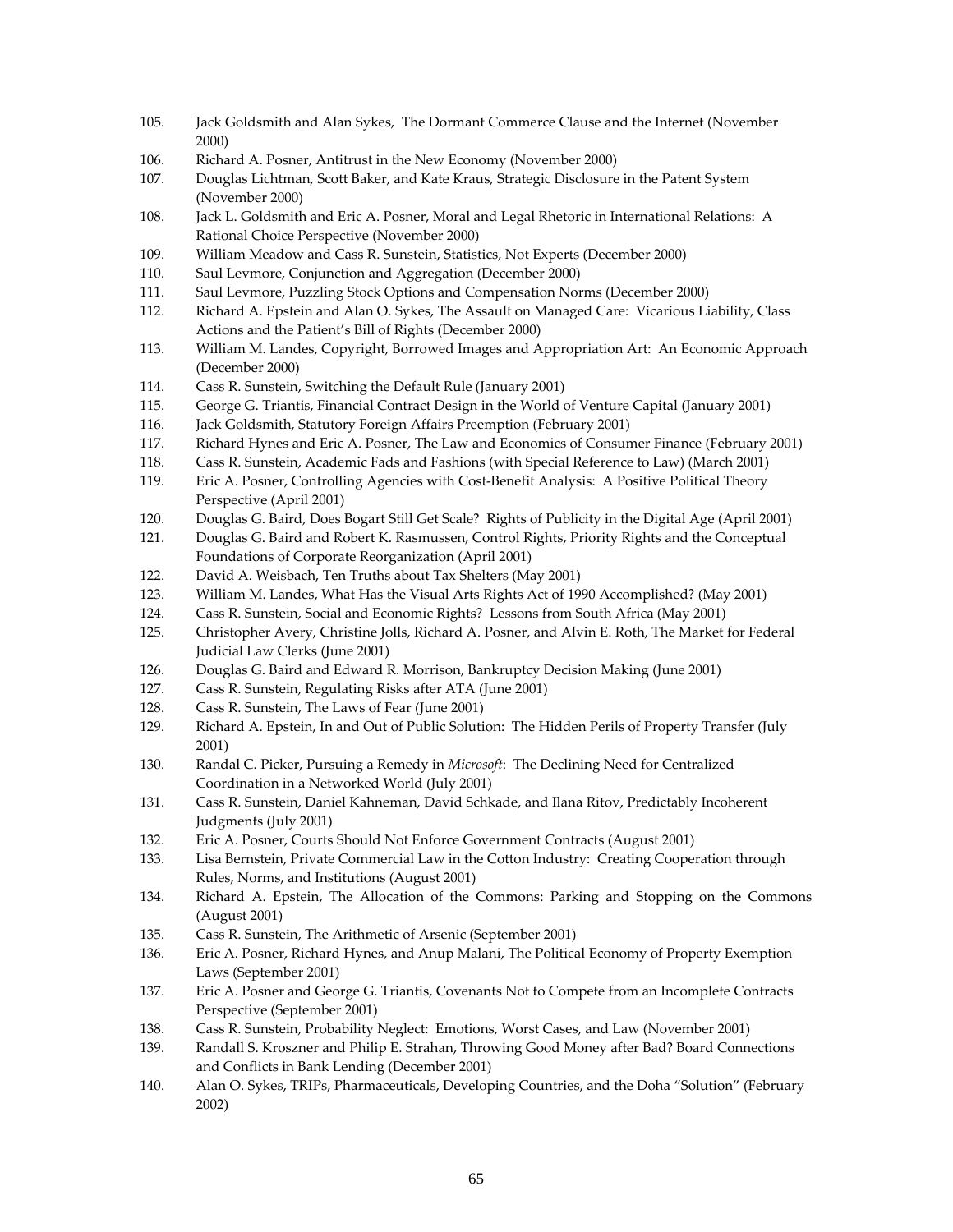105. Jack Goldsmith and Alan Sykes, The Dormant Commerce Clause and the Internet (November 2000)
106. Richard A. Posner, Antitrust in the New Economy (November 2000)
107. Douglas Lichtman, Scott Baker, and Kate Kraus, Strategic Disclosure in the Patent System (November 2000)
108. Jack L. Goldsmith and Eric A. Posner, Moral and Legal Rhetoric in International Relations: A Rational Choice Perspective (November 2000)
109. William Meadow and Cass R. Sunstein, Statistics, Not Experts (December 2000)
110. Saul Levmore, Conjunction and Aggregation (December 2000)
111. Saul Levmore, Puzzling Stock Options and Compensation Norms (December 2000)
112. Richard A. Epstein and Alan O. Sykes, The Assault on Managed Care: Vicarious Liability, Class Actions and the Patient's Bill of Rights (December 2000)
113. William M. Landes, Copyright, Borrowed Images and Appropriation Art: An Economic Approach (December 2000)
114. Cass R. Sunstein, Switching the Default Rule (January 2001)
115. George G. Triantis, Financial Contract Design in the World of Venture Capital (January 2001)
116. Jack Goldsmith, Statutory Foreign Affairs Preemption (February 2001)
117. Richard Hynes and Eric A. Posner, The Law and Economics of Consumer Finance (February 2001)
118. Cass R. Sunstein, Academic Fads and Fashions (with Special Reference to Law) (March 2001)
119. Eric A. Posner, Controlling Agencies with Cost-Benefit Analysis: A Positive Political Theory Perspective (April 2001)
120. Douglas G. Baird, Does Bogart Still Get Scale? Rights of Publicity in the Digital Age (April 2001)
121. Douglas G. Baird and Robert K. Rasmussen, Control Rights, Priority Rights and the Conceptual Foundations of Corporate Reorganization (April 2001)
122. David A. Weisbach, Ten Truths about Tax Shelters (May 2001)
123. William M. Landes, What Has the Visual Arts Rights Act of 1990 Accomplished? (May 2001)
124. Cass R. Sunstein, Social and Economic Rights? Lessons from South Africa (May 2001)
125. Christopher Avery, Christine Jolls, Richard A. Posner, and Alvin E. Roth, The Market for Federal Judicial Law Clerks (June 2001)
126. Douglas G. Baird and Edward R. Morrison, Bankruptcy Decision Making (June 2001)
127. Cass R. Sunstein, Regulating Risks after ATA (June 2001)
128. Cass R. Sunstein, The Laws of Fear (June 2001)
129. Richard A. Epstein, In and Out of Public Solution: The Hidden Perils of Property Transfer (July 2001)
130. Randal C. Picker, Pursuing a Remedy in *Microsoft*: The Declining Need for Centralized Coordination in a Networked World (July 2001)
131. Cass R. Sunstein, Daniel Kahneman, David Schkade, and Ilana Ritov, Predictably Incoherent Judgments (July 2001)
132. Eric A. Posner, Courts Should Not Enforce Government Contracts (August 2001)
133. Lisa Bernstein, Private Commercial Law in the Cotton Industry: Creating Cooperation through Rules, Norms, and Institutions (August 2001)
134. Richard A. Epstein, The Allocation of the Commons: Parking and Stopping on the Commons (August 2001)
135. Cass R. Sunstein, The Arithmetic of Arsenic (September 2001)
136. Eric A. Posner, Richard Hynes, and Anup Malani, The Political Economy of Property Exemption Laws (September 2001)
137. Eric A. Posner and George G. Triantis, Covenants Not to Compete from an Incomplete Contracts Perspective (September 2001)
138. Cass R. Sunstein, Probability Neglect: Emotions, Worst Cases, and Law (November 2001)
139. Randall S. Kroszner and Philip E. Strahan, Throwing Good Money after Bad? Board Connections and Conflicts in Bank Lending (December 2001)
140. Alan O. Sykes, TRIPs, Pharmaceuticals, Developing Countries, and the Doha "Solution" (February 2002)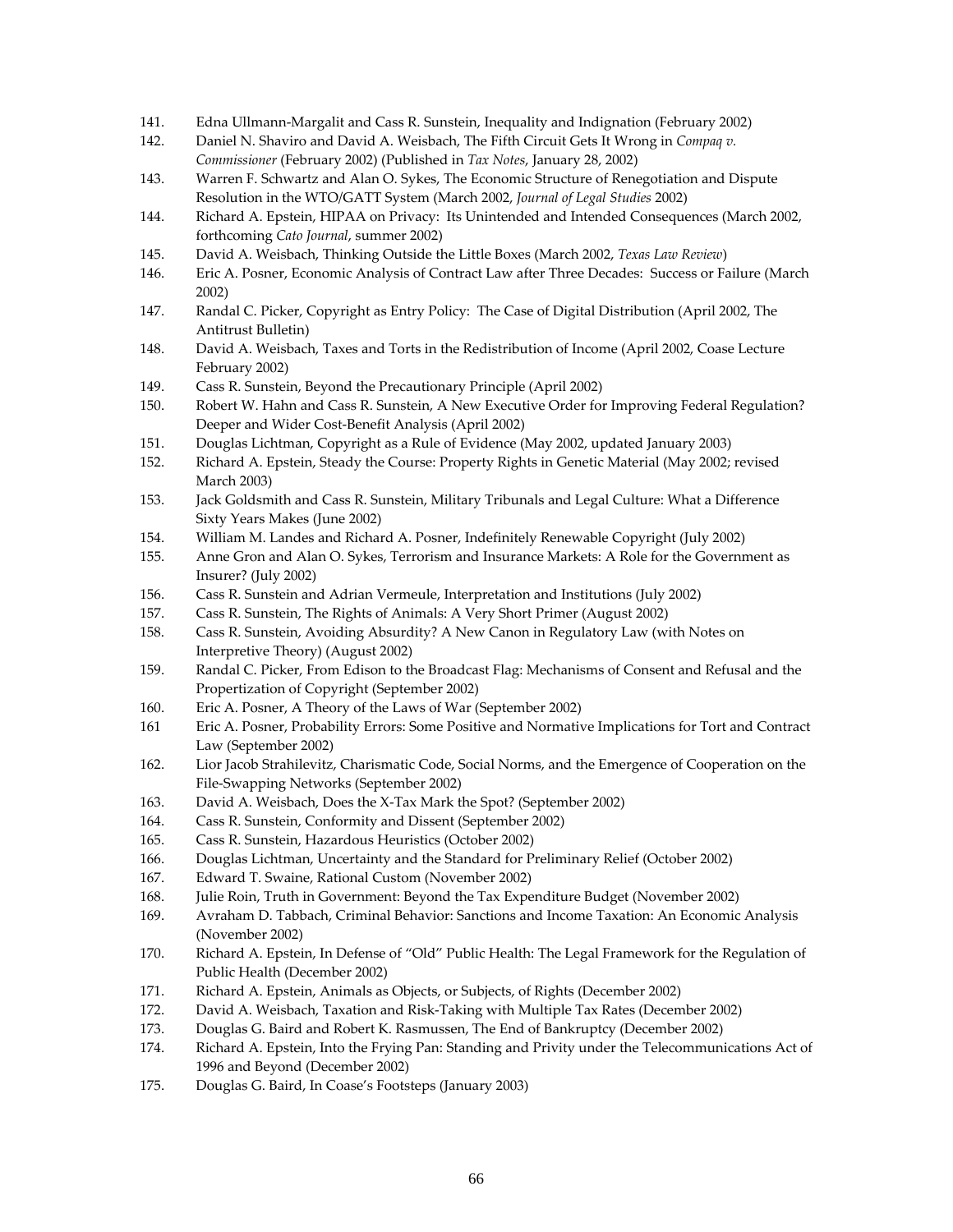141. Edna Ullmann-Margalit and Cass R. Sunstein, Inequality and Indignation (February 2002)
142. Daniel N. Shaviro and David A. Weisbach, The Fifth Circuit Gets It Wrong in *Compaq v. Commissioner* (February 2002) (Published in *Tax Notes*, January 28, 2002)
143. Warren F. Schwartz and Alan O. Sykes, The Economic Structure of Renegotiation and Dispute Resolution in the WTO/GATT System (March 2002, *Journal of Legal Studies* 2002)
144. Richard A. Epstein, HIPAA on Privacy: Its Unintended and Intended Consequences (March 2002, forthcoming *Cato Journal*, summer 2002)
145. David A. Weisbach, Thinking Outside the Little Boxes (March 2002, *Texas Law Review*)
146. Eric A. Posner, Economic Analysis of Contract Law after Three Decades: Success or Failure (March 2002)
147. Randal C. Picker, Copyright as Entry Policy: The Case of Digital Distribution (April 2002, The Antitrust Bulletin)
148. David A. Weisbach, Taxes and Torts in the Redistribution of Income (April 2002, Coase Lecture February 2002)
149. Cass R. Sunstein, Beyond the Precautionary Principle (April 2002)
150. Robert W. Hahn and Cass R. Sunstein, A New Executive Order for Improving Federal Regulation? Deeper and Wider Cost-Benefit Analysis (April 2002)
151. Douglas Lichtman, Copyright as a Rule of Evidence (May 2002, updated January 2003)
152. Richard A. Epstein, Steady the Course: Property Rights in Genetic Material (May 2002; revised March 2003)
153. Jack Goldsmith and Cass R. Sunstein, Military Tribunals and Legal Culture: What a Difference Sixty Years Makes (June 2002)
154. William M. Landes and Richard A. Posner, Indefinitely Renewable Copyright (July 2002)
155. Anne Gron and Alan O. Sykes, Terrorism and Insurance Markets: A Role for the Government as Insurer? (July 2002)
156. Cass R. Sunstein and Adrian Vermeule, Interpretation and Institutions (July 2002)
157. Cass R. Sunstein, The Rights of Animals: A Very Short Primer (August 2002)
158. Cass R. Sunstein, Avoiding Absurdity? A New Canon in Regulatory Law (with Notes on Interpretive Theory) (August 2002)
159. Randal C. Picker, From Edison to the Broadcast Flag: Mechanisms of Consent and Refusal and the Propertization of Copyright (September 2002)
160. Eric A. Posner, A Theory of the Laws of War (September 2002)
161 Eric A. Posner, Probability Errors: Some Positive and Normative Implications for Tort and Contract Law (September 2002)
162. Lior Jacob Strahilevitz, Charismatic Code, Social Norms, and the Emergence of Cooperation on the File-Swapping Networks (September 2002)
163. David A. Weisbach, Does the X-Tax Mark the Spot? (September 2002)
164. Cass R. Sunstein, Conformity and Dissent (September 2002)
165. Cass R. Sunstein, Hazardous Heuristics (October 2002)
166. Douglas Lichtman, Uncertainty and the Standard for Preliminary Relief (October 2002)
167. Edward T. Swaine, Rational Custom (November 2002)
168. Julie Roin, Truth in Government: Beyond the Tax Expenditure Budget (November 2002)
169. Avraham D. Tabbach, Criminal Behavior: Sanctions and Income Taxation: An Economic Analysis (November 2002)
170. Richard A. Epstein, In Defense of "Old" Public Health: The Legal Framework for the Regulation of Public Health (December 2002)
171. Richard A. Epstein, Animals as Objects, or Subjects, of Rights (December 2002)
172. David A. Weisbach, Taxation and Risk-Taking with Multiple Tax Rates (December 2002)
173. Douglas G. Baird and Robert K. Rasmussen, The End of Bankruptcy (December 2002)
174. Richard A. Epstein, Into the Frying Pan: Standing and Privity under the Telecommunications Act of 1996 and Beyond (December 2002)
175. Douglas G. Baird, In Coase's Footsteps (January 2003)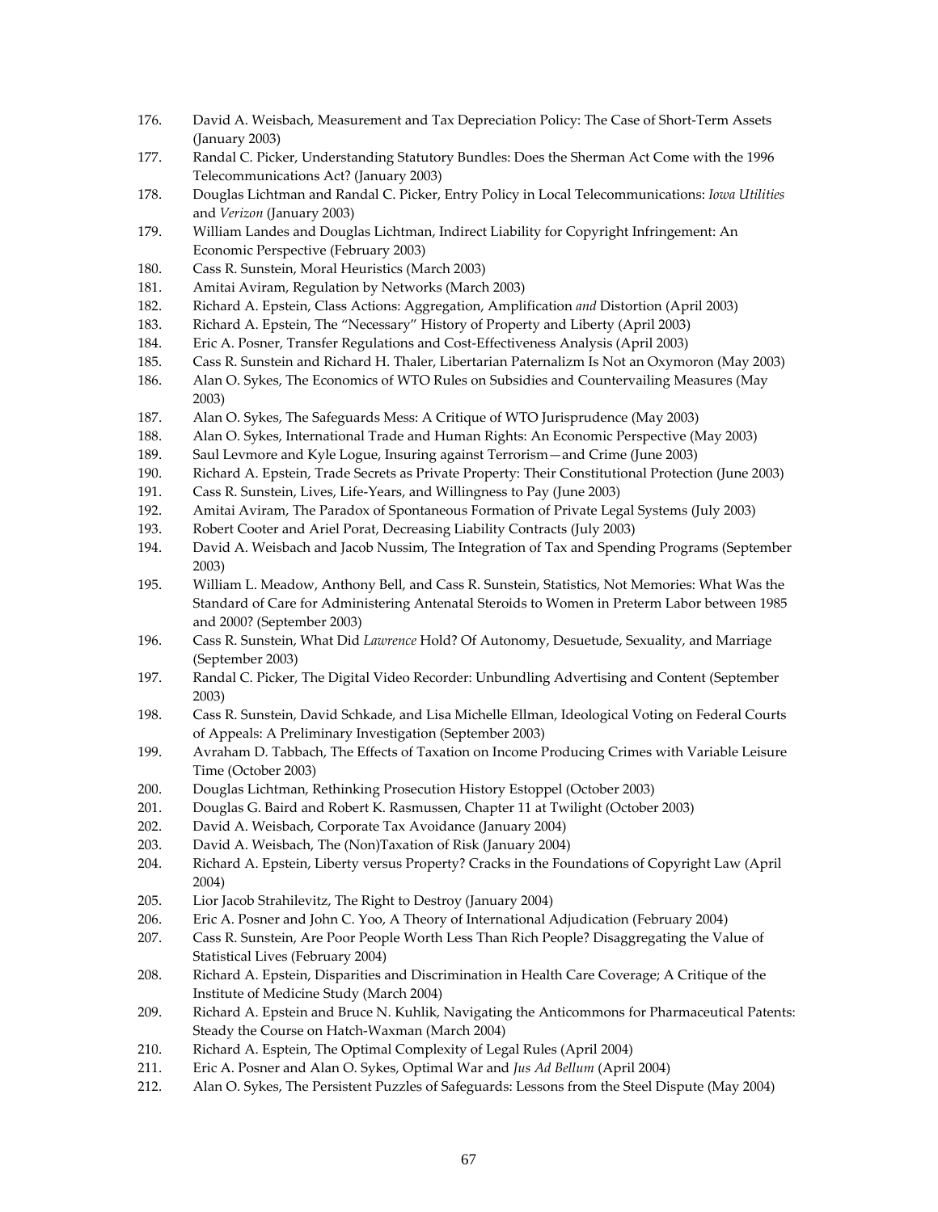176. David A. Weisbach, Measurement and Tax Depreciation Policy: The Case of Short-Term Assets (January 2003)
177. Randal C. Picker, Understanding Statutory Bundles: Does the Sherman Act Come with the 1996 Telecommunications Act? (January 2003)
178. Douglas Lichtman and Randal C. Picker, Entry Policy in Local Telecommunications: *Iowa Utilities* and *Verizon* (January 2003)
179. William Landes and Douglas Lichtman, Indirect Liability for Copyright Infringement: An Economic Perspective (February 2003)
180. Cass R. Sunstein, Moral Heuristics (March 2003)
181. Amitai Aviram, Regulation by Networks (March 2003)
182. Richard A. Epstein, Class Actions: Aggregation, Amplification *and* Distortion (April 2003)
183. Richard A. Epstein, The "Necessary" History of Property and Liberty (April 2003)
184. Eric A. Posner, Transfer Regulations and Cost-Effectiveness Analysis (April 2003)
185. Cass R. Sunstein and Richard H. Thaler, Libertarian Paternalizm Is Not an Oxymoron (May 2003)
186. Alan O. Sykes, The Economics of WTO Rules on Subsidies and Countervailing Measures (May 2003)
187. Alan O. Sykes, The Safeguards Mess: A Critique of WTO Jurisprudence (May 2003)
188. Alan O. Sykes, International Trade and Human Rights: An Economic Perspective (May 2003)
189. Saul Levmore and Kyle Logue, Insuring against Terrorism—and Crime (June 2003)
190. Richard A. Epstein, Trade Secrets as Private Property: Their Constitutional Protection (June 2003)
191. Cass R. Sunstein, Lives, Life-Years, and Willingness to Pay (June 2003)
192. Amitai Aviram, The Paradox of Spontaneous Formation of Private Legal Systems (July 2003)
193. Robert Cooter and Ariel Porat, Decreasing Liability Contracts (July 2003)
194. David A. Weisbach and Jacob Nussim, The Integration of Tax and Spending Programs (September 2003)
195. William L. Meadow, Anthony Bell, and Cass R. Sunstein, Statistics, Not Memories: What Was the Standard of Care for Administering Antenatal Steroids to Women in Preterm Labor between 1985 and 2000? (September 2003)
196. Cass R. Sunstein, What Did *Lawrence* Hold? Of Autonomy, Desuetude, Sexuality, and Marriage (September 2003)
197. Randal C. Picker, The Digital Video Recorder: Unbundling Advertising and Content (September 2003)
198. Cass R. Sunstein, David Schkade, and Lisa Michelle Ellman, Ideological Voting on Federal Courts of Appeals: A Preliminary Investigation (September 2003)
199. Avraham D. Tabbach, The Effects of Taxation on Income Producing Crimes with Variable Leisure Time (October 2003)
200. Douglas Lichtman, Rethinking Prosecution History Estoppel (October 2003)
201. Douglas G. Baird and Robert K. Rasmussen, Chapter 11 at Twilight (October 2003)
202. David A. Weisbach, Corporate Tax Avoidance (January 2004)
203. David A. Weisbach, The (Non)Taxation of Risk (January 2004)
204. Richard A. Epstein, Liberty versus Property? Cracks in the Foundations of Copyright Law (April 2004)
205. Lior Jacob Strahilevitz, The Right to Destroy (January 2004)
206. Eric A. Posner and John C. Yoo, A Theory of International Adjudication (February 2004)
207. Cass R. Sunstein, Are Poor People Worth Less Than Rich People? Disaggregating the Value of Statistical Lives (February 2004)
208. Richard A. Epstein, Disparities and Discrimination in Health Care Coverage; A Critique of the Institute of Medicine Study (March 2004)
209. Richard A. Epstein and Bruce N. Kuhlik, Navigating the Anticommons for Pharmaceutical Patents: Steady the Course on Hatch-Waxman (March 2004)
210. Richard A. Esptein, The Optimal Complexity of Legal Rules (April 2004)
211. Eric A. Posner and Alan O. Sykes, Optimal War and *Jus Ad Bellum* (April 2004)
212. Alan O. Sykes, The Persistent Puzzles of Safeguards: Lessons from the Steel Dispute (May 2004)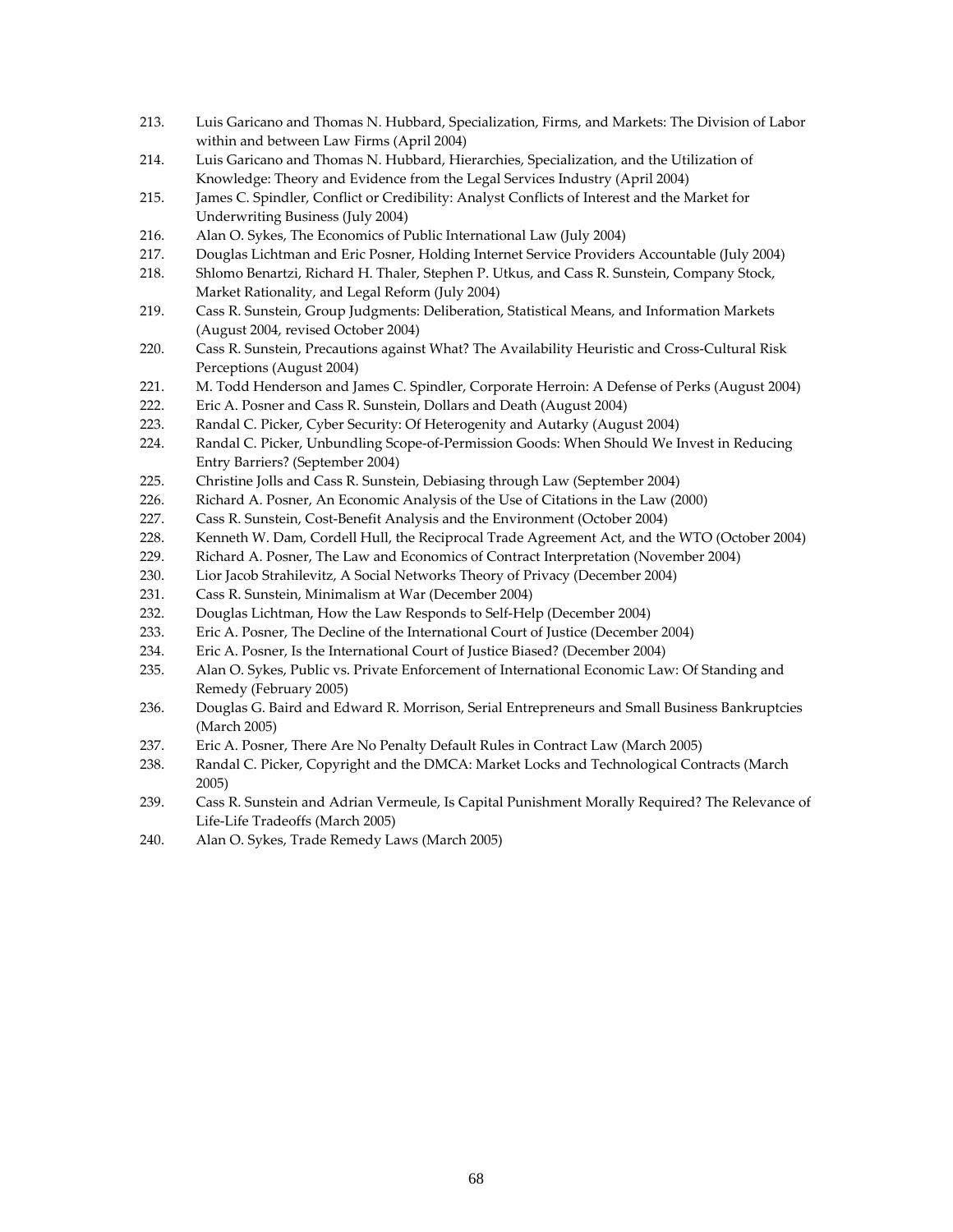213. Luis Garicano and Thomas N. Hubbard, Specialization, Firms, and Markets: The Division of Labor within and between Law Firms (April 2004)
214. Luis Garicano and Thomas N. Hubbard, Hierarchies, Specialization, and the Utilization of Knowledge: Theory and Evidence from the Legal Services Industry (April 2004)
215. James C. Spindler, Conflict or Credibility: Analyst Conflicts of Interest and the Market for Underwriting Business (July 2004)
216. Alan O. Sykes, The Economics of Public International Law (July 2004)
217. Douglas Lichtman and Eric Posner, Holding Internet Service Providers Accountable (July 2004)
218. Shlomo Benartzi, Richard H. Thaler, Stephen P. Utkus, and Cass R. Sunstein, Company Stock, Market Rationality, and Legal Reform (July 2004)
219. Cass R. Sunstein, Group Judgments: Deliberation, Statistical Means, and Information Markets (August 2004, revised October 2004)
220. Cass R. Sunstein, Precautions against What? The Availability Heuristic and Cross-Cultural Risk Perceptions (August 2004)
221. M. Todd Henderson and James C. Spindler, Corporate Herroin: A Defense of Perks (August 2004)
222. Eric A. Posner and Cass R. Sunstein, Dollars and Death (August 2004)
223. Randal C. Picker, Cyber Security: Of Heterogenity and Autarky (August 2004)
224. Randal C. Picker, Unbundling Scope-of-Permission Goods: When Should We Invest in Reducing Entry Barriers? (September 2004)
225. Christine Jolls and Cass R. Sunstein, Debiasing through Law (September 2004)
226. Richard A. Posner, An Economic Analysis of the Use of Citations in the Law (2000)
227. Cass R. Sunstein, Cost-Benefit Analysis and the Environment (October 2004)
228. Kenneth W. Dam, Cordell Hull, the Reciprocal Trade Agreement Act, and the WTO (October 2004)
229. Richard A. Posner, The Law and Economics of Contract Interpretation (November 2004)
230. Lior Jacob Strahilevitz, A Social Networks Theory of Privacy (December 2004)
231. Cass R. Sunstein, Minimalism at War (December 2004)
232. Douglas Lichtman, How the Law Responds to Self-Help (December 2004)
233. Eric A. Posner, The Decline of the International Court of Justice (December 2004)
234. Eric A. Posner, Is the International Court of Justice Biased? (December 2004)
235. Alan O. Sykes, Public vs. Private Enforcement of International Economic Law: Of Standing and Remedy (February 2005)
236. Douglas G. Baird and Edward R. Morrison, Serial Entrepreneurs and Small Business Bankruptcies (March 2005)
237. Eric A. Posner, There Are No Penalty Default Rules in Contract Law (March 2005)
238. Randal C. Picker, Copyright and the DMCA: Market Locks and Technological Contracts (March 2005)
239. Cass R. Sunstein and Adrian Vermeule, Is Capital Punishment Morally Required? The Relevance of Life-Life Tradeoffs (March 2005)
240. Alan O. Sykes, Trade Remedy Laws (March 2005)